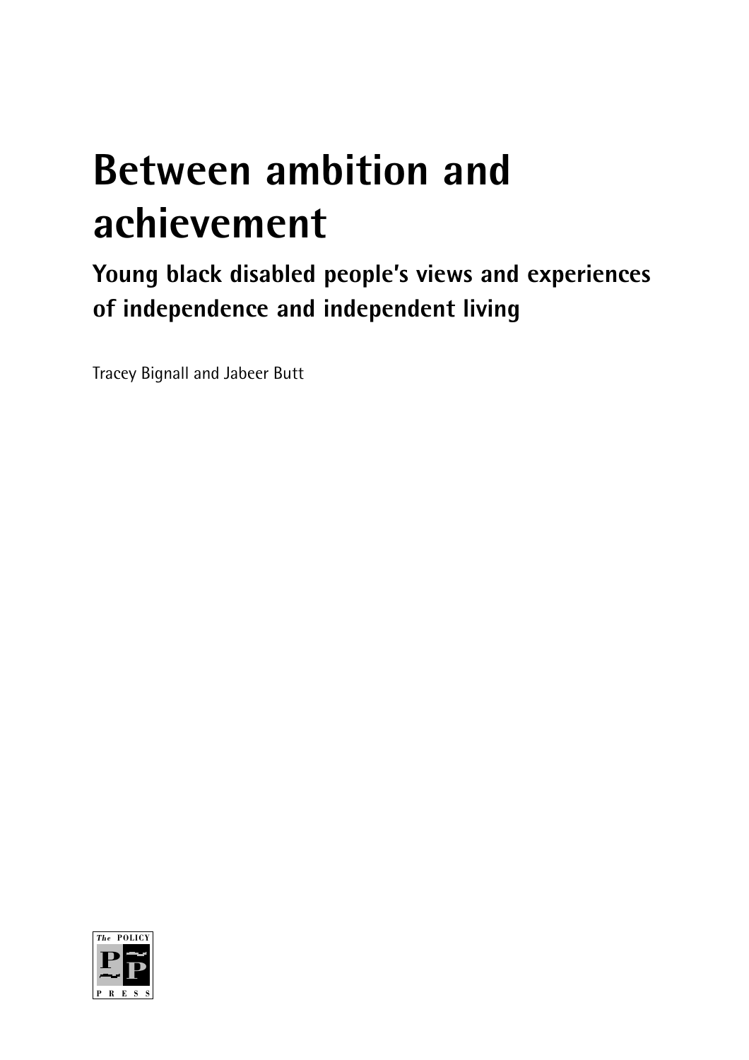# Between ambition and achievement

## Young black disabled people's views and experiences of independence and independent living

Tracey Bignall and Jabeer Butt

The POLICY PRESS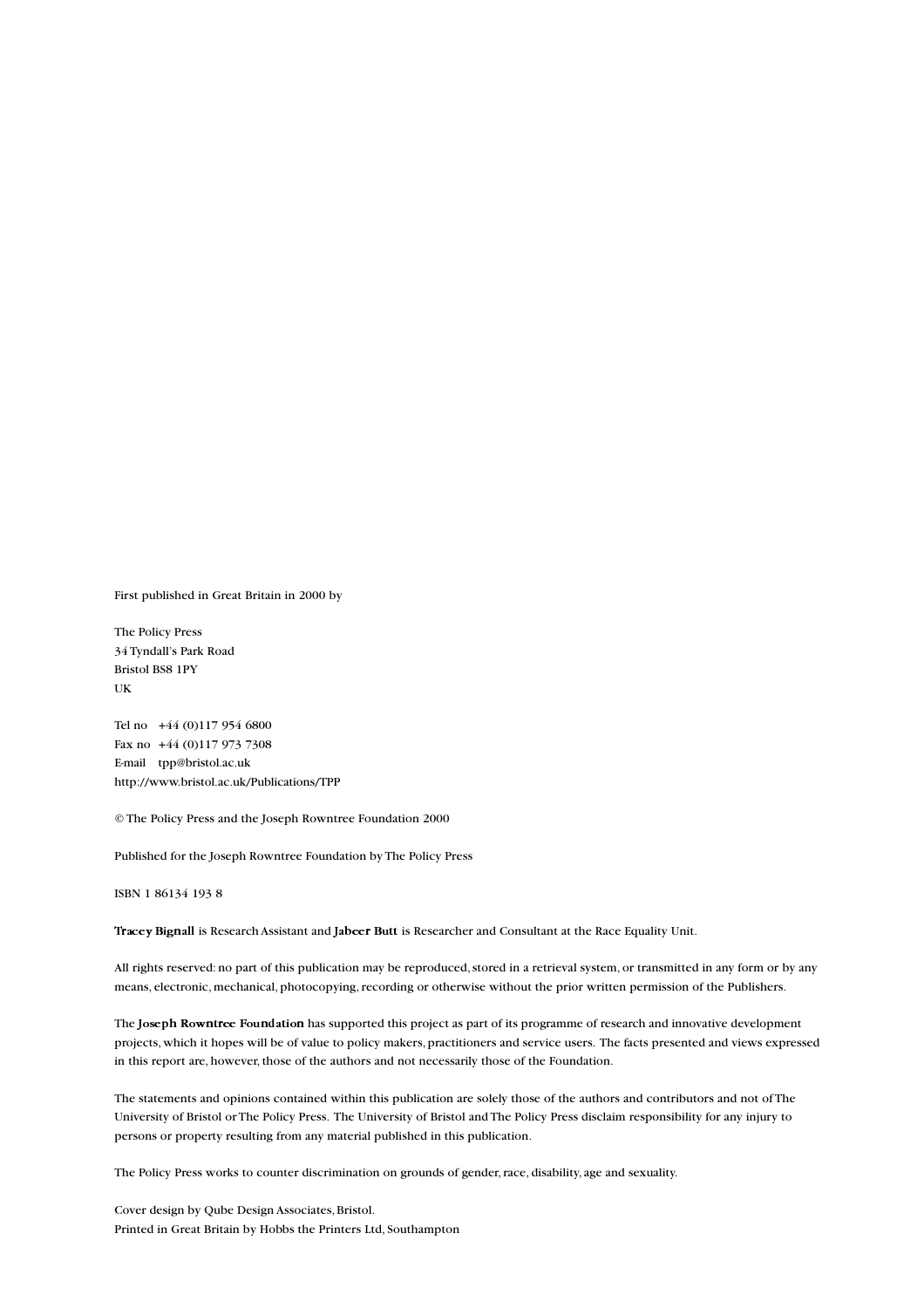First published in Great Britain in 2000 by

The Policy Press
34 Tyndall's Park Road
Bristol BS8 1PY
UK

Tel no +44 (0)117 954 6800
Fax no +44 (0)117 973 7308
E-mail tpp@bristol.ac.uk
http://www.bristol.ac.uk/Publications/TPP

© The Policy Press and the Joseph Rowntree Foundation 2000

Published for the Joseph Rowntree Foundation by The Policy Press

ISBN 1 86134 193 8

**Tracey Bignall** is Research Assistant and **Jabeer Butt** is Researcher and Consultant at the Race Equality Unit.

All rights reserved: no part of this publication may be reproduced, stored in a retrieval system, or transmitted in any form or by any means, electronic, mechanical, photocopying, recording or otherwise without the prior written permission of the Publishers.

The **Joseph Rowntree Foundation** has supported this project as part of its programme of research and innovative development projects, which it hopes will be of value to policy makers, practitioners and service users. The facts presented and views expressed in this report are, however, those of the authors and not necessarily those of the Foundation.

The statements and opinions contained within this publication are solely those of the authors and contributors and not of The University of Bristol or The Policy Press. The University of Bristol and The Policy Press disclaim responsibility for any injury to persons or property resulting from any material published in this publication.

The Policy Press works to counter discrimination on grounds of gender, race, disability, age and sexuality.

Cover design by Qube Design Associates, Bristol.
Printed in Great Britain by Hobbs the Printers Ltd, Southampton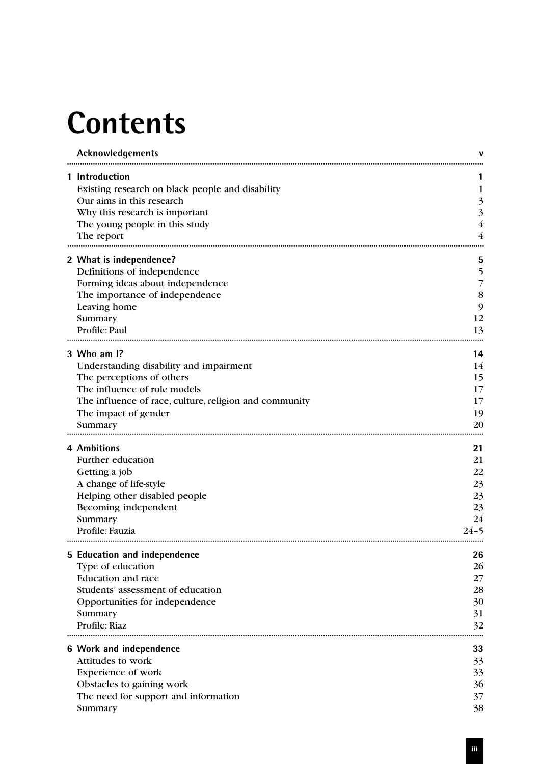# Contents

| | |
|---|---|
| **Acknowledgements** | **v** |
| **1 Introduction** | **1** |
| Existing research on black people and disability | 1 |
| Our aims in this research | 3 |
| Why this research is important | 3 |
| The young people in this study | 4 |
| The report | 4 |
| **2 What is independence?** | **5** |
| Definitions of independence | 5 |
| Forming ideas about independence | 7 |
| The importance of independence | 8 |
| Leaving home | 9 |
| Summary | 12 |
| Profile: Paul | 13 |
| **3 Who am I?** | **14** |
| Understanding disability and impairment | 14 |
| The perceptions of others | 15 |
| The influence of role models | 17 |
| The influence of race, culture, religion and community | 17 |
| The impact of gender | 19 |
| Summary | 20 |
| **4 Ambitions** | **21** |
| Further education | 21 |
| Getting a job | 22 |
| A change of life-style | 23 |
| Helping other disabled people | 23 |
| Becoming independent | 23 |
| Summary | 24 |
| Profile: Fauzia | 24–5 |
| **5 Education and independence** | **26** |
| Type of education | 26 |
| Education and race | 27 |
| Students' assessment of education | 28 |
| Opportunities for independence | 30 |
| Summary | 31 |
| Profile: Riaz | 32 |
| **6 Work and independence** | **33** |
| Attitudes to work | 33 |
| Experience of work | 33 |
| Obstacles to gaining work | 36 |
| The need for support and information | 37 |
| Summary | 38 |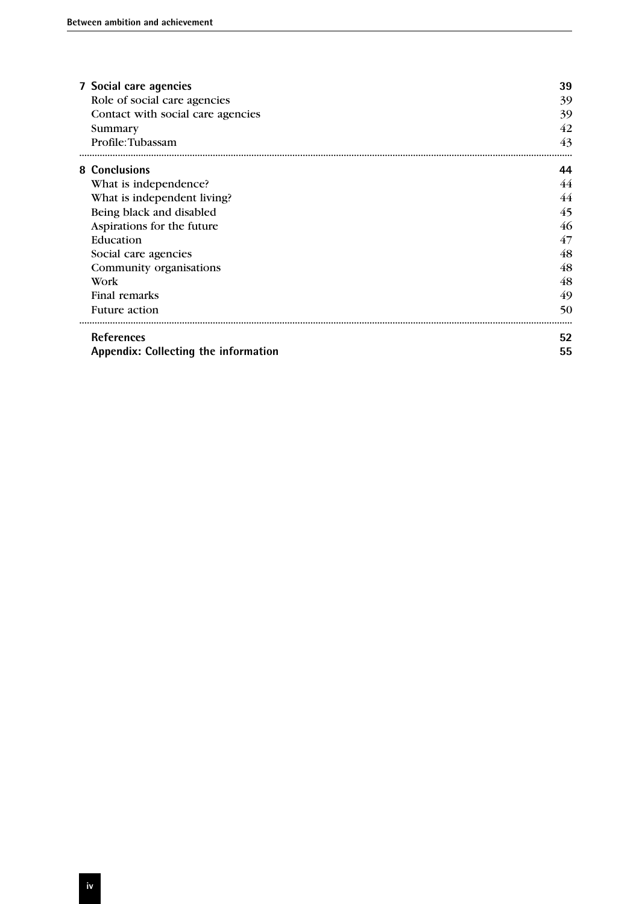| | |
|---|---|
| **7 Social care agencies** | **39** |
| Role of social care agencies | 39 |
| Contact with social care agencies | 39 |
| Summary | 42 |
| Profile: Tubassam | 43 |
| **8 Conclusions** | **44** |
| What is independence? | 44 |
| What is independent living? | 44 |
| Being black and disabled | 45 |
| Aspirations for the future | 46 |
| Education | 47 |
| Social care agencies | 48 |
| Community organisations | 48 |
| Work | 48 |
| Final remarks | 49 |
| Future action | 50 |
| **References** | **52** |
| **Appendix: Collecting the information** | **55** |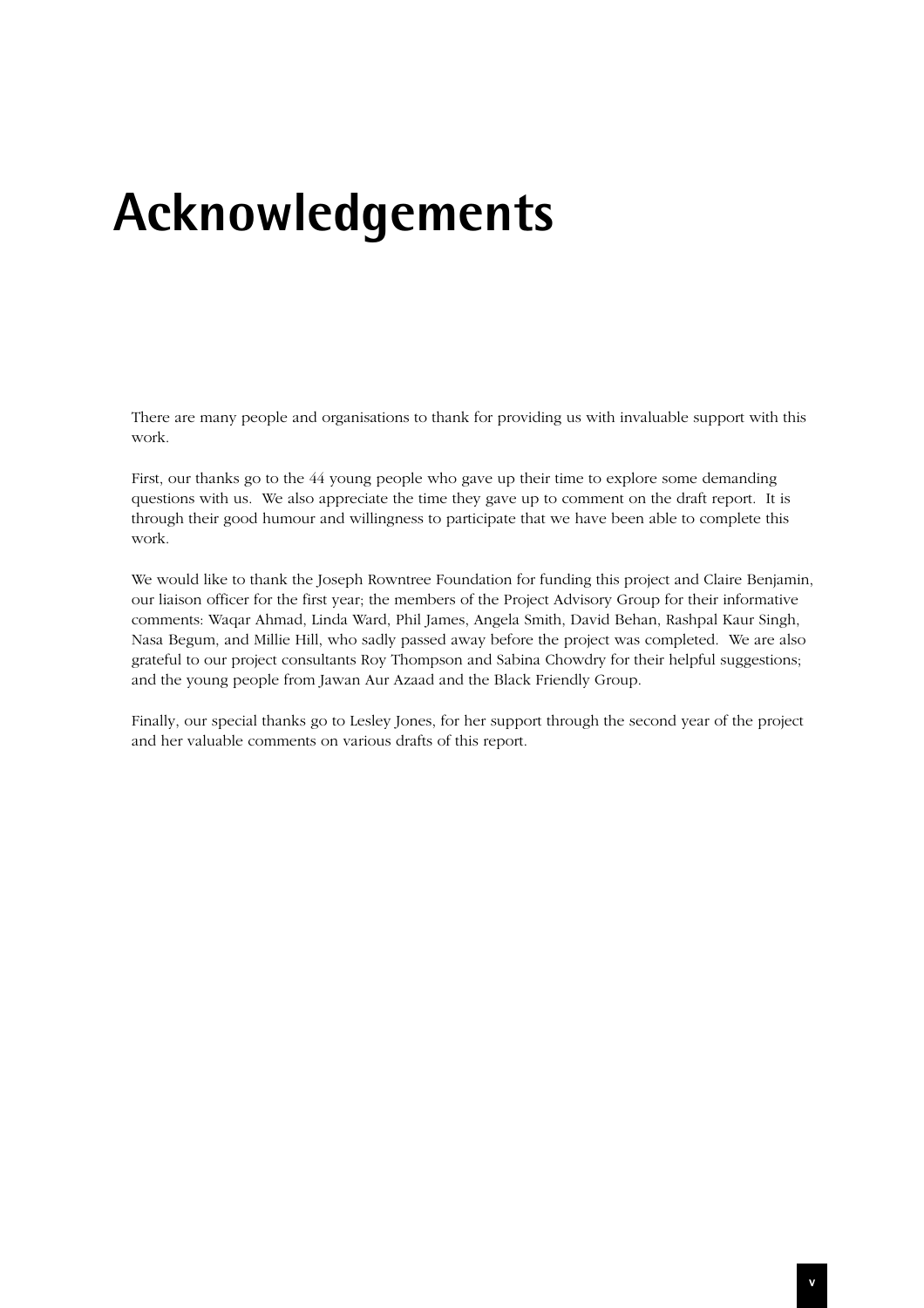# Acknowledgements

There are many people and organisations to thank for providing us with invaluable support with this work.

First, our thanks go to the 44 young people who gave up their time to explore some demanding questions with us. We also appreciate the time they gave up to comment on the draft report. It is through their good humour and willingness to participate that we have been able to complete this work.

We would like to thank the Joseph Rowntree Foundation for funding this project and Claire Benjamin, our liaison officer for the first year; the members of the Project Advisory Group for their informative comments: Waqar Ahmad, Linda Ward, Phil James, Angela Smith, David Behan, Rashpal Kaur Singh, Nasa Begum, and Millie Hill, who sadly passed away before the project was completed. We are also grateful to our project consultants Roy Thompson and Sabina Chowdry for their helpful suggestions; and the young people from Jawan Aur Azaad and the Black Friendly Group.

Finally, our special thanks go to Lesley Jones, for her support through the second year of the project and her valuable comments on various drafts of this report.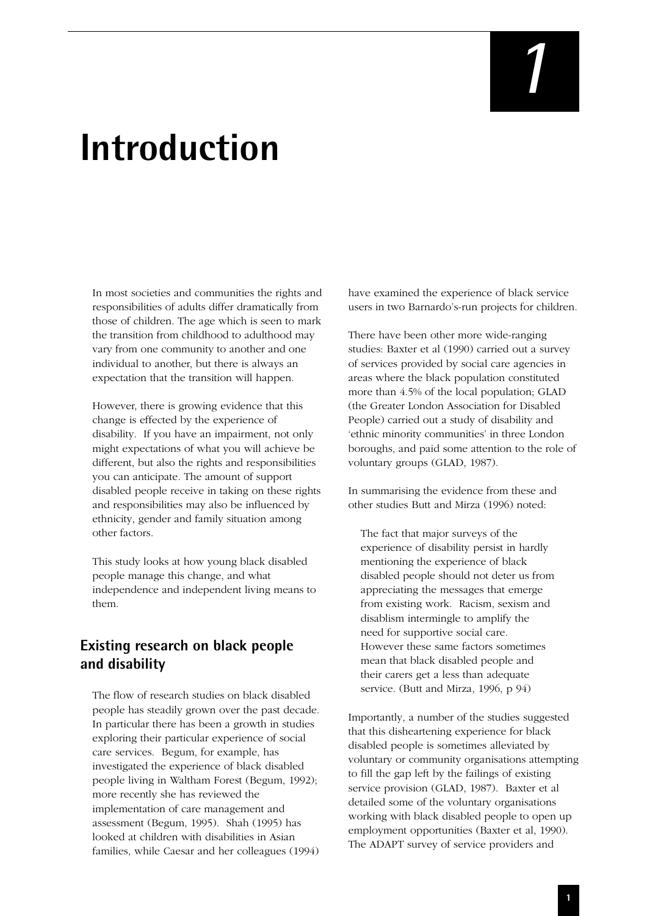# 1 Introduction

In most societies and communities the rights and responsibilities of adults differ dramatically from those of children. The age which is seen to mark the transition from childhood to adulthood may vary from one community to another and one individual to another, but there is always an expectation that the transition will happen.

However, there is growing evidence that this change is effected by the experience of disability. If you have an impairment, not only might expectations of what you will achieve be different, but also the rights and responsibilities you can anticipate. The amount of support disabled people receive in taking on these rights and responsibilities may also be influenced by ethnicity, gender and family situation among other factors.

This study looks at how young black disabled people manage this change, and what independence and independent living means to them.

## Existing research on black people and disability

The flow of research studies on black disabled people has steadily grown over the past decade. In particular there has been a growth in studies exploring their particular experience of social care services. Begum, for example, has investigated the experience of black disabled people living in Waltham Forest (Begum, 1992); more recently she has reviewed the implementation of care management and assessment (Begum, 1995). Shah (1995) has looked at children with disabilities in Asian families, while Caesar and her colleagues (1994) have examined the experience of black service users in two Barnardo's-run projects for children.

There have been other more wide-ranging studies: Baxter et al (1990) carried out a survey of services provided by social care agencies in areas where the black population constituted more than 4.5% of the local population; GLAD (the Greater London Association for Disabled People) carried out a study of disability and 'ethnic minority communities' in three London boroughs, and paid some attention to the role of voluntary groups (GLAD, 1987).

In summarising the evidence from these and other studies Butt and Mirza (1996) noted:

> The fact that major surveys of the experience of disability persist in hardly mentioning the experience of black disabled people should not deter us from appreciating the messages that emerge from existing work. Racism, sexism and disablism intermingle to amplify the need for supportive social care. However these same factors sometimes mean that black disabled people and their carers get a less than adequate service. (Butt and Mirza, 1996, p 94)

Importantly, a number of the studies suggested that this disheartening experience for black disabled people is sometimes alleviated by voluntary or community organisations attempting to fill the gap left by the failings of existing service provision (GLAD, 1987). Baxter et al detailed some of the voluntary organisations working with black disabled people to open up employment opportunities (Baxter et al, 1990). The ADAPT survey of service providers and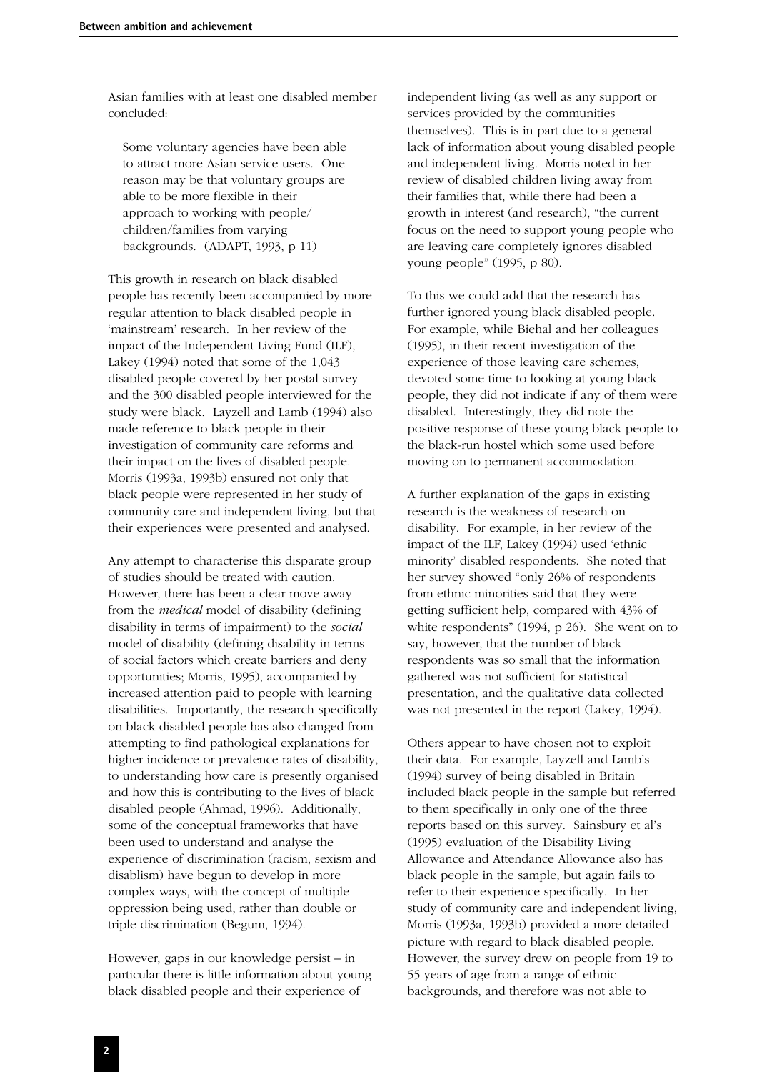Asian families with at least one disabled member concluded:

> Some voluntary agencies have been able to attract more Asian service users. One reason may be that voluntary groups are able to be more flexible in their approach to working with people/ children/families from varying backgrounds. (ADAPT, 1993, p 11)

This growth in research on black disabled people has recently been accompanied by more regular attention to black disabled people in 'mainstream' research. In her review of the impact of the Independent Living Fund (ILF), Lakey (1994) noted that some of the 1,043 disabled people covered by her postal survey and the 300 disabled people interviewed for the study were black. Layzell and Lamb (1994) also made reference to black people in their investigation of community care reforms and their impact on the lives of disabled people. Morris (1993a, 1993b) ensured not only that black people were represented in her study of community care and independent living, but that their experiences were presented and analysed.

Any attempt to characterise this disparate group of studies should be treated with caution. However, there has been a clear move away from the *medical* model of disability (defining disability in terms of impairment) to the *social* model of disability (defining disability in terms of social factors which create barriers and deny opportunities; Morris, 1995), accompanied by increased attention paid to people with learning disabilities. Importantly, the research specifically on black disabled people has also changed from attempting to find pathological explanations for higher incidence or prevalence rates of disability, to understanding how care is presently organised and how this is contributing to the lives of black disabled people (Ahmad, 1996). Additionally, some of the conceptual frameworks that have been used to understand and analyse the experience of discrimination (racism, sexism and disablism) have begun to develop in more complex ways, with the concept of multiple oppression being used, rather than double or triple discrimination (Begum, 1994).

However, gaps in our knowledge persist – in particular there is little information about young black disabled people and their experience of independent living (as well as any support or services provided by the communities themselves). This is in part due to a general lack of information about young disabled people and independent living. Morris noted in her review of disabled children living away from their families that, while there had been a growth in interest (and research), "the current focus on the need to support young people who are leaving care completely ignores disabled young people" (1995, p 80).

To this we could add that the research has further ignored young black disabled people. For example, while Biehal and her colleagues (1995), in their recent investigation of the experience of those leaving care schemes, devoted some time to looking at young black people, they did not indicate if any of them were disabled. Interestingly, they did note the positive response of these young black people to the black-run hostel which some used before moving on to permanent accommodation.

A further explanation of the gaps in existing research is the weakness of research on disability. For example, in her review of the impact of the ILF, Lakey (1994) used 'ethnic minority' disabled respondents. She noted that her survey showed "only 26% of respondents from ethnic minorities said that they were getting sufficient help, compared with 43% of white respondents" (1994, p 26). She went on to say, however, that the number of black respondents was so small that the information gathered was not sufficient for statistical presentation, and the qualitative data collected was not presented in the report (Lakey, 1994).

Others appear to have chosen not to exploit their data. For example, Layzell and Lamb's (1994) survey of being disabled in Britain included black people in the sample but referred to them specifically in only one of the three reports based on this survey. Sainsbury et al's (1995) evaluation of the Disability Living Allowance and Attendance Allowance also has black people in the sample, but again fails to refer to their experience specifically. In her study of community care and independent living, Morris (1993a, 1993b) provided a more detailed picture with regard to black disabled people. However, the survey drew on people from 19 to 55 years of age from a range of ethnic backgrounds, and therefore was not able to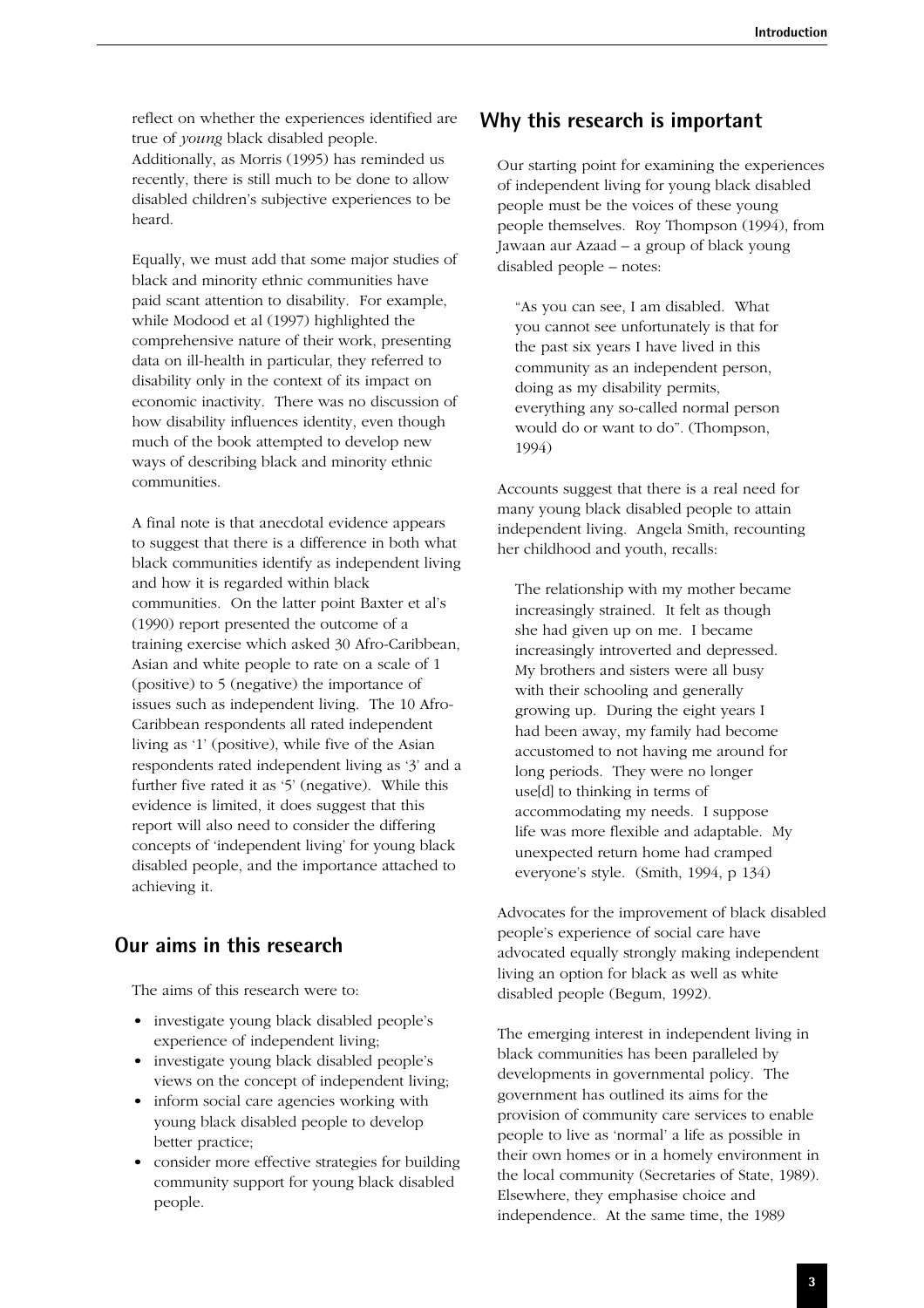reflect on whether the experiences identified are true of *young* black disabled people. Additionally, as Morris (1995) has reminded us recently, there is still much to be done to allow disabled children's subjective experiences to be heard.

Equally, we must add that some major studies of black and minority ethnic communities have paid scant attention to disability. For example, while Modood et al (1997) highlighted the comprehensive nature of their work, presenting data on ill-health in particular, they referred to disability only in the context of its impact on economic inactivity. There was no discussion of how disability influences identity, even though much of the book attempted to develop new ways of describing black and minority ethnic communities.

A final note is that anecdotal evidence appears to suggest that there is a difference in both what black communities identify as independent living and how it is regarded within black communities. On the latter point Baxter et al's (1990) report presented the outcome of a training exercise which asked 30 Afro-Caribbean, Asian and white people to rate on a scale of 1 (positive) to 5 (negative) the importance of issues such as independent living. The 10 Afro-Caribbean respondents all rated independent living as '1' (positive), while five of the Asian respondents rated independent living as '3' and a further five rated it as '5' (negative). While this evidence is limited, it does suggest that this report will also need to consider the differing concepts of 'independent living' for young black disabled people, and the importance attached to achieving it.

## Our aims in this research

The aims of this research were to:

- investigate young black disabled people's experience of independent living;
- investigate young black disabled people's views on the concept of independent living;
- inform social care agencies working with young black disabled people to develop better practice;
- consider more effective strategies for building community support for young black disabled people.

## Why this research is important

Our starting point for examining the experiences of independent living for young black disabled people must be the voices of these young people themselves. Roy Thompson (1994), from Jawaan aur Azaad – a group of black young disabled people – notes:

> "As you can see, I am disabled. What you cannot see unfortunately is that for the past six years I have lived in this community as an independent person, doing as my disability permits, everything any so-called normal person would do or want to do". (Thompson, 1994)

Accounts suggest that there is a real need for many young black disabled people to attain independent living. Angela Smith, recounting her childhood and youth, recalls:

> The relationship with my mother became increasingly strained. It felt as though she had given up on me. I became increasingly introverted and depressed. My brothers and sisters were all busy with their schooling and generally growing up. During the eight years I had been away, my family had become accustomed to not having me around for long periods. They were no longer use[d] to thinking in terms of accommodating my needs. I suppose life was more flexible and adaptable. My unexpected return home had cramped everyone's style. (Smith, 1994, p 134)

Advocates for the improvement of black disabled people's experience of social care have advocated equally strongly making independent living an option for black as well as white disabled people (Begum, 1992).

The emerging interest in independent living in black communities has been paralleled by developments in governmental policy. The government has outlined its aims for the provision of community care services to enable people to live as 'normal' a life as possible in their own homes or in a homely environment in the local community (Secretaries of State, 1989). Elsewhere, they emphasise choice and independence. At the same time, the 1989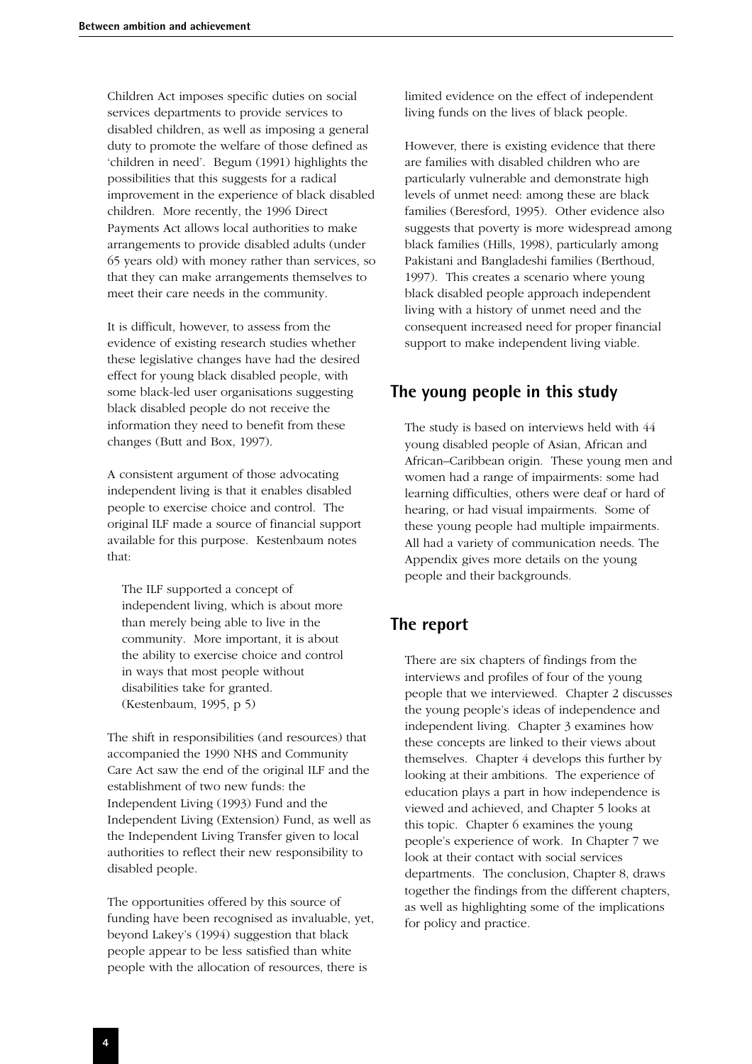Children Act imposes specific duties on social services departments to provide services to disabled children, as well as imposing a general duty to promote the welfare of those defined as 'children in need'. Begum (1991) highlights the possibilities that this suggests for a radical improvement in the experience of black disabled children. More recently, the 1996 Direct Payments Act allows local authorities to make arrangements to provide disabled adults (under 65 years old) with money rather than services, so that they can make arrangements themselves to meet their care needs in the community.

It is difficult, however, to assess from the evidence of existing research studies whether these legislative changes have had the desired effect for young black disabled people, with some black-led user organisations suggesting black disabled people do not receive the information they need to benefit from these changes (Butt and Box, 1997).

A consistent argument of those advocating independent living is that it enables disabled people to exercise choice and control. The original ILF made a source of financial support available for this purpose. Kestenbaum notes that:

> The ILF supported a concept of independent living, which is about more than merely being able to live in the community. More important, it is about the ability to exercise choice and control in ways that most people without disabilities take for granted. (Kestenbaum, 1995, p 5)

The shift in responsibilities (and resources) that accompanied the 1990 NHS and Community Care Act saw the end of the original ILF and the establishment of two new funds: the Independent Living (1993) Fund and the Independent Living (Extension) Fund, as well as the Independent Living Transfer given to local authorities to reflect their new responsibility to disabled people.

The opportunities offered by this source of funding have been recognised as invaluable, yet, beyond Lakey's (1994) suggestion that black people appear to be less satisfied than white people with the allocation of resources, there is limited evidence on the effect of independent living funds on the lives of black people.

However, there is existing evidence that there are families with disabled children who are particularly vulnerable and demonstrate high levels of unmet need: among these are black families (Beresford, 1995). Other evidence also suggests that poverty is more widespread among black families (Hills, 1998), particularly among Pakistani and Bangladeshi families (Berthoud, 1997). This creates a scenario where young black disabled people approach independent living with a history of unmet need and the consequent increased need for proper financial support to make independent living viable.

## The young people in this study

The study is based on interviews held with 44 young disabled people of Asian, African and African–Caribbean origin. These young men and women had a range of impairments: some had learning difficulties, others were deaf or hard of hearing, or had visual impairments. Some of these young people had multiple impairments. All had a variety of communication needs. The Appendix gives more details on the young people and their backgrounds.

## The report

There are six chapters of findings from the interviews and profiles of four of the young people that we interviewed. Chapter 2 discusses the young people's ideas of independence and independent living. Chapter 3 examines how these concepts are linked to their views about themselves. Chapter 4 develops this further by looking at their ambitions. The experience of education plays a part in how independence is viewed and achieved, and Chapter 5 looks at this topic. Chapter 6 examines the young people's experience of work. In Chapter 7 we look at their contact with social services departments. The conclusion, Chapter 8, draws together the findings from the different chapters, as well as highlighting some of the implications for policy and practice.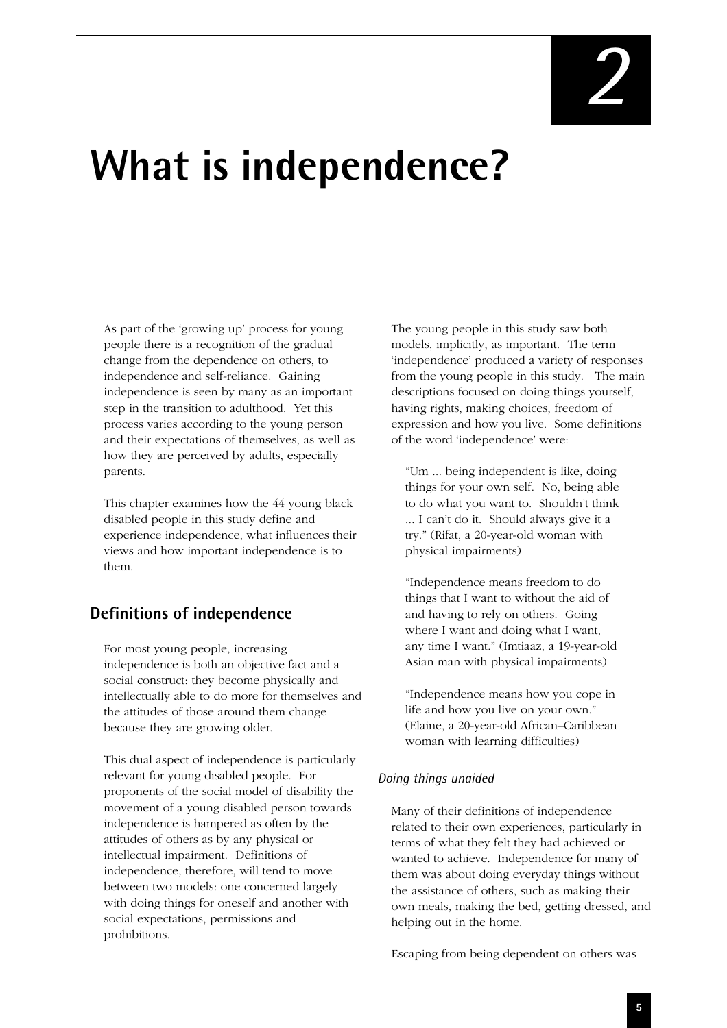// 2

# What is independence?

As part of the 'growing up' process for young people there is a recognition of the gradual change from the dependence on others, to independence and self-reliance. Gaining independence is seen by many as an important step in the transition to adulthood. Yet this process varies according to the young person and their expectations of themselves, as well as how they are perceived by adults, especially parents.

This chapter examines how the 44 young black disabled people in this study define and experience independence, what influences their views and how important independence is to them.

## Definitions of independence

For most young people, increasing independence is both an objective fact and a social construct: they become physically and intellectually able to do more for themselves and the attitudes of those around them change because they are growing older.

This dual aspect of independence is particularly relevant for young disabled people. For proponents of the social model of disability the movement of a young disabled person towards independence is hampered as often by the attitudes of others as by any physical or intellectual impairment. Definitions of independence, therefore, will tend to move between two models: one concerned largely with doing things for oneself and another with social expectations, permissions and prohibitions.

The young people in this study saw both models, implicitly, as important. The term 'independence' produced a variety of responses from the young people in this study. The main descriptions focused on doing things yourself, having rights, making choices, freedom of expression and how you live. Some definitions of the word 'independence' were:

> "Um ... being independent is like, doing things for your own self. No, being able to do what you want to. Shouldn't think ... I can't do it. Should always give it a try." (Rifat, a 20-year-old woman with physical impairments)

> "Independence means freedom to do things that I want to without the aid of and having to rely on others. Going where I want and doing what I want, any time I want." (Imtiaaz, a 19-year-old Asian man with physical impairments)

> "Independence means how you cope in life and how you live on your own." (Elaine, a 20-year-old African–Caribbean woman with learning difficulties)

### *Doing things unaided*

Many of their definitions of independence related to their own experiences, particularly in terms of what they felt they had achieved or wanted to achieve. Independence for many of them was about doing everyday things without the assistance of others, such as making their own meals, making the bed, getting dressed, and helping out in the home.

Escaping from being dependent on others was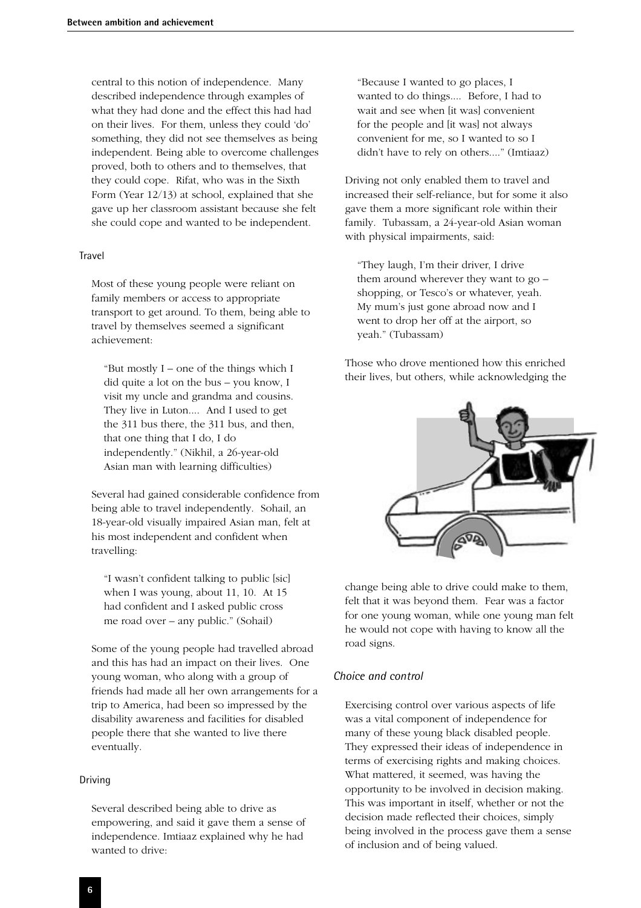central to this notion of independence. Many described independence through examples of what they had done and the effect this had had on their lives. For them, unless they could 'do' something, they did not see themselves as being independent. Being able to overcome challenges proved, both to others and to themselves, that they could cope. Rifat, who was in the Sixth Form (Year 12/13) at school, explained that she gave up her classroom assistant because she felt she could cope and wanted to be independent.

#### Travel

Most of these young people were reliant on family members or access to appropriate transport to get around. To them, being able to travel by themselves seemed a significant achievement:

> "But mostly I – one of the things which I did quite a lot on the bus – you know, I visit my uncle and grandma and cousins. They live in Luton.... And I used to get the 311 bus there, the 311 bus, and then, that one thing that I do, I do independently." (Nikhil, a 26-year-old Asian man with learning difficulties)

Several had gained considerable confidence from being able to travel independently. Sohail, an 18-year-old visually impaired Asian man, felt at his most independent and confident when travelling:

> "I wasn't confident talking to public [sic] when I was young, about 11, 10. At 15 had confident and I asked public cross me road over – any public." (Sohail)

Some of the young people had travelled abroad and this has had an impact on their lives. One young woman, who along with a group of friends had made all her own arrangements for a trip to America, had been so impressed by the disability awareness and facilities for disabled people there that she wanted to live there eventually.

#### Driving

Several described being able to drive as empowering, and said it gave them a sense of independence. Imtiaaz explained why he had wanted to drive:

> "Because I wanted to go places, I wanted to do things.... Before, I had to wait and see when [it was] convenient for the people and [it was] not always convenient for me, so I wanted to so I didn't have to rely on others...." (Imtiaaz)

Driving not only enabled them to travel and increased their self-reliance, but for some it also gave them a more significant role within their family. Tubassam, a 24-year-old Asian woman with physical impairments, said:

> "They laugh, I'm their driver, I drive them around wherever they want to go – shopping, or Tesco's or whatever, yeah. My mum's just gone abroad now and I went to drop her off at the airport, so yeah." (Tubassam)

Those who drove mentioned how this enriched their lives, but others, while acknowledging the change being able to drive could make to them, felt that it was beyond them. Fear was a factor for one young woman, while one young man felt he would not cope with having to know all the road signs.

### *Choice and control*

Exercising control over various aspects of life was a vital component of independence for many of these young black disabled people. They expressed their ideas of independence in terms of exercising rights and making choices. What mattered, it seemed, was having the opportunity to be involved in decision making. This was important in itself, whether or not the decision made reflected their choices, simply being involved in the process gave them a sense of inclusion and of being valued.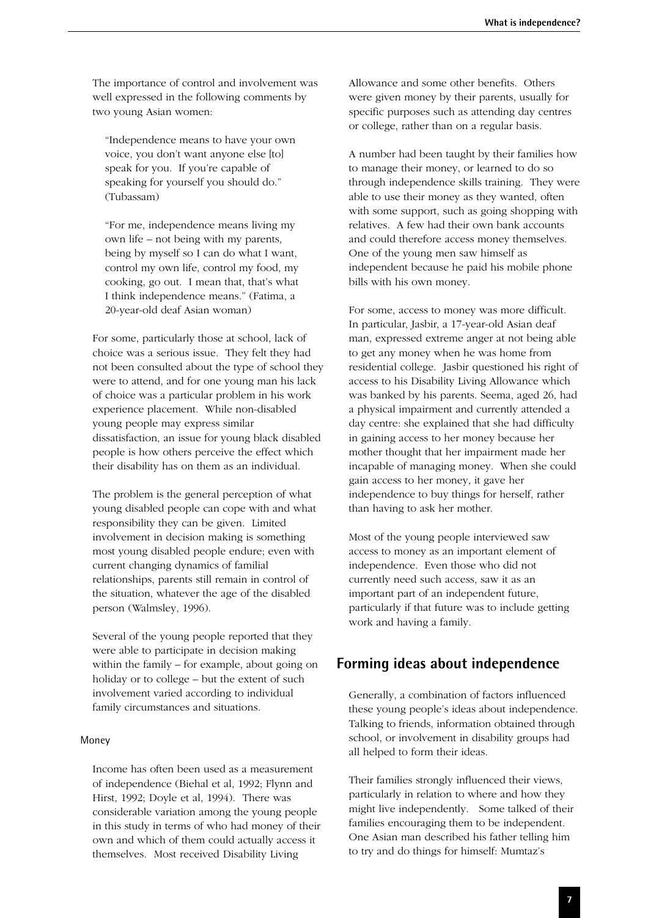The importance of control and involvement was well expressed in the following comments by two young Asian women:

> "Independence means to have your own voice, you don't want anyone else [to] speak for you. If you're capable of speaking for yourself you should do." (Tubassam)

> "For me, independence means living my own life – not being with my parents, being by myself so I can do what I want, control my own life, control my food, my cooking, go out. I mean that, that's what I think independence means." (Fatima, a 20-year-old deaf Asian woman)

For some, particularly those at school, lack of choice was a serious issue. They felt they had not been consulted about the type of school they were to attend, and for one young man his lack of choice was a particular problem in his work experience placement. While non-disabled young people may express similar dissatisfaction, an issue for young black disabled people is how others perceive the effect which their disability has on them as an individual.

The problem is the general perception of what young disabled people can cope with and what responsibility they can be given. Limited involvement in decision making is something most young disabled people endure; even with current changing dynamics of familial relationships, parents still remain in control of the situation, whatever the age of the disabled person (Walmsley, 1996).

Several of the young people reported that they were able to participate in decision making within the family – for example, about going on holiday or to college – but the extent of such involvement varied according to individual family circumstances and situations.

#### Money

Income has often been used as a measurement of independence (Biehal et al, 1992; Flynn and Hirst, 1992; Doyle et al, 1994). There was considerable variation among the young people in this study in terms of who had money of their own and which of them could actually access it themselves. Most received Disability Living Allowance and some other benefits. Others were given money by their parents, usually for specific purposes such as attending day centres or college, rather than on a regular basis.

A number had been taught by their families how to manage their money, or learned to do so through independence skills training. They were able to use their money as they wanted, often with some support, such as going shopping with relatives. A few had their own bank accounts and could therefore access money themselves. One of the young men saw himself as independent because he paid his mobile phone bills with his own money.

For some, access to money was more difficult. In particular, Jasbir, a 17-year-old Asian deaf man, expressed extreme anger at not being able to get any money when he was home from residential college. Jasbir questioned his right of access to his Disability Living Allowance which was banked by his parents. Seema, aged 26, had a physical impairment and currently attended a day centre: she explained that she had difficulty in gaining access to her money because her mother thought that her impairment made her incapable of managing money. When she could gain access to her money, it gave her independence to buy things for herself, rather than having to ask her mother.

Most of the young people interviewed saw access to money as an important element of independence. Even those who did not currently need such access, saw it as an important part of an independent future, particularly if that future was to include getting work and having a family.

## Forming ideas about independence

Generally, a combination of factors influenced these young people's ideas about independence. Talking to friends, information obtained through school, or involvement in disability groups had all helped to form their ideas.

Their families strongly influenced their views, particularly in relation to where and how they might live independently. Some talked of their families encouraging them to be independent. One Asian man described his father telling him to try and do things for himself: Mumtaz's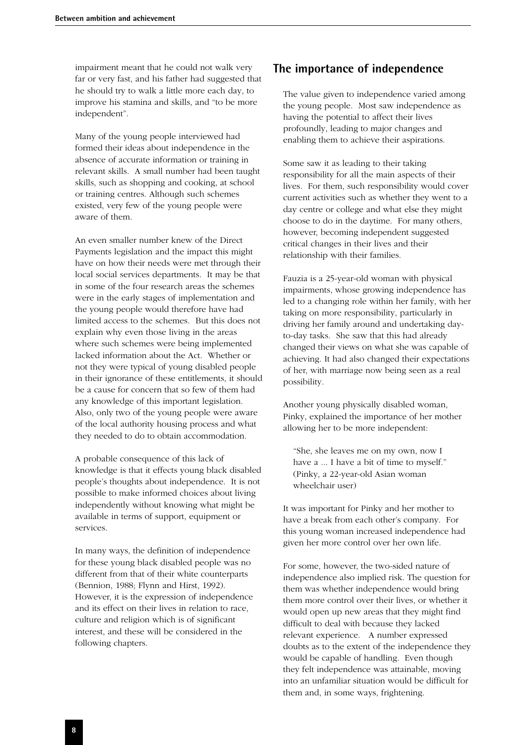impairment meant that he could not walk very far or very fast, and his father had suggested that he should try to walk a little more each day, to improve his stamina and skills, and "to be more independent".

Many of the young people interviewed had formed their ideas about independence in the absence of accurate information or training in relevant skills. A small number had been taught skills, such as shopping and cooking, at school or training centres. Although such schemes existed, very few of the young people were aware of them.

An even smaller number knew of the Direct Payments legislation and the impact this might have on how their needs were met through their local social services departments. It may be that in some of the four research areas the schemes were in the early stages of implementation and the young people would therefore have had limited access to the schemes. But this does not explain why even those living in the areas where such schemes were being implemented lacked information about the Act. Whether or not they were typical of young disabled people in their ignorance of these entitlements, it should be a cause for concern that so few of them had any knowledge of this important legislation. Also, only two of the young people were aware of the local authority housing process and what they needed to do to obtain accommodation.

A probable consequence of this lack of knowledge is that it effects young black disabled people's thoughts about independence. It is not possible to make informed choices about living independently without knowing what might be available in terms of support, equipment or services.

In many ways, the definition of independence for these young black disabled people was no different from that of their white counterparts (Bennion, 1988; Flynn and Hirst, 1992). However, it is the expression of independence and its effect on their lives in relation to race, culture and religion which is of significant interest, and these will be considered in the following chapters.

## The importance of independence

The value given to independence varied among the young people. Most saw independence as having the potential to affect their lives profoundly, leading to major changes and enabling them to achieve their aspirations.

Some saw it as leading to their taking responsibility for all the main aspects of their lives. For them, such responsibility would cover current activities such as whether they went to a day centre or college and what else they might choose to do in the daytime. For many others, however, becoming independent suggested critical changes in their lives and their relationship with their families.

Fauzia is a 25-year-old woman with physical impairments, whose growing independence has led to a changing role within her family, with her taking on more responsibility, particularly in driving her family around and undertaking day-to-day tasks. She saw that this had already changed their views on what she was capable of achieving. It had also changed their expectations of her, with marriage now being seen as a real possibility.

Another young physically disabled woman, Pinky, explained the importance of her mother allowing her to be more independent:

> "She, she leaves me on my own, now I have a ... I have a bit of time to myself." (Pinky, a 22-year-old Asian woman wheelchair user)

It was important for Pinky and her mother to have a break from each other's company. For this young woman increased independence had given her more control over her own life.

For some, however, the two-sided nature of independence also implied risk. The question for them was whether independence would bring them more control over their lives, or whether it would open up new areas that they might find difficult to deal with because they lacked relevant experience. A number expressed doubts as to the extent of the independence they would be capable of handling. Even though they felt independence was attainable, moving into an unfamiliar situation would be difficult for them and, in some ways, frightening.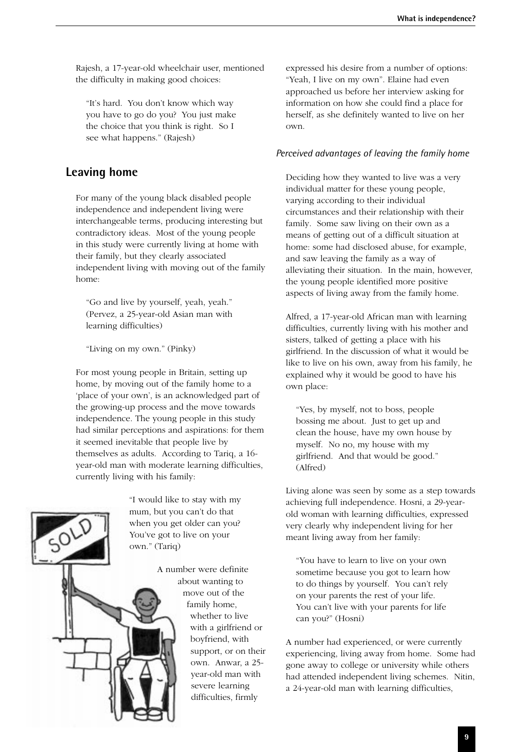Rajesh, a 17-year-old wheelchair user, mentioned the difficulty in making good choices:

> "It's hard. You don't know which way you have to go do you? You just make the choice that you think is right. So I see what happens." (Rajesh)

## Leaving home

For many of the young black disabled people independence and independent living were interchangeable terms, producing interesting but contradictory ideas. Most of the young people in this study were currently living at home with their family, but they clearly associated independent living with moving out of the family home:

> "Go and live by yourself, yeah, yeah." (Pervez, a 25-year-old Asian man with learning difficulties)

> "Living on my own." (Pinky)

For most young people in Britain, setting up home, by moving out of the family home to a 'place of your own', is an acknowledged part of the growing-up process and the move towards independence. The young people in this study had similar perceptions and aspirations: for them it seemed inevitable that people live by themselves as adults. According to Tariq, a 16-year-old man with moderate learning difficulties, currently living with his family:

> "I would like to stay with my mum, but you can't do that when you get older can you? You've got to live on your own." (Tariq)

A number were definite about wanting to move out of the family home, whether to live with a girlfriend or boyfriend, with support, or on their own. Anwar, a 25-year-old man with severe learning difficulties, firmly expressed his desire from a number of options: "Yeah, I live on my own". Elaine had even approached us before her interview asking for information on how she could find a place for herself, as she definitely wanted to live on her own.

### *Perceived advantages of leaving the family home*

Deciding how they wanted to live was a very individual matter for these young people, varying according to their individual circumstances and their relationship with their family. Some saw living on their own as a means of getting out of a difficult situation at home: some had disclosed abuse, for example, and saw leaving the family as a way of alleviating their situation. In the main, however, the young people identified more positive aspects of living away from the family home.

Alfred, a 17-year-old African man with learning difficulties, currently living with his mother and sisters, talked of getting a place with his girlfriend. In the discussion of what it would be like to live on his own, away from his family, he explained why it would be good to have his own place:

> "Yes, by myself, not to boss, people bossing me about. Just to get up and clean the house, have my own house by myself. No no, my house with my girlfriend. And that would be good." (Alfred)

Living alone was seen by some as a step towards achieving full independence. Hosni, a 29-year-old woman with learning difficulties, expressed very clearly why independent living for her meant living away from her family:

> "You have to learn to live on your own sometime because you got to learn how to do things by yourself. You can't rely on your parents the rest of your life. You can't live with your parents for life can you?" (Hosni)

A number had experienced, or were currently experiencing, living away from home. Some had gone away to college or university while others had attended independent living schemes. Nitin, a 24-year-old man with learning difficulties,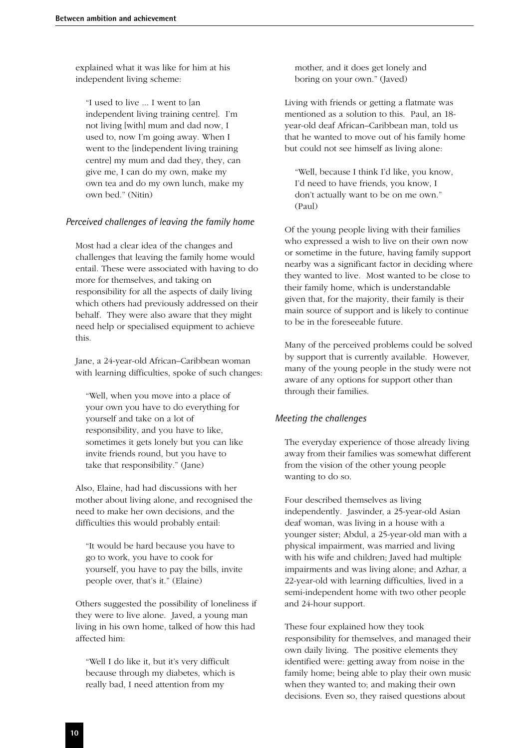explained what it was like for him at his independent living scheme:

> "I used to live ... I went to [an independent living training centre]. I'm not living [with] mum and dad now, I used to, now I'm going away. When I went to the [independent living training centre] my mum and dad they, they, can give me, I can do my own, make my own tea and do my own lunch, make my own bed." (Nitin)

### *Perceived challenges of leaving the family home*

Most had a clear idea of the changes and challenges that leaving the family home would entail. These were associated with having to do more for themselves, and taking on responsibility for all the aspects of daily living which others had previously addressed on their behalf. They were also aware that they might need help or specialised equipment to achieve this.

Jane, a 24-year-old African–Caribbean woman with learning difficulties, spoke of such changes:

> "Well, when you move into a place of your own you have to do everything for yourself and take on a lot of responsibility, and you have to like, sometimes it gets lonely but you can like invite friends round, but you have to take that responsibility." (Jane)

Also, Elaine, had had discussions with her mother about living alone, and recognised the need to make her own decisions, and the difficulties this would probably entail:

> "It would be hard because you have to go to work, you have to cook for yourself, you have to pay the bills, invite people over, that's it." (Elaine)

Others suggested the possibility of loneliness if they were to live alone. Javed, a young man living in his own home, talked of how this had affected him:

> "Well I do like it, but it's very difficult because through my diabetes, which is really bad, I need attention from my mother, and it does get lonely and boring on your own." (Javed)

Living with friends or getting a flatmate was mentioned as a solution to this. Paul, an 18-year-old deaf African–Caribbean man, told us that he wanted to move out of his family home but could not see himself as living alone:

> "Well, because I think I'd like, you know, I'd need to have friends, you know, I don't actually want to be on me own." (Paul)

Of the young people living with their families who expressed a wish to live on their own now or sometime in the future, having family support nearby was a significant factor in deciding where they wanted to live. Most wanted to be close to their family home, which is understandable given that, for the majority, their family is their main source of support and is likely to continue to be in the foreseeable future.

Many of the perceived problems could be solved by support that is currently available. However, many of the young people in the study were not aware of any options for support other than through their families.

### *Meeting the challenges*

The everyday experience of those already living away from their families was somewhat different from the vision of the other young people wanting to do so.

Four described themselves as living independently. Jasvinder, a 25-year-old Asian deaf woman, was living in a house with a younger sister; Abdul, a 25-year-old man with a physical impairment, was married and living with his wife and children; Javed had multiple impairments and was living alone; and Azhar, a 22-year-old with learning difficulties, lived in a semi-independent home with two other people and 24-hour support.

These four explained how they took responsibility for themselves, and managed their own daily living. The positive elements they identified were: getting away from noise in the family home; being able to play their own music when they wanted to; and making their own decisions. Even so, they raised questions about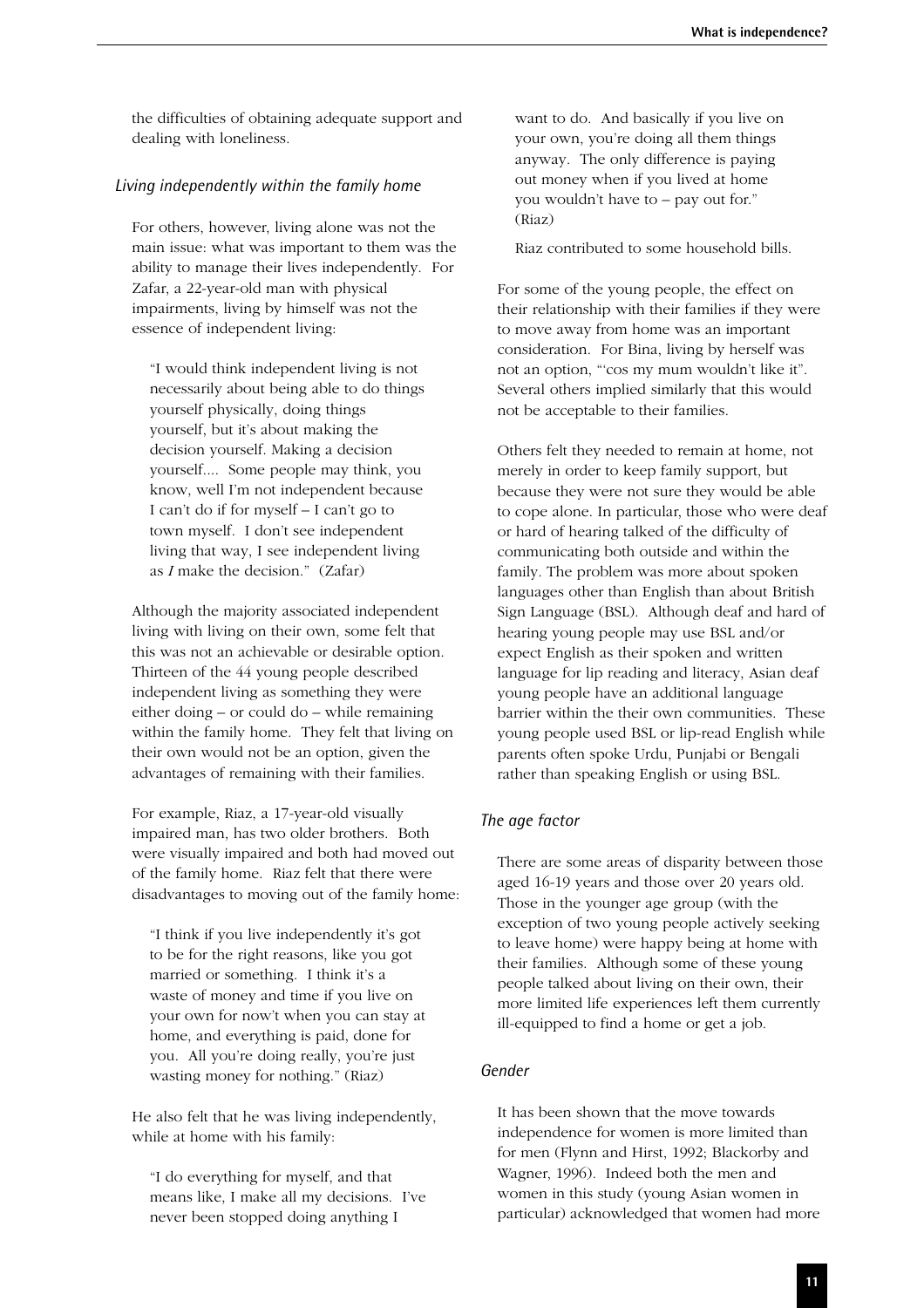the difficulties of obtaining adequate support and dealing with loneliness.

### *Living independently within the family home*

For others, however, living alone was not the main issue: what was important to them was the ability to manage their lives independently. For Zafar, a 22-year-old man with physical impairments, living by himself was not the essence of independent living:

> "I would think independent living is not necessarily about being able to do things yourself physically, doing things yourself, but it's about making the decision yourself. Making a decision yourself.... Some people may think, you know, well I'm not independent because I can't do if for myself – I can't go to town myself. I don't see independent living that way, I see independent living as *I* make the decision." (Zafar)

Although the majority associated independent living with living on their own, some felt that this was not an achievable or desirable option. Thirteen of the 44 young people described independent living as something they were either doing – or could do – while remaining within the family home. They felt that living on their own would not be an option, given the advantages of remaining with their families.

For example, Riaz, a 17-year-old visually impaired man, has two older brothers. Both were visually impaired and both had moved out of the family home. Riaz felt that there were disadvantages to moving out of the family home:

> "I think if you live independently it's got to be for the right reasons, like you got married or something. I think it's a waste of money and time if you live on your own for now't when you can stay at home, and everything is paid, done for you. All you're doing really, you're just wasting money for nothing." (Riaz)

He also felt that he was living independently, while at home with his family:

> "I do everything for myself, and that means like, I make all my decisions. I've never been stopped doing anything I want to do. And basically if you live on your own, you're doing all them things anyway. The only difference is paying out money when if you lived at home you wouldn't have to – pay out for." (Riaz)

Riaz contributed to some household bills.

For some of the young people, the effect on their relationship with their families if they were to move away from home was an important consideration. For Bina, living by herself was not an option, "'cos my mum wouldn't like it". Several others implied similarly that this would not be acceptable to their families.

Others felt they needed to remain at home, not merely in order to keep family support, but because they were not sure they would be able to cope alone. In particular, those who were deaf or hard of hearing talked of the difficulty of communicating both outside and within the family. The problem was more about spoken languages other than English than about British Sign Language (BSL). Although deaf and hard of hearing young people may use BSL and/or expect English as their spoken and written language for lip reading and literacy, Asian deaf young people have an additional language barrier within the their own communities. These young people used BSL or lip-read English while parents often spoke Urdu, Punjabi or Bengali rather than speaking English or using BSL.

### *The age factor*

There are some areas of disparity between those aged 16-19 years and those over 20 years old. Those in the younger age group (with the exception of two young people actively seeking to leave home) were happy being at home with their families. Although some of these young people talked about living on their own, their more limited life experiences left them currently ill-equipped to find a home or get a job.

### *Gender*

It has been shown that the move towards independence for women is more limited than for men (Flynn and Hirst, 1992; Blackorby and Wagner, 1996). Indeed both the men and women in this study (young Asian women in particular) acknowledged that women had more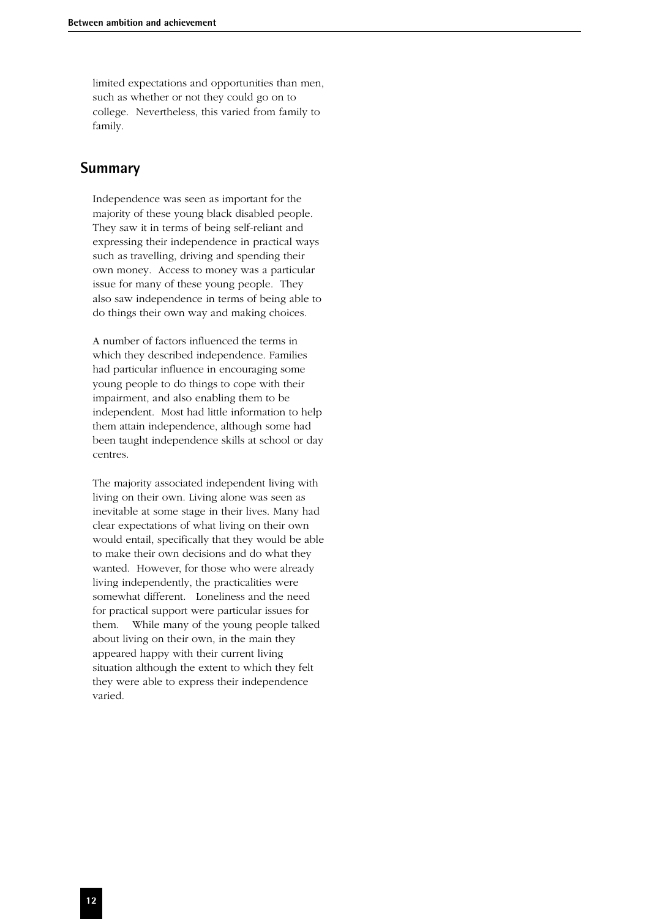limited expectations and opportunities than men, such as whether or not they could go on to college. Nevertheless, this varied from family to family.

## Summary

Independence was seen as important for the majority of these young black disabled people. They saw it in terms of being self-reliant and expressing their independence in practical ways such as travelling, driving and spending their own money. Access to money was a particular issue for many of these young people. They also saw independence in terms of being able to do things their own way and making choices.

A number of factors influenced the terms in which they described independence. Families had particular influence in encouraging some young people to do things to cope with their impairment, and also enabling them to be independent. Most had little information to help them attain independence, although some had been taught independence skills at school or day centres.

The majority associated independent living with living on their own. Living alone was seen as inevitable at some stage in their lives. Many had clear expectations of what living on their own would entail, specifically that they would be able to make their own decisions and do what they wanted. However, for those who were already living independently, the practicalities were somewhat different. Loneliness and the need for practical support were particular issues for them. While many of the young people talked about living on their own, in the main they appeared happy with their current living situation although the extent to which they felt they were able to express their independence varied.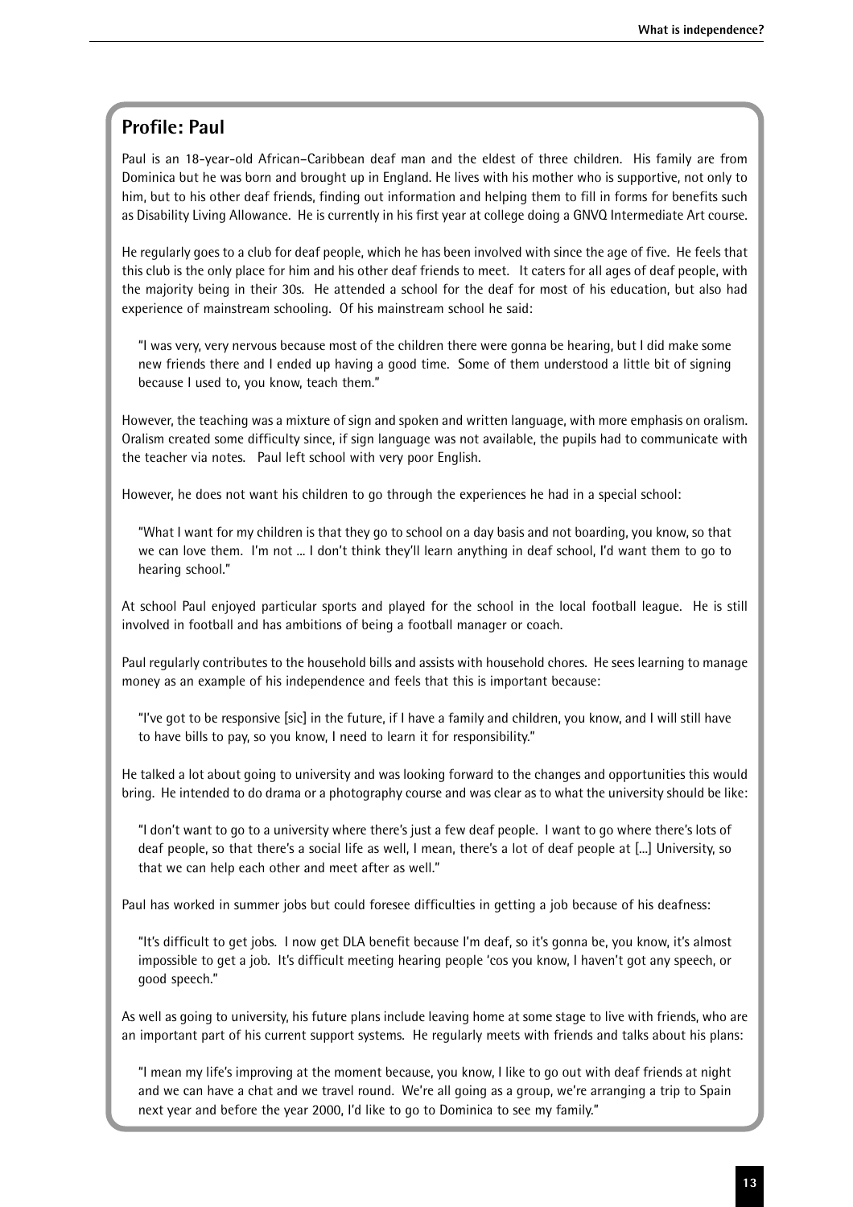## Profile: Paul

Paul is an 18-year-old African–Caribbean deaf man and the eldest of three children. His family are from Dominica but he was born and brought up in England. He lives with his mother who is supportive, not only to him, but to his other deaf friends, finding out information and helping them to fill in forms for benefits such as Disability Living Allowance. He is currently in his first year at college doing a GNVQ Intermediate Art course.

He regularly goes to a club for deaf people, which he has been involved with since the age of five. He feels that this club is the only place for him and his other deaf friends to meet. It caters for all ages of deaf people, with the majority being in their 30s. He attended a school for the deaf for most of his education, but also had experience of mainstream schooling. Of his mainstream school he said:

> "I was very, very nervous because most of the children there were gonna be hearing, but I did make some new friends there and I ended up having a good time. Some of them understood a little bit of signing because I used to, you know, teach them."

However, the teaching was a mixture of sign and spoken and written language, with more emphasis on oralism. Oralism created some difficulty since, if sign language was not available, the pupils had to communicate with the teacher via notes. Paul left school with very poor English.

However, he does not want his children to go through the experiences he had in a special school:

> "What I want for my children is that they go to school on a day basis and not boarding, you know, so that we can love them. I'm not ... I don't think they'll learn anything in deaf school, I'd want them to go to hearing school."

At school Paul enjoyed particular sports and played for the school in the local football league. He is still involved in football and has ambitions of being a football manager or coach.

Paul regularly contributes to the household bills and assists with household chores. He sees learning to manage money as an example of his independence and feels that this is important because:

> "I've got to be responsive [sic] in the future, if I have a family and children, you know, and I will still have to have bills to pay, so you know, I need to learn it for responsibility."

He talked a lot about going to university and was looking forward to the changes and opportunities this would bring. He intended to do drama or a photography course and was clear as to what the university should be like:

> "I don't want to go to a university where there's just a few deaf people. I want to go where there's lots of deaf people, so that there's a social life as well, I mean, there's a lot of deaf people at [...] University, so that we can help each other and meet after as well."

Paul has worked in summer jobs but could foresee difficulties in getting a job because of his deafness:

> "It's difficult to get jobs. I now get DLA benefit because I'm deaf, so it's gonna be, you know, it's almost impossible to get a job. It's difficult meeting hearing people 'cos you know, I haven't got any speech, or good speech."

As well as going to university, his future plans include leaving home at some stage to live with friends, who are an important part of his current support systems. He regularly meets with friends and talks about his plans:

> "I mean my life's improving at the moment because, you know, I like to go out with deaf friends at night and we can have a chat and we travel round. We're all going as a group, we're arranging a trip to Spain next year and before the year 2000, I'd like to go to Dominica to see my family."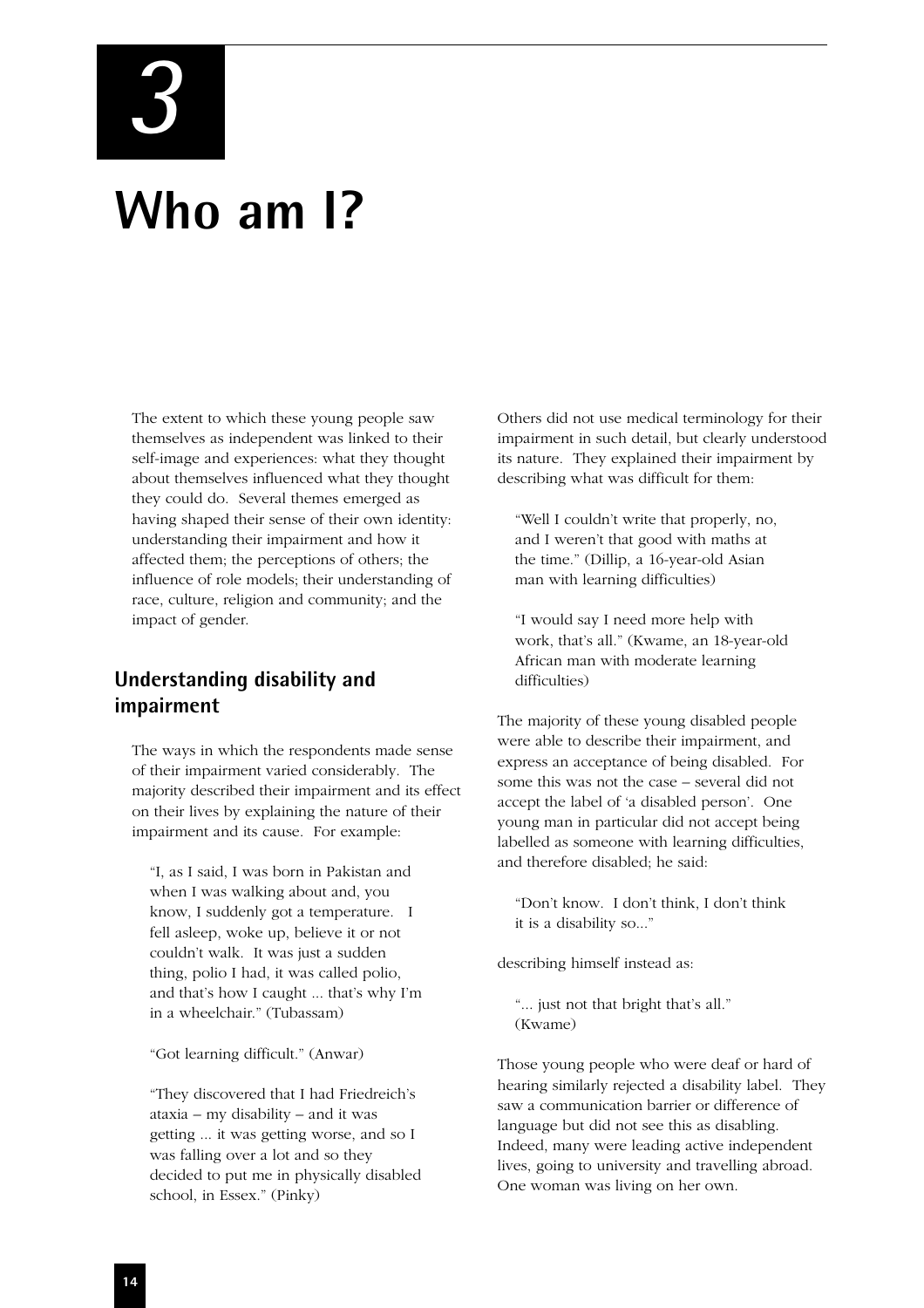# 3

# Who am I?

The extent to which these young people saw themselves as independent was linked to their self-image and experiences: what they thought about themselves influenced what they thought they could do. Several themes emerged as having shaped their sense of their own identity: understanding their impairment and how it affected them; the perceptions of others; the influence of role models; their understanding of race, culture, religion and community; and the impact of gender.

## Understanding disability and impairment

The ways in which the respondents made sense of their impairment varied considerably. The majority described their impairment and its effect on their lives by explaining the nature of their impairment and its cause. For example:

> "I, as I said, I was born in Pakistan and when I was walking about and, you know, I suddenly got a temperature. I fell asleep, woke up, believe it or not couldn't walk. It was just a sudden thing, polio I had, it was called polio, and that's how I caught ... that's why I'm in a wheelchair." (Tubassam)

> "Got learning difficult." (Anwar)

> "They discovered that I had Friedreich's ataxia – my disability – and it was getting ... it was getting worse, and so I was falling over a lot and so they decided to put me in physically disabled school, in Essex." (Pinky)

Others did not use medical terminology for their impairment in such detail, but clearly understood its nature. They explained their impairment by describing what was difficult for them:

> "Well I couldn't write that properly, no, and I weren't that good with maths at the time." (Dillip, a 16-year-old Asian man with learning difficulties)

> "I would say I need more help with work, that's all." (Kwame, an 18-year-old African man with moderate learning difficulties)

The majority of these young disabled people were able to describe their impairment, and express an acceptance of being disabled. For some this was not the case – several did not accept the label of 'a disabled person'. One young man in particular did not accept being labelled as someone with learning difficulties, and therefore disabled; he said:

> "Don't know. I don't think, I don't think it is a disability so..."

describing himself instead as:

> "... just not that bright that's all." (Kwame)

Those young people who were deaf or hard of hearing similarly rejected a disability label. They saw a communication barrier or difference of language but did not see this as disabling. Indeed, many were leading active independent lives, going to university and travelling abroad. One woman was living on her own.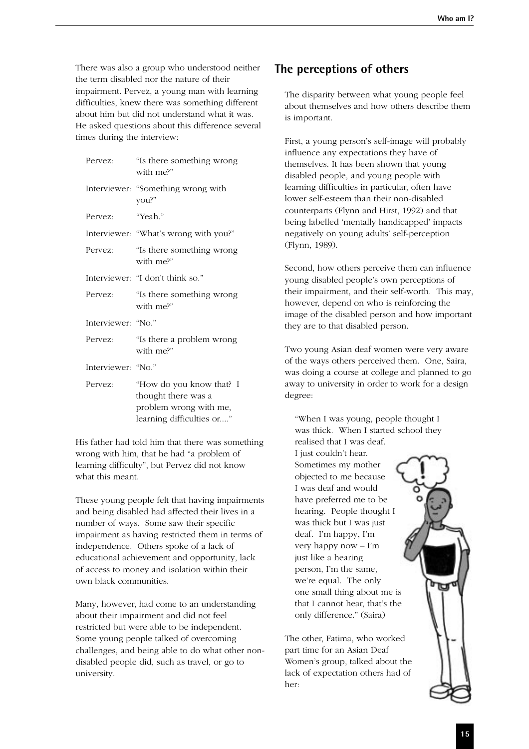There was also a group who understood neither the term disabled nor the nature of their impairment. Pervez, a young man with learning difficulties, knew there was something different about him but did not understand what it was. He asked questions about this difference several times during the interview:

| | |
|---|---|
| Pervez: | "Is there something wrong with me?" |
| Interviewer: | "Something wrong with you?" |
| Pervez: | "Yeah." |
| Interviewer: | "What's wrong with you?" |
| Pervez: | "Is there something wrong with me?" |
| Interviewer: | "I don't think so." |
| Pervez: | "Is there something wrong with me?" |
| Interviewer: | "No." |
| Pervez: | "Is there a problem wrong with me?" |
| Interviewer: | "No." |
| Pervez: | "How do you know that? I thought there was a problem wrong with me, learning difficulties or...." |

His father had told him that there was something wrong with him, that he had "a problem of learning difficulty", but Pervez did not know what this meant.

These young people felt that having impairments and being disabled had affected their lives in a number of ways. Some saw their specific impairment as having restricted them in terms of independence. Others spoke of a lack of educational achievement and opportunity, lack of access to money and isolation within their own black communities.

Many, however, had come to an understanding about their impairment and did not feel restricted but were able to be independent. Some young people talked of overcoming challenges, and being able to do what other non-disabled people did, such as travel, or go to university.

## The perceptions of others

The disparity between what young people feel about themselves and how others describe them is important.

First, a young person's self-image will probably influence any expectations they have of themselves. It has been shown that young disabled people, and young people with learning difficulties in particular, often have lower self-esteem than their non-disabled counterparts (Flynn and Hirst, 1992) and that being labelled 'mentally handicapped' impacts negatively on young adults' self-perception (Flynn, 1989).

Second, how others perceive them can influence young disabled people's own perceptions of their impairment, and their self-worth. This may, however, depend on who is reinforcing the image of the disabled person and how important they are to that disabled person.

Two young Asian deaf women were very aware of the ways others perceived them. One, Saira, was doing a course at college and planned to go away to university in order to work for a design degree:

> "When I was young, people thought I was thick. When I started school they realised that I was deaf. I just couldn't hear. Sometimes my mother objected to me because I was deaf and would have preferred me to be hearing. People thought I was thick but I was just deaf. I'm happy, I'm very happy now – I'm just like a hearing person, I'm the same, we're equal. The only one small thing about me is that I cannot hear, that's the only difference." (Saira)

The other, Fatima, who worked part time for an Asian Deaf Women's group, talked about the lack of expectation others had of her: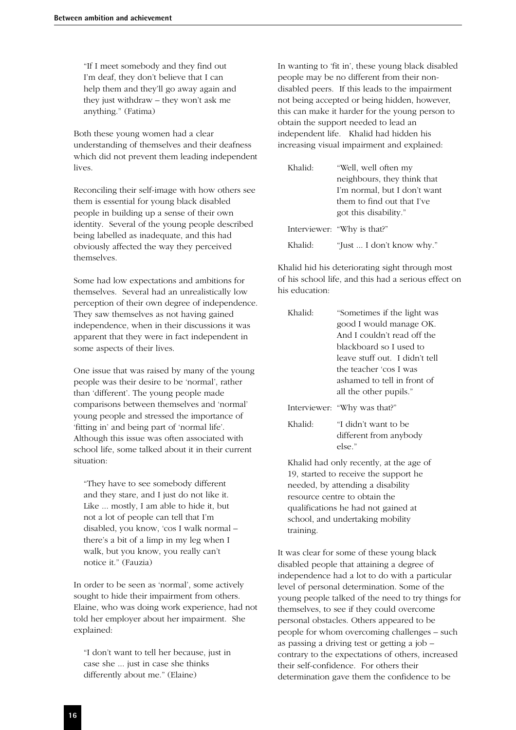> "If I meet somebody and they find out I'm deaf, they don't believe that I can help them and they'll go away again and they just withdraw – they won't ask me anything." (Fatima)

Both these young women had a clear understanding of themselves and their deafness which did not prevent them leading independent lives.

Reconciling their self-image with how others see them is essential for young black disabled people in building up a sense of their own identity. Several of the young people described being labelled as inadequate, and this had obviously affected the way they perceived themselves.

Some had low expectations and ambitions for themselves. Several had an unrealistically low perception of their own degree of independence. They saw themselves as not having gained independence, when in their discussions it was apparent that they were in fact independent in some aspects of their lives.

One issue that was raised by many of the young people was their desire to be 'normal', rather than 'different'. The young people made comparisons between themselves and 'normal' young people and stressed the importance of 'fitting in' and being part of 'normal life'. Although this issue was often associated with school life, some talked about it in their current situation:

> "They have to see somebody different and they stare, and I just do not like it. Like ... mostly, I am able to hide it, but not a lot of people can tell that I'm disabled, you know, 'cos I walk normal – there's a bit of a limp in my leg when I walk, but you know, you really can't notice it." (Fauzia)

In order to be seen as 'normal', some actively sought to hide their impairment from others. Elaine, who was doing work experience, had not told her employer about her impairment. She explained:

> "I don't want to tell her because, just in case she ... just in case she thinks differently about me." (Elaine)

In wanting to 'fit in', these young black disabled people may be no different from their non-disabled peers. If this leads to the impairment not being accepted or being hidden, however, this can make it harder for the young person to obtain the support needed to lead an independent life. Khalid had hidden his increasing visual impairment and explained:

> Khalid: "Well, well often my neighbours, they think that I'm normal, but I don't want them to find out that I've got this disability."
>
> Interviewer: "Why is that?"
>
> Khalid: "Just ... I don't know why."

Khalid hid his deteriorating sight through most of his school life, and this had a serious effect on his education:

> Khalid: "Sometimes if the light was good I would manage OK. And I couldn't read off the blackboard so I used to leave stuff out. I didn't tell the teacher 'cos I was ashamed to tell in front of all the other pupils."
>
> Interviewer: "Why was that?"
>
> Khalid: "I didn't want to be different from anybody else."

> Khalid had only recently, at the age of 19, started to receive the support he needed, by attending a disability resource centre to obtain the qualifications he had not gained at school, and undertaking mobility training.

It was clear for some of these young black disabled people that attaining a degree of independence had a lot to do with a particular level of personal determination. Some of the young people talked of the need to try things for themselves, to see if they could overcome personal obstacles. Others appeared to be people for whom overcoming challenges – such as passing a driving test or getting a job – contrary to the expectations of others, increased their self-confidence. For others their determination gave them the confidence to be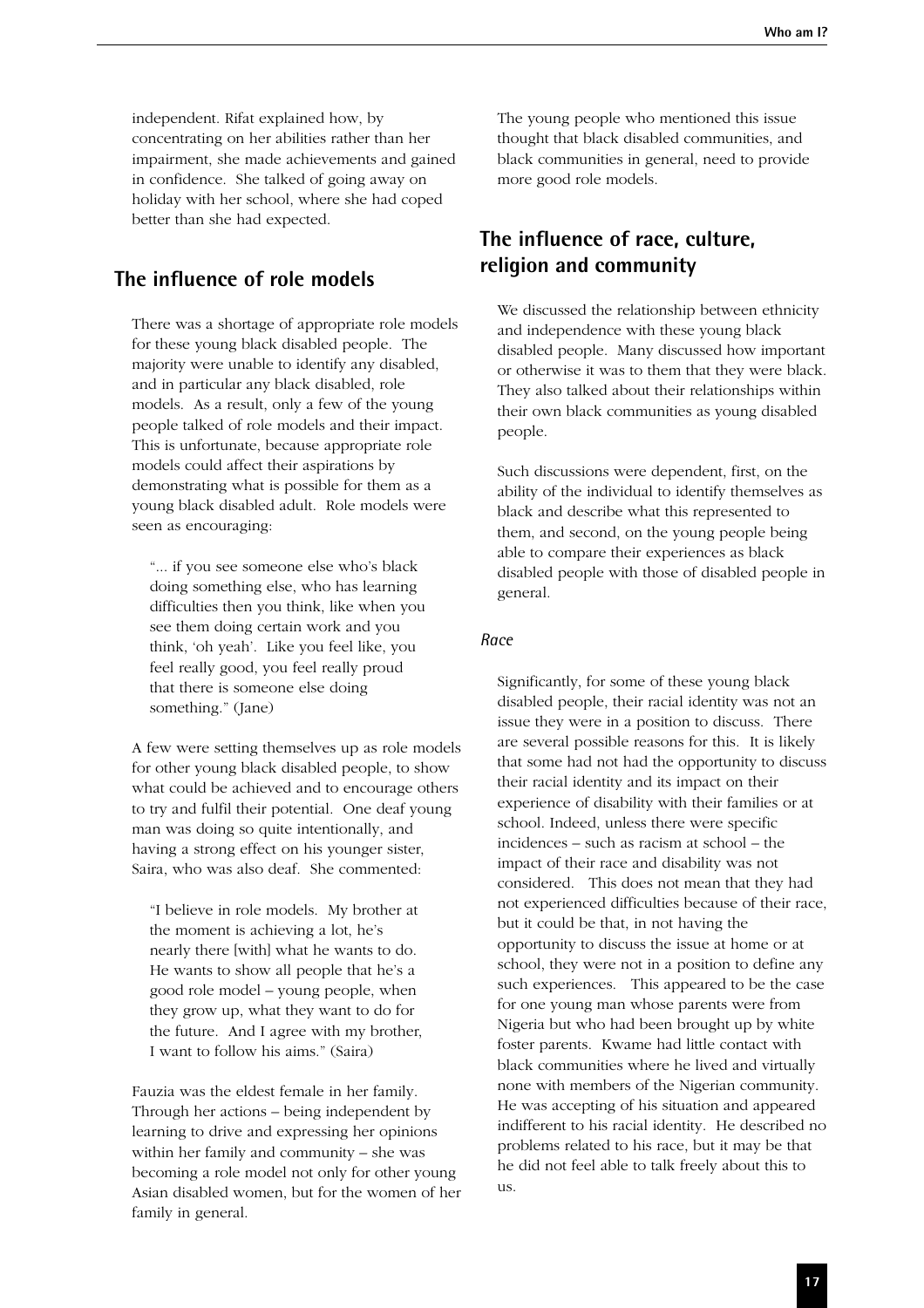independent. Rifat explained how, by concentrating on her abilities rather than her impairment, she made achievements and gained in confidence. She talked of going away on holiday with her school, where she had coped better than she had expected.

## The influence of role models

There was a shortage of appropriate role models for these young black disabled people. The majority were unable to identify any disabled, and in particular any black disabled, role models. As a result, only a few of the young people talked of role models and their impact. This is unfortunate, because appropriate role models could affect their aspirations by demonstrating what is possible for them as a young black disabled adult. Role models were seen as encouraging:

> "... if you see someone else who's black doing something else, who has learning difficulties then you think, like when you see them doing certain work and you think, 'oh yeah'. Like you feel like, you feel really good, you feel really proud that there is someone else doing something." (Jane)

A few were setting themselves up as role models for other young black disabled people, to show what could be achieved and to encourage others to try and fulfil their potential. One deaf young man was doing so quite intentionally, and having a strong effect on his younger sister, Saira, who was also deaf. She commented:

> "I believe in role models. My brother at the moment is achieving a lot, he's nearly there [with] what he wants to do. He wants to show all people that he's a good role model – young people, when they grow up, what they want to do for the future. And I agree with my brother, I want to follow his aims." (Saira)

Fauzia was the eldest female in her family. Through her actions – being independent by learning to drive and expressing her opinions within her family and community – she was becoming a role model not only for other young Asian disabled women, but for the women of her family in general.

The young people who mentioned this issue thought that black disabled communities, and black communities in general, need to provide more good role models.

## The influence of race, culture, religion and community

We discussed the relationship between ethnicity and independence with these young black disabled people. Many discussed how important or otherwise it was to them that they were black. They also talked about their relationships within their own black communities as young disabled people.

Such discussions were dependent, first, on the ability of the individual to identify themselves as black and describe what this represented to them, and second, on the young people being able to compare their experiences as black disabled people with those of disabled people in general.

### *Race*

Significantly, for some of these young black disabled people, their racial identity was not an issue they were in a position to discuss. There are several possible reasons for this. It is likely that some had not had the opportunity to discuss their racial identity and its impact on their experience of disability with their families or at school. Indeed, unless there were specific incidences – such as racism at school – the impact of their race and disability was not considered. This does not mean that they had not experienced difficulties because of their race, but it could be that, in not having the opportunity to discuss the issue at home or at school, they were not in a position to define any such experiences. This appeared to be the case for one young man whose parents were from Nigeria but who had been brought up by white foster parents. Kwame had little contact with black communities where he lived and virtually none with members of the Nigerian community. He was accepting of his situation and appeared indifferent to his racial identity. He described no problems related to his race, but it may be that he did not feel able to talk freely about this to us.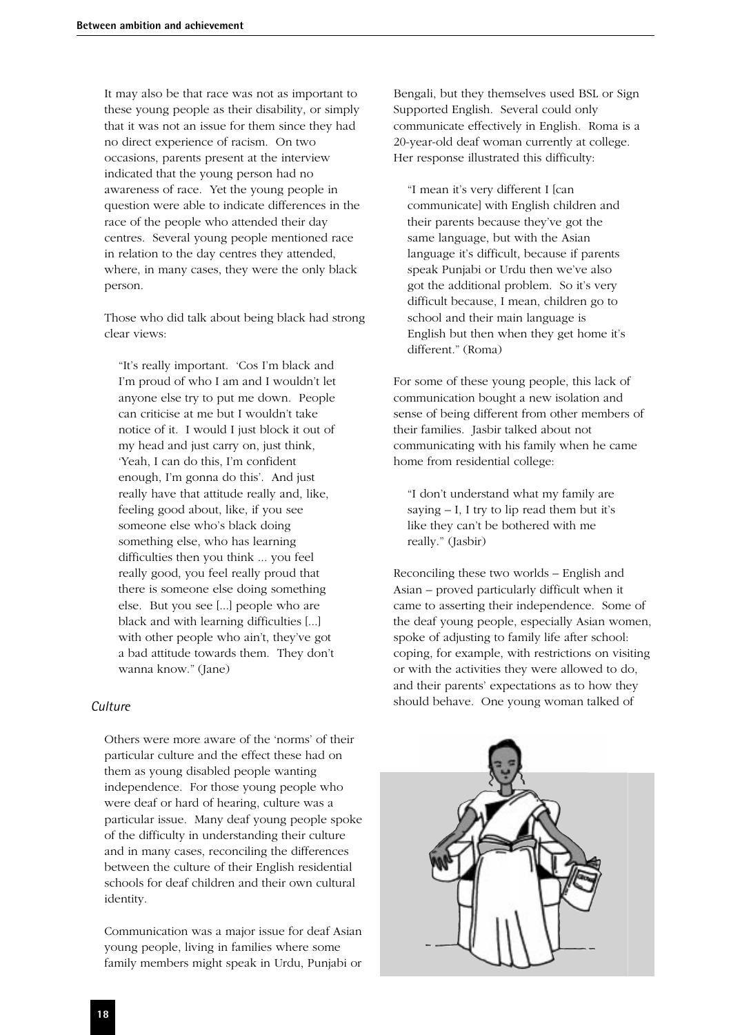It may also be that race was not as important to these young people as their disability, or simply that it was not an issue for them since they had no direct experience of racism. On two occasions, parents present at the interview indicated that the young person had no awareness of race. Yet the young people in question were able to indicate differences in the race of the people who attended their day centres. Several young people mentioned race in relation to the day centres they attended, where, in many cases, they were the only black person.

Those who did talk about being black had strong clear views:

> "It's really important. 'Cos I'm black and I'm proud of who I am and I wouldn't let anyone else try to put me down. People can criticise at me but I wouldn't take notice of it. I would I just block it out of my head and just carry on, just think, 'Yeah, I can do this, I'm confident enough, I'm gonna do this'. And just really have that attitude really and, like, feeling good about, like, if you see someone else who's black doing something else, who has learning difficulties then you think ... you feel really good, you feel really proud that there is someone else doing something else. But you see [...] people who are black and with learning difficulties [...] with other people who ain't, they've got a bad attitude towards them. They don't wanna know." (Jane)

### *Culture*

Others were more aware of the 'norms' of their particular culture and the effect these had on them as young disabled people wanting independence. For those young people who were deaf or hard of hearing, culture was a particular issue. Many deaf young people spoke of the difficulty in understanding their culture and in many cases, reconciling the differences between the culture of their English residential schools for deaf children and their own cultural identity.

Communication was a major issue for deaf Asian young people, living in families where some family members might speak in Urdu, Punjabi or Bengali, but they themselves used BSL or Sign Supported English. Several could only communicate effectively in English. Roma is a 20-year-old deaf woman currently at college. Her response illustrated this difficulty:

> "I mean it's very different I [can communicate] with English children and their parents because they've got the same language, but with the Asian language it's difficult, because if parents speak Punjabi or Urdu then we've also got the additional problem. So it's very difficult because, I mean, children go to school and their main language is English but then when they get home it's different." (Roma)

For some of these young people, this lack of communication bought a new isolation and sense of being different from other members of their families. Jasbir talked about not communicating with his family when he came home from residential college:

> "I don't understand what my family are saying – I, I try to lip read them but it's like they can't be bothered with me really." (Jasbir)

Reconciling these two worlds – English and Asian – proved particularly difficult when it came to asserting their independence. Some of the deaf young people, especially Asian women, spoke of adjusting to family life after school: coping, for example, with restrictions on visiting or with the activities they were allowed to do, and their parents' expectations as to how they should behave. One young woman talked of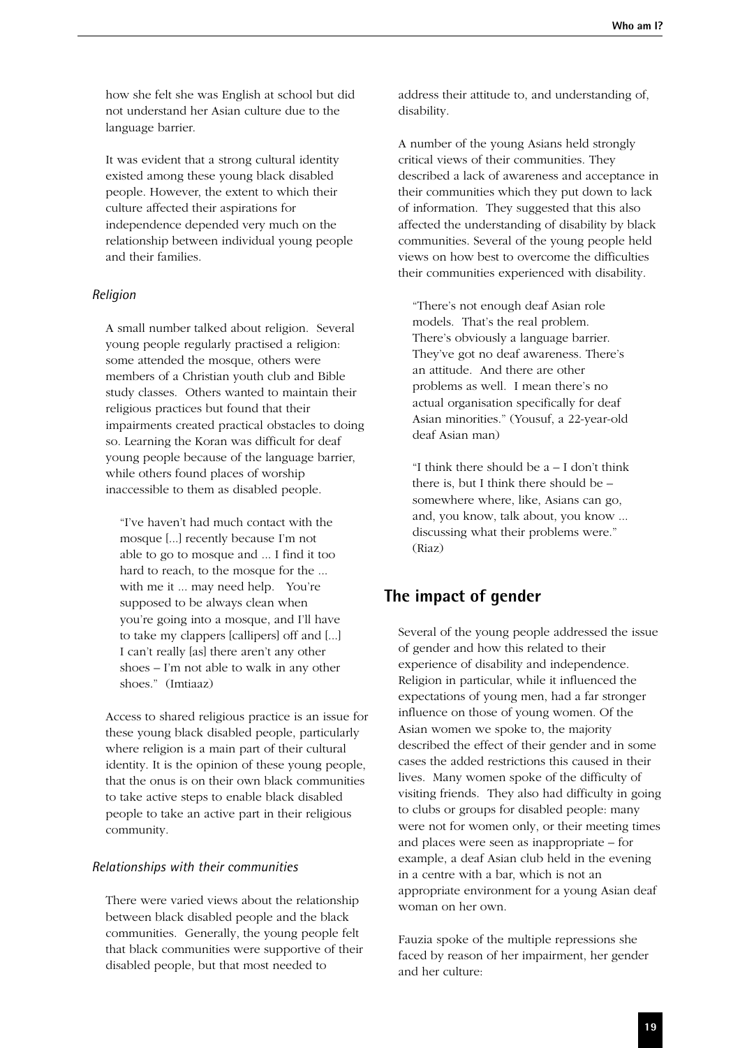how she felt she was English at school but did not understand her Asian culture due to the language barrier.

It was evident that a strong cultural identity existed among these young black disabled people. However, the extent to which their culture affected their aspirations for independence depended very much on the relationship between individual young people and their families.

### *Religion*

A small number talked about religion. Several young people regularly practised a religion: some attended the mosque, others were members of a Christian youth club and Bible study classes. Others wanted to maintain their religious practices but found that their impairments created practical obstacles to doing so. Learning the Koran was difficult for deaf young people because of the language barrier, while others found places of worship inaccessible to them as disabled people.

> "I've haven't had much contact with the mosque [...] recently because I'm not able to go to mosque and ... I find it too hard to reach, to the mosque for the ... with me it ... may need help. You're supposed to be always clean when you're going into a mosque, and I'll have to take my clappers [callipers] off and [...] I can't really [as] there aren't any other shoes – I'm not able to walk in any other shoes." (Imtiaaz)

Access to shared religious practice is an issue for these young black disabled people, particularly where religion is a main part of their cultural identity. It is the opinion of these young people, that the onus is on their own black communities to take active steps to enable black disabled people to take an active part in their religious community.

### *Relationships with their communities*

There were varied views about the relationship between black disabled people and the black communities. Generally, the young people felt that black communities were supportive of their disabled people, but that most needed to address their attitude to, and understanding of, disability.

A number of the young Asians held strongly critical views of their communities. They described a lack of awareness and acceptance in their communities which they put down to lack of information. They suggested that this also affected the understanding of disability by black communities. Several of the young people held views on how best to overcome the difficulties their communities experienced with disability.

> "There's not enough deaf Asian role models. That's the real problem. There's obviously a language barrier. They've got no deaf awareness. There's an attitude. And there are other problems as well. I mean there's no actual organisation specifically for deaf Asian minorities." (Yousuf, a 22-year-old deaf Asian man)

> "I think there should be a – I don't think there is, but I think there should be – somewhere where, like, Asians can go, and, you know, talk about, you know ... discussing what their problems were." (Riaz)

## The impact of gender

Several of the young people addressed the issue of gender and how this related to their experience of disability and independence. Religion in particular, while it influenced the expectations of young men, had a far stronger influence on those of young women. Of the Asian women we spoke to, the majority described the effect of their gender and in some cases the added restrictions this caused in their lives. Many women spoke of the difficulty of visiting friends. They also had difficulty in going to clubs or groups for disabled people: many were not for women only, or their meeting times and places were seen as inappropriate – for example, a deaf Asian club held in the evening in a centre with a bar, which is not an appropriate environment for a young Asian deaf woman on her own.

Fauzia spoke of the multiple repressions she faced by reason of her impairment, her gender and her culture: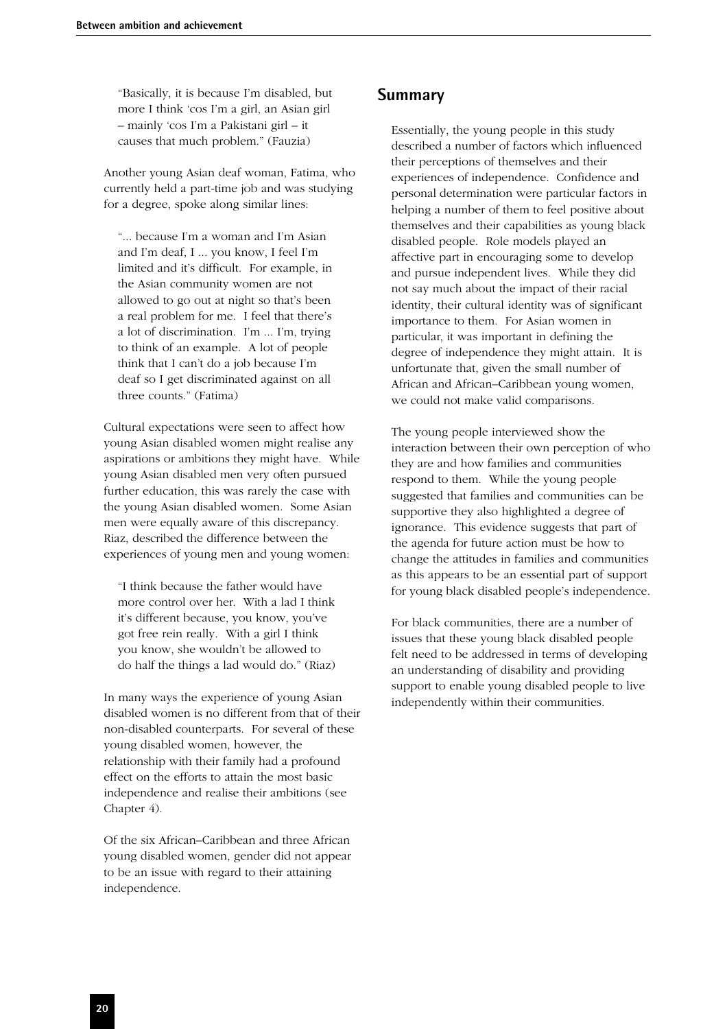"Basically, it is because I'm disabled, but more I think 'cos I'm a girl, an Asian girl – mainly 'cos I'm a Pakistani girl – it causes that much problem." (Fauzia)

Another young Asian deaf woman, Fatima, who currently held a part-time job and was studying for a degree, spoke along similar lines:

"... because I'm a woman and I'm Asian and I'm deaf, I ... you know, I feel I'm limited and it's difficult. For example, in the Asian community women are not allowed to go out at night so that's been a real problem for me. I feel that there's a lot of discrimination. I'm ... I'm, trying to think of an example. A lot of people think that I can't do a job because I'm deaf so I get discriminated against on all three counts." (Fatima)

Cultural expectations were seen to affect how young Asian disabled women might realise any aspirations or ambitions they might have. While young Asian disabled men very often pursued further education, this was rarely the case with the young Asian disabled women. Some Asian men were equally aware of this discrepancy. Riaz, described the difference between the experiences of young men and young women:

"I think because the father would have more control over her. With a lad I think it's different because, you know, you've got free rein really. With a girl I think you know, she wouldn't be allowed to do half the things a lad would do." (Riaz)

In many ways the experience of young Asian disabled women is no different from that of their non-disabled counterparts. For several of these young disabled women, however, the relationship with their family had a profound effect on the efforts to attain the most basic independence and realise their ambitions (see Chapter 4).

Of the six African–Caribbean and three African young disabled women, gender did not appear to be an issue with regard to their attaining independence.

## Summary

Essentially, the young people in this study described a number of factors which influenced their perceptions of themselves and their experiences of independence. Confidence and personal determination were particular factors in helping a number of them to feel positive about themselves and their capabilities as young black disabled people. Role models played an affective part in encouraging some to develop and pursue independent lives. While they did not say much about the impact of their racial identity, their cultural identity was of significant importance to them. For Asian women in particular, it was important in defining the degree of independence they might attain. It is unfortunate that, given the small number of African and African–Caribbean young women, we could not make valid comparisons.

The young people interviewed show the interaction between their own perception of who they are and how families and communities respond to them. While the young people suggested that families and communities can be supportive they also highlighted a degree of ignorance. This evidence suggests that part of the agenda for future action must be how to change the attitudes in families and communities as this appears to be an essential part of support for young black disabled people's independence.

For black communities, there are a number of issues that these young black disabled people felt need to be addressed in terms of developing an understanding of disability and providing support to enable young disabled people to live independently within their communities.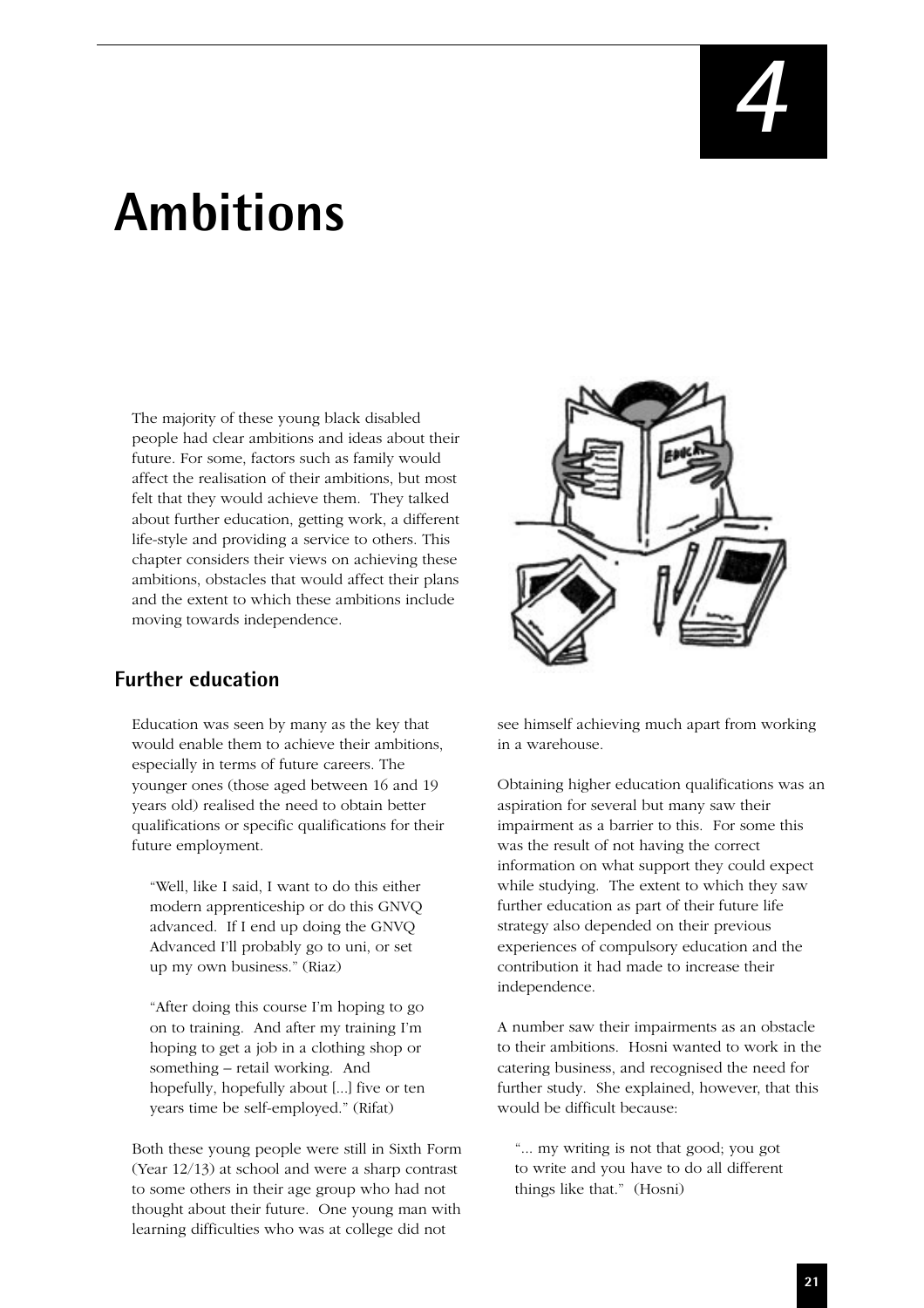# 4

# Ambitions

The majority of these young black disabled people had clear ambitions and ideas about their future. For some, factors such as family would affect the realisation of their ambitions, but most felt that they would achieve them. They talked about further education, getting work, a different life-style and providing a service to others. This chapter considers their views on achieving these ambitions, obstacles that would affect their plans and the extent to which these ambitions include moving towards independence.

## Further education

Education was seen by many as the key that would enable them to achieve their ambitions, especially in terms of future careers. The younger ones (those aged between 16 and 19 years old) realised the need to obtain better qualifications or specific qualifications for their future employment.

> "Well, like I said, I want to do this either modern apprenticeship or do this GNVQ advanced. If I end up doing the GNVQ Advanced I'll probably go to uni, or set up my own business." (Riaz)

> "After doing this course I'm hoping to go on to training. And after my training I'm hoping to get a job in a clothing shop or something – retail working. And hopefully, hopefully about [...] five or ten years time be self-employed." (Rifat)

Both these young people were still in Sixth Form (Year 12/13) at school and were a sharp contrast to some others in their age group who had not thought about their future. One young man with learning difficulties who was at college did not see himself achieving much apart from working in a warehouse.

Obtaining higher education qualifications was an aspiration for several but many saw their impairment as a barrier to this. For some this was the result of not having the correct information on what support they could expect while studying. The extent to which they saw further education as part of their future life strategy also depended on their previous experiences of compulsory education and the contribution it had made to increase their independence.

A number saw their impairments as an obstacle to their ambitions. Hosni wanted to work in the catering business, and recognised the need for further study. She explained, however, that this would be difficult because:

> "... my writing is not that good; you got to write and you have to do all different things like that." (Hosni)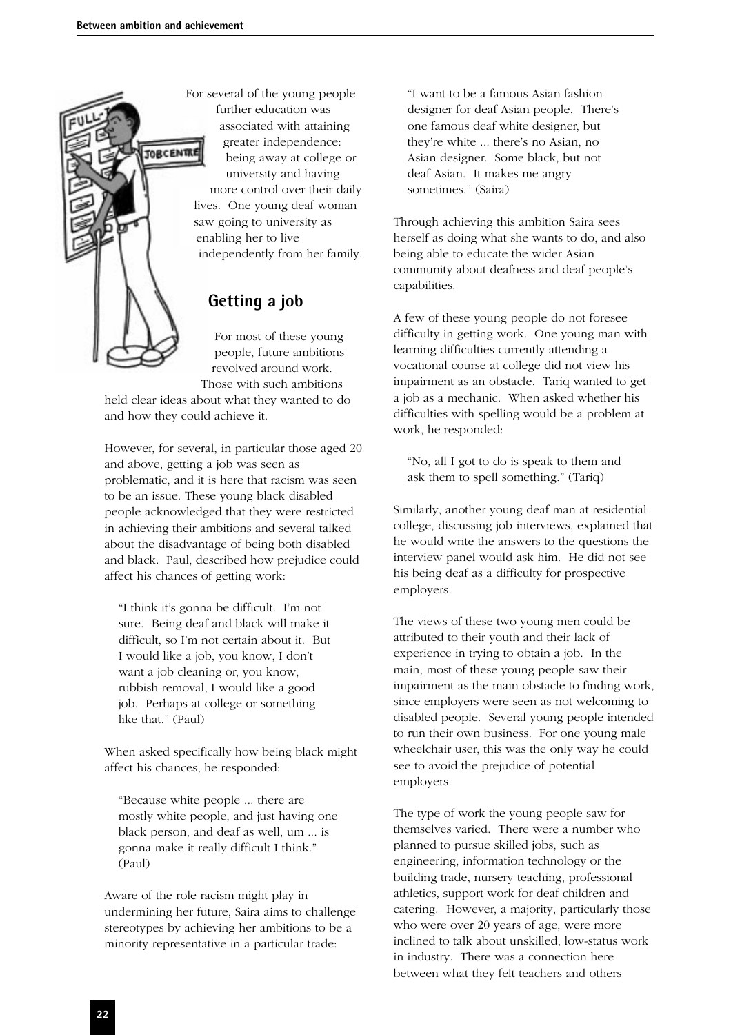For several of the young people further education was associated with attaining greater independence: being away at college or university and having more control over their daily lives. One young deaf woman saw going to university as enabling her to live independently from her family.

## Getting a job

For most of these young people, future ambitions revolved around work. Those with such ambitions held clear ideas about what they wanted to do and how they could achieve it.

However, for several, in particular those aged 20 and above, getting a job was seen as problematic, and it is here that racism was seen to be an issue. These young black disabled people acknowledged that they were restricted in achieving their ambitions and several talked about the disadvantage of being both disabled and black. Paul, described how prejudice could affect his chances of getting work:

> "I think it's gonna be difficult. I'm not sure. Being deaf and black will make it difficult, so I'm not certain about it. But I would like a job, you know, I don't want a job cleaning or, you know, rubbish removal, I would like a good job. Perhaps at college or something like that." (Paul)

When asked specifically how being black might affect his chances, he responded:

> "Because white people ... there are mostly white people, and just having one black person, and deaf as well, um ... is gonna make it really difficult I think." (Paul)

Aware of the role racism might play in undermining her future, Saira aims to challenge stereotypes by achieving her ambitions to be a minority representative in a particular trade:

> "I want to be a famous Asian fashion designer for deaf Asian people. There's one famous deaf white designer, but they're white ... there's no Asian, no Asian designer. Some black, but not deaf Asian. It makes me angry sometimes." (Saira)

Through achieving this ambition Saira sees herself as doing what she wants to do, and also being able to educate the wider Asian community about deafness and deaf people's capabilities.

A few of these young people do not foresee difficulty in getting work. One young man with learning difficulties currently attending a vocational course at college did not view his impairment as an obstacle. Tariq wanted to get a job as a mechanic. When asked whether his difficulties with spelling would be a problem at work, he responded:

> "No, all I got to do is speak to them and ask them to spell something." (Tariq)

Similarly, another young deaf man at residential college, discussing job interviews, explained that he would write the answers to the questions the interview panel would ask him. He did not see his being deaf as a difficulty for prospective employers.

The views of these two young men could be attributed to their youth and their lack of experience in trying to obtain a job. In the main, most of these young people saw their impairment as the main obstacle to finding work, since employers were seen as not welcoming to disabled people. Several young people intended to run their own business. For one young male wheelchair user, this was the only way he could see to avoid the prejudice of potential employers.

The type of work the young people saw for themselves varied. There were a number who planned to pursue skilled jobs, such as engineering, information technology or the building trade, nursery teaching, professional athletics, support work for deaf children and catering. However, a majority, particularly those who were over 20 years of age, were more inclined to talk about unskilled, low-status work in industry. There was a connection here between what they felt teachers and others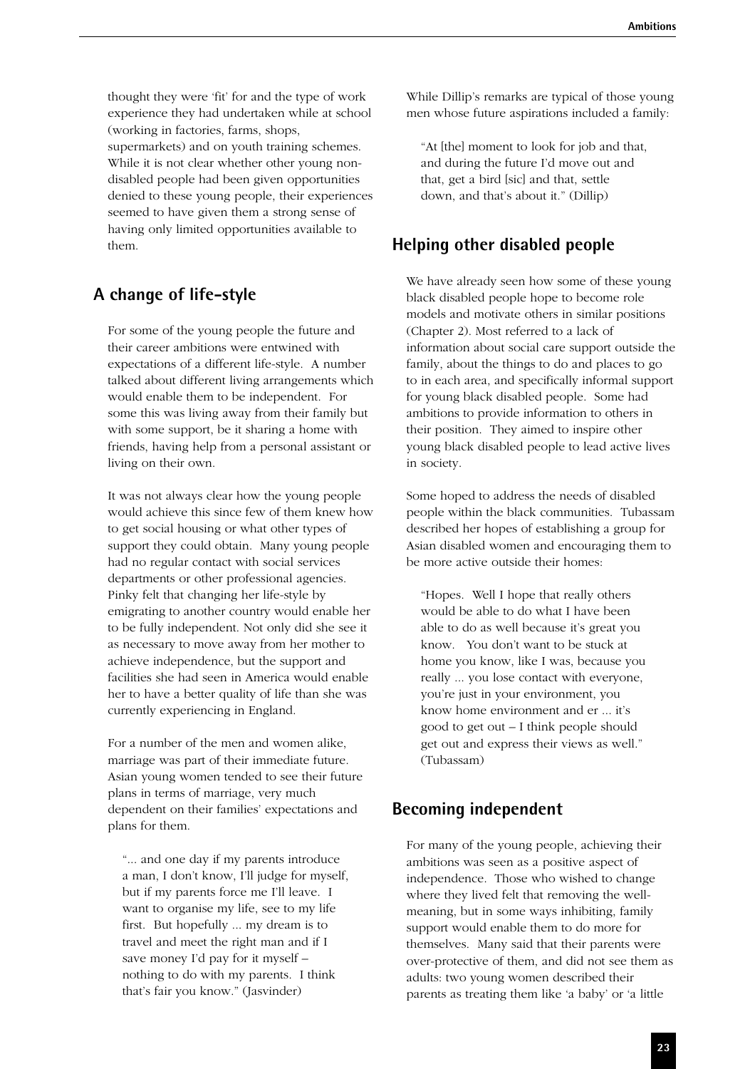thought they were 'fit' for and the type of work experience they had undertaken while at school (working in factories, farms, shops, supermarkets) and on youth training schemes. While it is not clear whether other young non-disabled people had been given opportunities denied to these young people, their experiences seemed to have given them a strong sense of having only limited opportunities available to them.

## A change of life-style

For some of the young people the future and their career ambitions were entwined with expectations of a different life-style. A number talked about different living arrangements which would enable them to be independent. For some this was living away from their family but with some support, be it sharing a home with friends, having help from a personal assistant or living on their own.

It was not always clear how the young people would achieve this since few of them knew how to get social housing or what other types of support they could obtain. Many young people had no regular contact with social services departments or other professional agencies. Pinky felt that changing her life-style by emigrating to another country would enable her to be fully independent. Not only did she see it as necessary to move away from her mother to achieve independence, but the support and facilities she had seen in America would enable her to have a better quality of life than she was currently experiencing in England.

For a number of the men and women alike, marriage was part of their immediate future. Asian young women tended to see their future plans in terms of marriage, very much dependent on their families' expectations and plans for them.

> "... and one day if my parents introduce a man, I don't know, I'll judge for myself, but if my parents force me I'll leave. I want to organise my life, see to my life first. But hopefully ... my dream is to travel and meet the right man and if I save money I'd pay for it myself – nothing to do with my parents. I think that's fair you know." (Jasvinder)

While Dillip's remarks are typical of those young men whose future aspirations included a family:

> "At [the] moment to look for job and that, and during the future I'd move out and that, get a bird [sic] and that, settle down, and that's about it." (Dillip)

## Helping other disabled people

We have already seen how some of these young black disabled people hope to become role models and motivate others in similar positions (Chapter 2). Most referred to a lack of information about social care support outside the family, about the things to do and places to go to in each area, and specifically informal support for young black disabled people. Some had ambitions to provide information to others in their position. They aimed to inspire other young black disabled people to lead active lives in society.

Some hoped to address the needs of disabled people within the black communities. Tubassam described her hopes of establishing a group for Asian disabled women and encouraging them to be more active outside their homes:

> "Hopes. Well I hope that really others would be able to do what I have been able to do as well because it's great you know. You don't want to be stuck at home you know, like I was, because you really ... you lose contact with everyone, you're just in your environment, you know home environment and er ... it's good to get out – I think people should get out and express their views as well." (Tubassam)

## Becoming independent

For many of the young people, achieving their ambitions was seen as a positive aspect of independence. Those who wished to change where they lived felt that removing the well-meaning, but in some ways inhibiting, family support would enable them to do more for themselves. Many said that their parents were over-protective of them, and did not see them as adults: two young women described their parents as treating them like 'a baby' or 'a little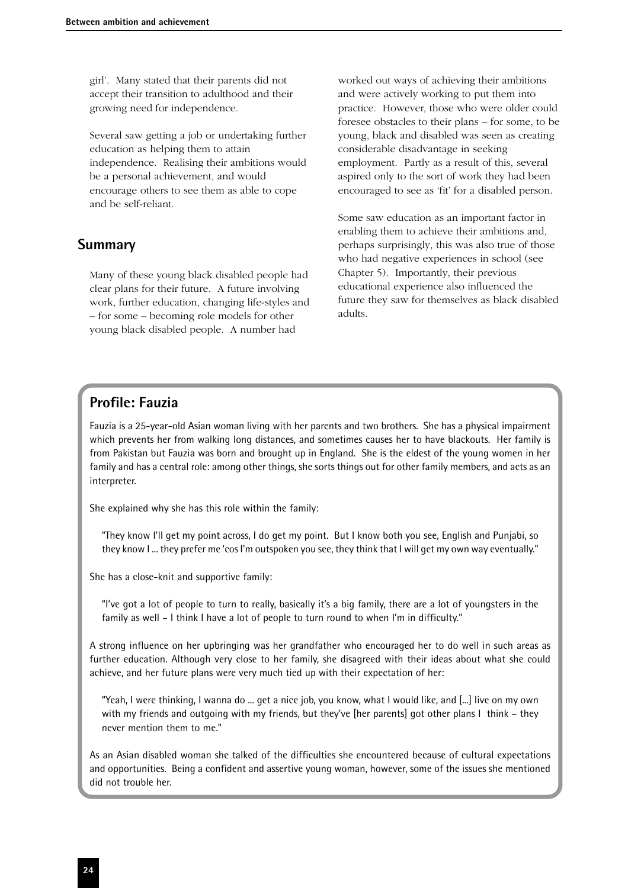girl'. Many stated that their parents did not accept their transition to adulthood and their growing need for independence.

Several saw getting a job or undertaking further education as helping them to attain independence. Realising their ambitions would be a personal achievement, and would encourage others to see them as able to cope and be self-reliant.

## Summary

Many of these young black disabled people had clear plans for their future. A future involving work, further education, changing life-styles and – for some – becoming role models for other young black disabled people. A number had worked out ways of achieving their ambitions and were actively working to put them into practice. However, those who were older could foresee obstacles to their plans – for some, to be young, black and disabled was seen as creating considerable disadvantage in seeking employment. Partly as a result of this, several aspired only to the sort of work they had been encouraged to see as 'fit' for a disabled person.

Some saw education as an important factor in enabling them to achieve their ambitions and, perhaps surprisingly, this was also true of those who had negative experiences in school (see Chapter 5). Importantly, their previous educational experience also influenced the future they saw for themselves as black disabled adults.

## Profile: Fauzia

Fauzia is a 25-year-old Asian woman living with her parents and two brothers. She has a physical impairment which prevents her from walking long distances, and sometimes causes her to have blackouts. Her family is from Pakistan but Fauzia was born and brought up in England. She is the eldest of the young women in her family and has a central role: among other things, she sorts things out for other family members, and acts as an interpreter.

She explained why she has this role within the family:

> "They know I'll get my point across, I do get my point. But I know both you see, English and Punjabi, so they know I ... they prefer me 'cos I'm outspoken you see, they think that I will get my own way eventually."

She has a close-knit and supportive family:

> "I've got a lot of people to turn to really, basically it's a big family, there are a lot of youngsters in the family as well – I think I have a lot of people to turn round to when I'm in difficulty."

A strong influence on her upbringing was her grandfather who encouraged her to do well in such areas as further education. Although very close to her family, she disagreed with their ideas about what she could achieve, and her future plans were very much tied up with their expectation of her:

> "Yeah, I were thinking, I wanna do ... get a nice job, you know, what I would like, and [...] live on my own with my friends and outgoing with my friends, but they've [her parents] got other plans I think – they never mention them to me."

As an Asian disabled woman she talked of the difficulties she encountered because of cultural expectations and opportunities. Being a confident and assertive young woman, however, some of the issues she mentioned did not trouble her.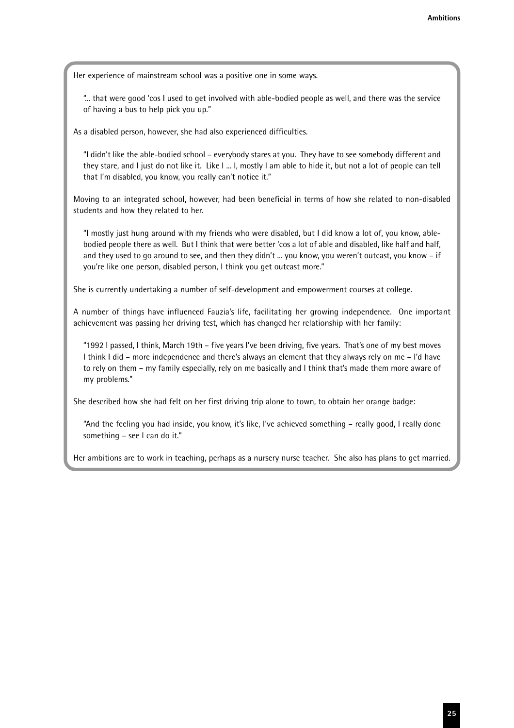Her experience of mainstream school was a positive one in some ways.

> "... that were good 'cos I used to get involved with able-bodied people as well, and there was the service of having a bus to help pick you up."

As a disabled person, however, she had also experienced difficulties.

> "I didn't like the able-bodied school – everybody stares at you. They have to see somebody different and they stare, and I just do not like it. Like I ... I, mostly I am able to hide it, but not a lot of people can tell that I'm disabled, you know, you really can't notice it."

Moving to an integrated school, however, had been beneficial in terms of how she related to non-disabled students and how they related to her.

> "I mostly just hung around with my friends who were disabled, but I did know a lot of, you know, able-bodied people there as well. But I think that were better 'cos a lot of able and disabled, like half and half, and they used to go around to see, and then they didn't ... you know, you weren't outcast, you know – if you're like one person, disabled person, I think you get outcast more."

She is currently undertaking a number of self-development and empowerment courses at college.

A number of things have influenced Fauzia's life, facilitating her growing independence. One important achievement was passing her driving test, which has changed her relationship with her family:

> "1992 I passed, I think, March 19th – five years I've been driving, five years. That's one of my best moves I think I did – more independence and there's always an element that they always rely on me – I'd have to rely on them – my family especially, rely on me basically and I think that's made them more aware of my problems."

She described how she had felt on her first driving trip alone to town, to obtain her orange badge:

> "And the feeling you had inside, you know, it's like, I've achieved something – really good, I really done something – see I can do it."

Her ambitions are to work in teaching, perhaps as a nursery nurse teacher. She also has plans to get married.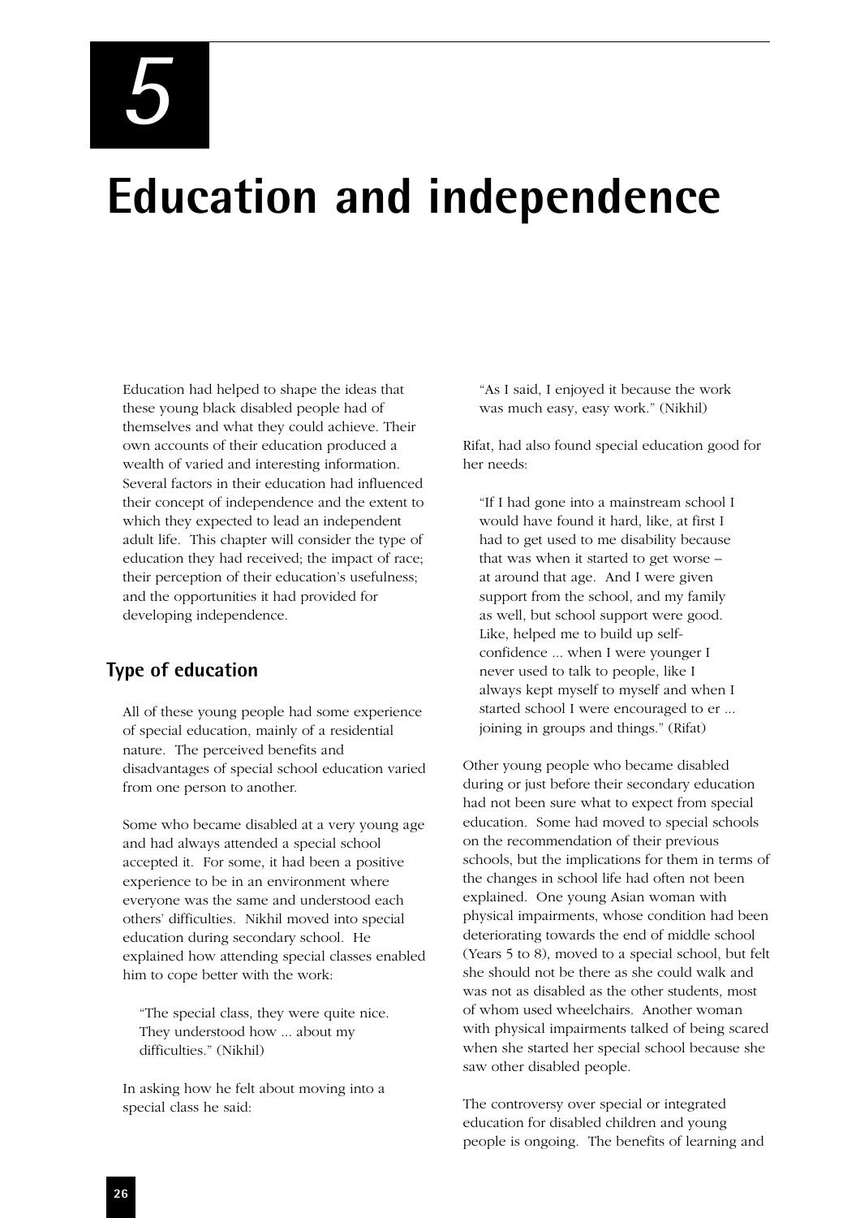# 5

# Education and independence

Education had helped to shape the ideas that these young black disabled people had of themselves and what they could achieve. Their own accounts of their education produced a wealth of varied and interesting information. Several factors in their education had influenced their concept of independence and the extent to which they expected to lead an independent adult life. This chapter will consider the type of education they had received; the impact of race; their perception of their education's usefulness; and the opportunities it had provided for developing independence.

## Type of education

All of these young people had some experience of special education, mainly of a residential nature. The perceived benefits and disadvantages of special school education varied from one person to another.

Some who became disabled at a very young age and had always attended a special school accepted it. For some, it had been a positive experience to be in an environment where everyone was the same and understood each others' difficulties. Nikhil moved into special education during secondary school. He explained how attending special classes enabled him to cope better with the work:

> "The special class, they were quite nice. They understood how ... about my difficulties." (Nikhil)

In asking how he felt about moving into a special class he said:

> "As I said, I enjoyed it because the work was much easy, easy work." (Nikhil)

Rifat, had also found special education good for her needs:

> "If I had gone into a mainstream school I would have found it hard, like, at first I had to get used to me disability because that was when it started to get worse – at around that age. And I were given support from the school, and my family as well, but school support were good. Like, helped me to build up self-confidence ... when I were younger I never used to talk to people, like I always kept myself to myself and when I started school I were encouraged to er ... joining in groups and things." (Rifat)

Other young people who became disabled during or just before their secondary education had not been sure what to expect from special education. Some had moved to special schools on the recommendation of their previous schools, but the implications for them in terms of the changes in school life had often not been explained. One young Asian woman with physical impairments, whose condition had been deteriorating towards the end of middle school (Years 5 to 8), moved to a special school, but felt she should not be there as she could walk and was not as disabled as the other students, most of whom used wheelchairs. Another woman with physical impairments talked of being scared when she started her special school because she saw other disabled people.

The controversy over special or integrated education for disabled children and young people is ongoing. The benefits of learning and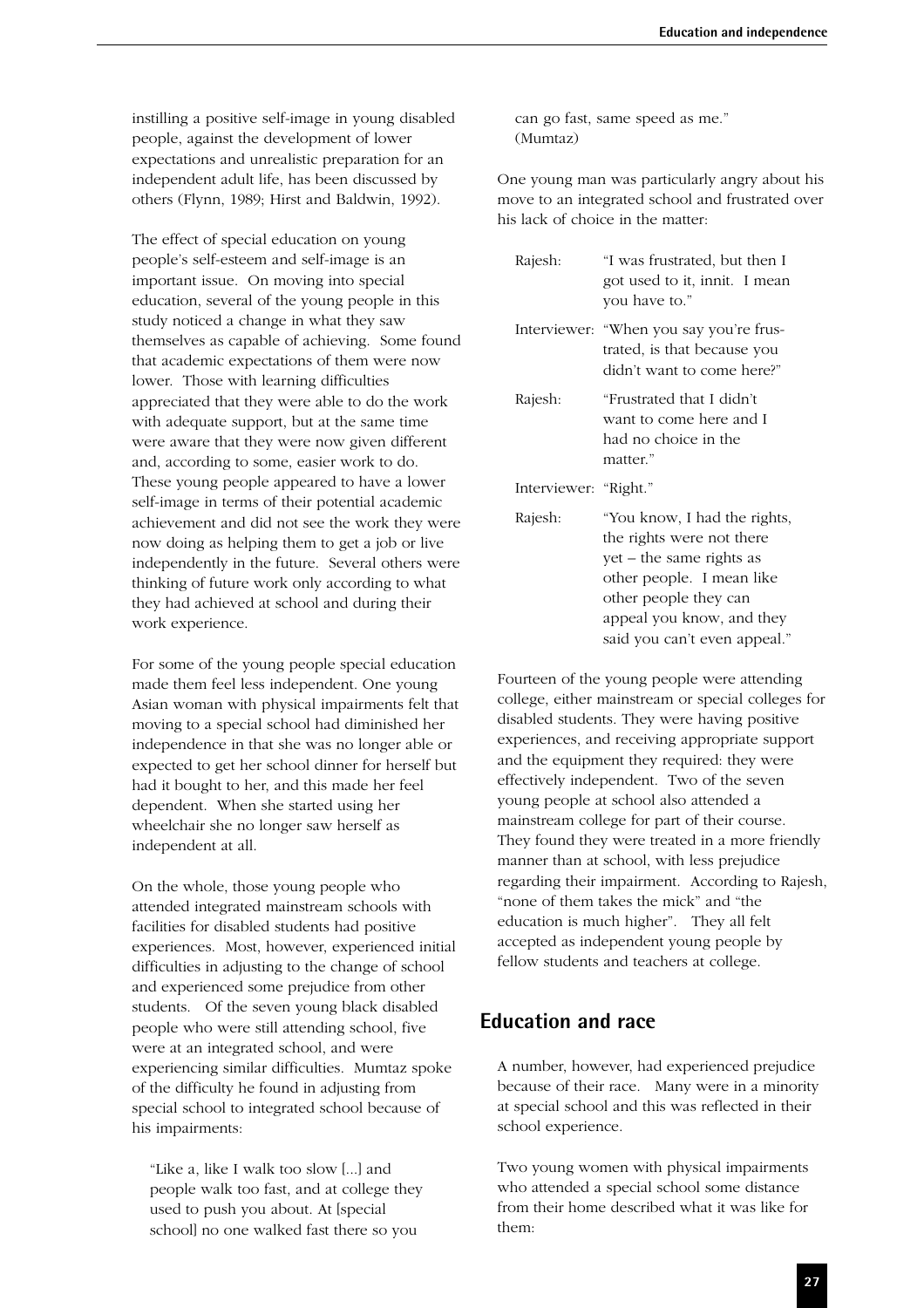instilling a positive self-image in young disabled people, against the development of lower expectations and unrealistic preparation for an independent adult life, has been discussed by others (Flynn, 1989; Hirst and Baldwin, 1992).

The effect of special education on young people's self-esteem and self-image is an important issue. On moving into special education, several of the young people in this study noticed a change in what they saw themselves as capable of achieving. Some found that academic expectations of them were now lower. Those with learning difficulties appreciated that they were able to do the work with adequate support, but at the same time were aware that they were now given different and, according to some, easier work to do. These young people appeared to have a lower self-image in terms of their potential academic achievement and did not see the work they were now doing as helping them to get a job or live independently in the future. Several others were thinking of future work only according to what they had achieved at school and during their work experience.

For some of the young people special education made them feel less independent. One young Asian woman with physical impairments felt that moving to a special school had diminished her independence in that she was no longer able or expected to get her school dinner for herself but had it bought to her, and this made her feel dependent. When she started using her wheelchair she no longer saw herself as independent at all.

On the whole, those young people who attended integrated mainstream schools with facilities for disabled students had positive experiences. Most, however, experienced initial difficulties in adjusting to the change of school and experienced some prejudice from other students. Of the seven young black disabled people who were still attending school, five were at an integrated school, and were experiencing similar difficulties. Mumtaz spoke of the difficulty he found in adjusting from special school to integrated school because of his impairments:

> "Like a, like I walk too slow [...] and people walk too fast, and at college they used to push you about. At [special school] no one walked fast there so you can go fast, same speed as me." (Mumtaz)

One young man was particularly angry about his move to an integrated school and frustrated over his lack of choice in the matter:

> Rajesh: "I was frustrated, but then I got used to it, innit. I mean you have to."
>
> Interviewer: "When you say you're frustrated, is that because you didn't want to come here?"
>
> Rajesh: "Frustrated that I didn't want to come here and I had no choice in the matter."
>
> Interviewer: "Right."
>
> Rajesh: "You know, I had the rights, the rights were not there yet – the same rights as other people. I mean like other people they can appeal you know, and they said you can't even appeal."

Fourteen of the young people were attending college, either mainstream or special colleges for disabled students. They were having positive experiences, and receiving appropriate support and the equipment they required: they were effectively independent. Two of the seven young people at school also attended a mainstream college for part of their course. They found they were treated in a more friendly manner than at school, with less prejudice regarding their impairment. According to Rajesh, "none of them takes the mick" and "the education is much higher". They all felt accepted as independent young people by fellow students and teachers at college.

## Education and race

A number, however, had experienced prejudice because of their race. Many were in a minority at special school and this was reflected in their school experience.

Two young women with physical impairments who attended a special school some distance from their home described what it was like for them: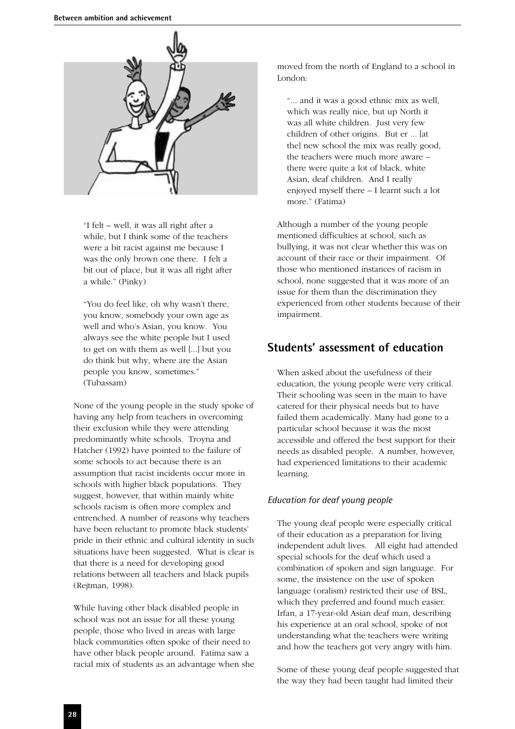"I felt – well, it was all right after a while, but I think some of the teachers were a bit racist against me because I was the only brown one there. I felt a bit out of place, but it was all right after a while." (Pinky)

"You do feel like, oh why wasn't there, you know, somebody your own age as well and who's Asian, you know. You always see the white people but I used to get on with them as well [...] but you do think but why, where are the Asian people you know, sometimes." (Tubassam)

None of the young people in the study spoke of having any help from teachers in overcoming their exclusion while they were attending predominantly white schools. Troyna and Hatcher (1992) have pointed to the failure of some schools to act because there is an assumption that racist incidents occur more in schools with higher black populations. They suggest, however, that within mainly white schools racism is often more complex and entrenched. A number of reasons why teachers have been reluctant to promote black students' pride in their ethnic and cultural identity in such situations have been suggested. What is clear is that there is a need for developing good relations between all teachers and black pupils (Rejtman, 1998).

While having other black disabled people in school was not an issue for all these young people, those who lived in areas with large black communities often spoke of their need to have other black people around. Fatima saw a racial mix of students as an advantage when she moved from the north of England to a school in London:

"... and it was a good ethnic mix as well, which was really nice, but up North it was all white children. Just very few children of other origins. But er ... [at the] new school the mix was really good, the teachers were much more aware – there were quite a lot of black, white Asian, deaf children. And I really enjoyed myself there – I learnt such a lot more." (Fatima)

Although a number of the young people mentioned difficulties at school, such as bullying, it was not clear whether this was on account of their race or their impairment. Of those who mentioned instances of racism in school, none suggested that it was more of an issue for them than the discrimination they experienced from other students because of their impairment.

## Students' assessment of education

When asked about the usefulness of their education, the young people were very critical. Their schooling was seen in the main to have catered for their physical needs but to have failed them academically. Many had gone to a particular school because it was the most accessible and offered the best support for their needs as disabled people. A number, however, had experienced limitations to their academic learning.

### *Education for deaf young people*

The young deaf people were especially critical of their education as a preparation for living independent adult lives. All eight had attended special schools for the deaf which used a combination of spoken and sign language. For some, the insistence on the use of spoken language (oralism) restricted their use of BSL, which they preferred and found much easier. Irfan, a 17-year-old Asian deaf man, describing his experience at an oral school, spoke of not understanding what the teachers were writing and how the teachers got very angry with him.

Some of these young deaf people suggested that the way they had been taught had limited their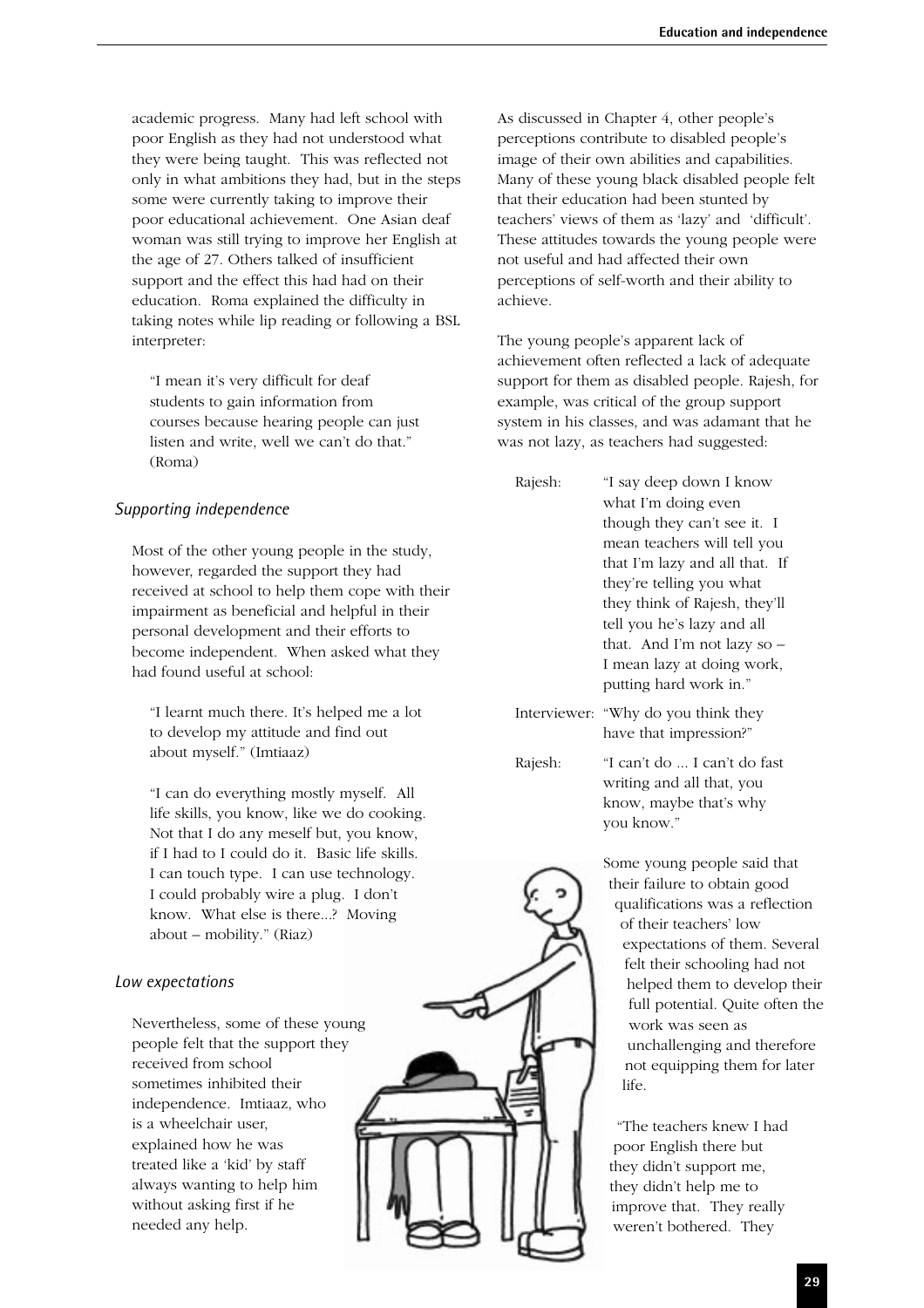academic progress. Many had left school with poor English as they had not understood what they were being taught. This was reflected not only in what ambitions they had, but in the steps some were currently taking to improve their poor educational achievement. One Asian deaf woman was still trying to improve her English at the age of 27. Others talked of insufficient support and the effect this had had on their education. Roma explained the difficulty in taking notes while lip reading or following a BSL interpreter:

> "I mean it's very difficult for deaf students to gain information from courses because hearing people can just listen and write, well we can't do that." (Roma)

### *Supporting independence*

Most of the other young people in the study, however, regarded the support they had received at school to help them cope with their impairment as beneficial and helpful in their personal development and their efforts to become independent. When asked what they had found useful at school:

> "I learnt much there. It's helped me a lot to develop my attitude and find out about myself." (Imtiaaz)

> "I can do everything mostly myself. All life skills, you know, like we do cooking. Not that I do any meself but, you know, if I had to I could do it. Basic life skills. I can touch type. I can use technology. I could probably wire a plug. I don't know. What else is there...? Moving about – mobility." (Riaz)

### *Low expectations*

Nevertheless, some of these young people felt that the support they received from school sometimes inhibited their independence. Imtiaaz, who is a wheelchair user, explained how he was treated like a 'kid' by staff always wanting to help him without asking first if he needed any help.

As discussed in Chapter 4, other people's perceptions contribute to disabled people's image of their own abilities and capabilities. Many of these young black disabled people felt that their education had been stunted by teachers' views of them as 'lazy' and 'difficult'. These attitudes towards the young people were not useful and had affected their own perceptions of self-worth and their ability to achieve.

The young people's apparent lack of achievement often reflected a lack of adequate support for them as disabled people. Rajesh, for example, was critical of the group support system in his classes, and was adamant that he was not lazy, as teachers had suggested:

> Rajesh: "I say deep down I know what I'm doing even though they can't see it. I mean teachers will tell you that I'm lazy and all that. If they're telling you what they think of Rajesh, they'll tell you he's lazy and all that. And I'm not lazy so – I mean lazy at doing work, putting hard work in."
>
> Interviewer: "Why do you think they have that impression?"
>
> Rajesh: "I can't do ... I can't do fast writing and all that, you know, maybe that's why you know."

Some young people said that their failure to obtain good qualifications was a reflection of their teachers' low expectations of them. Several felt their schooling had not helped them to develop their full potential. Quite often the work was seen as unchallenging and therefore not equipping them for later life.

> "The teachers knew I had poor English there but they didn't support me, they didn't help me to improve that. They really weren't bothered. They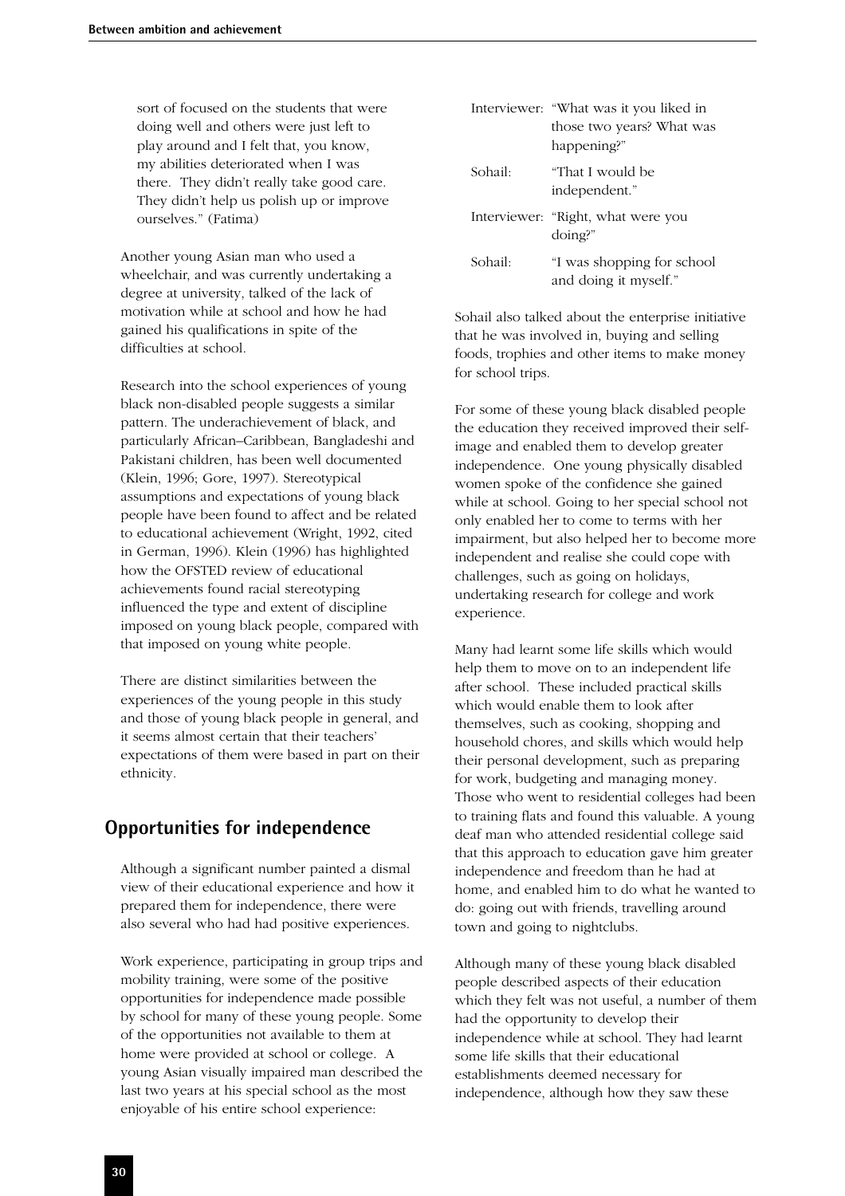sort of focused on the students that were doing well and others were just left to play around and I felt that, you know, my abilities deteriorated when I was there. They didn't really take good care. They didn't help us polish up or improve ourselves." (Fatima)

Another young Asian man who used a wheelchair, and was currently undertaking a degree at university, talked of the lack of motivation while at school and how he had gained his qualifications in spite of the difficulties at school.

Research into the school experiences of young black non-disabled people suggests a similar pattern. The underachievement of black, and particularly African–Caribbean, Bangladeshi and Pakistani children, has been well documented (Klein, 1996; Gore, 1997). Stereotypical assumptions and expectations of young black people have been found to affect and be related to educational achievement (Wright, 1992, cited in German, 1996). Klein (1996) has highlighted how the OFSTED review of educational achievements found racial stereotyping influenced the type and extent of discipline imposed on young black people, compared with that imposed on young white people.

There are distinct similarities between the experiences of the young people in this study and those of young black people in general, and it seems almost certain that their teachers' expectations of them were based in part on their ethnicity.

## Opportunities for independence

Although a significant number painted a dismal view of their educational experience and how it prepared them for independence, there were also several who had had positive experiences.

Work experience, participating in group trips and mobility training, were some of the positive opportunities for independence made possible by school for many of these young people. Some of the opportunities not available to them at home were provided at school or college. A young Asian visually impaired man described the last two years at his special school as the most enjoyable of his entire school experience:

Interviewer: "What was it you liked in those two years? What was happening?"

Sohail: "That I would be independent."

Interviewer: "Right, what were you doing?"

Sohail: "I was shopping for school and doing it myself."

Sohail also talked about the enterprise initiative that he was involved in, buying and selling foods, trophies and other items to make money for school trips.

For some of these young black disabled people the education they received improved their self-image and enabled them to develop greater independence. One young physically disabled women spoke of the confidence she gained while at school. Going to her special school not only enabled her to come to terms with her impairment, but also helped her to become more independent and realise she could cope with challenges, such as going on holidays, undertaking research for college and work experience.

Many had learnt some life skills which would help them to move on to an independent life after school. These included practical skills which would enable them to look after themselves, such as cooking, shopping and household chores, and skills which would help their personal development, such as preparing for work, budgeting and managing money. Those who went to residential colleges had been to training flats and found this valuable. A young deaf man who attended residential college said that this approach to education gave him greater independence and freedom than he had at home, and enabled him to do what he wanted to do: going out with friends, travelling around town and going to nightclubs.

Although many of these young black disabled people described aspects of their education which they felt was not useful, a number of them had the opportunity to develop their independence while at school. They had learnt some life skills that their educational establishments deemed necessary for independence, although how they saw these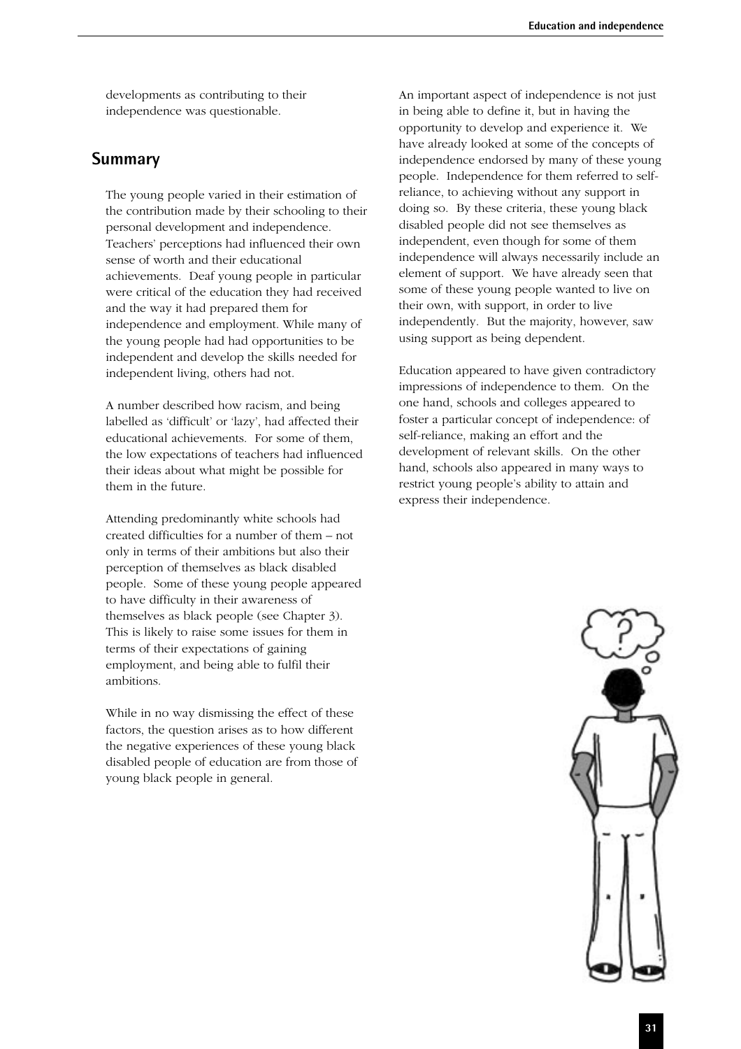developments as contributing to their independence was questionable.

## Summary

The young people varied in their estimation of the contribution made by their schooling to their personal development and independence. Teachers' perceptions had influenced their own sense of worth and their educational achievements. Deaf young people in particular were critical of the education they had received and the way it had prepared them for independence and employment. While many of the young people had had opportunities to be independent and develop the skills needed for independent living, others had not.

A number described how racism, and being labelled as 'difficult' or 'lazy', had affected their educational achievements. For some of them, the low expectations of teachers had influenced their ideas about what might be possible for them in the future.

Attending predominantly white schools had created difficulties for a number of them – not only in terms of their ambitions but also their perception of themselves as black disabled people. Some of these young people appeared to have difficulty in their awareness of themselves as black people (see Chapter 3). This is likely to raise some issues for them in terms of their expectations of gaining employment, and being able to fulfil their ambitions.

While in no way dismissing the effect of these factors, the question arises as to how different the negative experiences of these young black disabled people of education are from those of young black people in general.

An important aspect of independence is not just in being able to define it, but in having the opportunity to develop and experience it. We have already looked at some of the concepts of independence endorsed by many of these young people. Independence for them referred to self-reliance, to achieving without any support in doing so. By these criteria, these young black disabled people did not see themselves as independent, even though for some of them independence will always necessarily include an element of support. We have already seen that some of these young people wanted to live on their own, with support, in order to live independently. But the majority, however, saw using support as being dependent.

Education appeared to have given contradictory impressions of independence to them. On the one hand, schools and colleges appeared to foster a particular concept of independence: of self-reliance, making an effort and the development of relevant skills. On the other hand, schools also appeared in many ways to restrict young people's ability to attain and express their independence.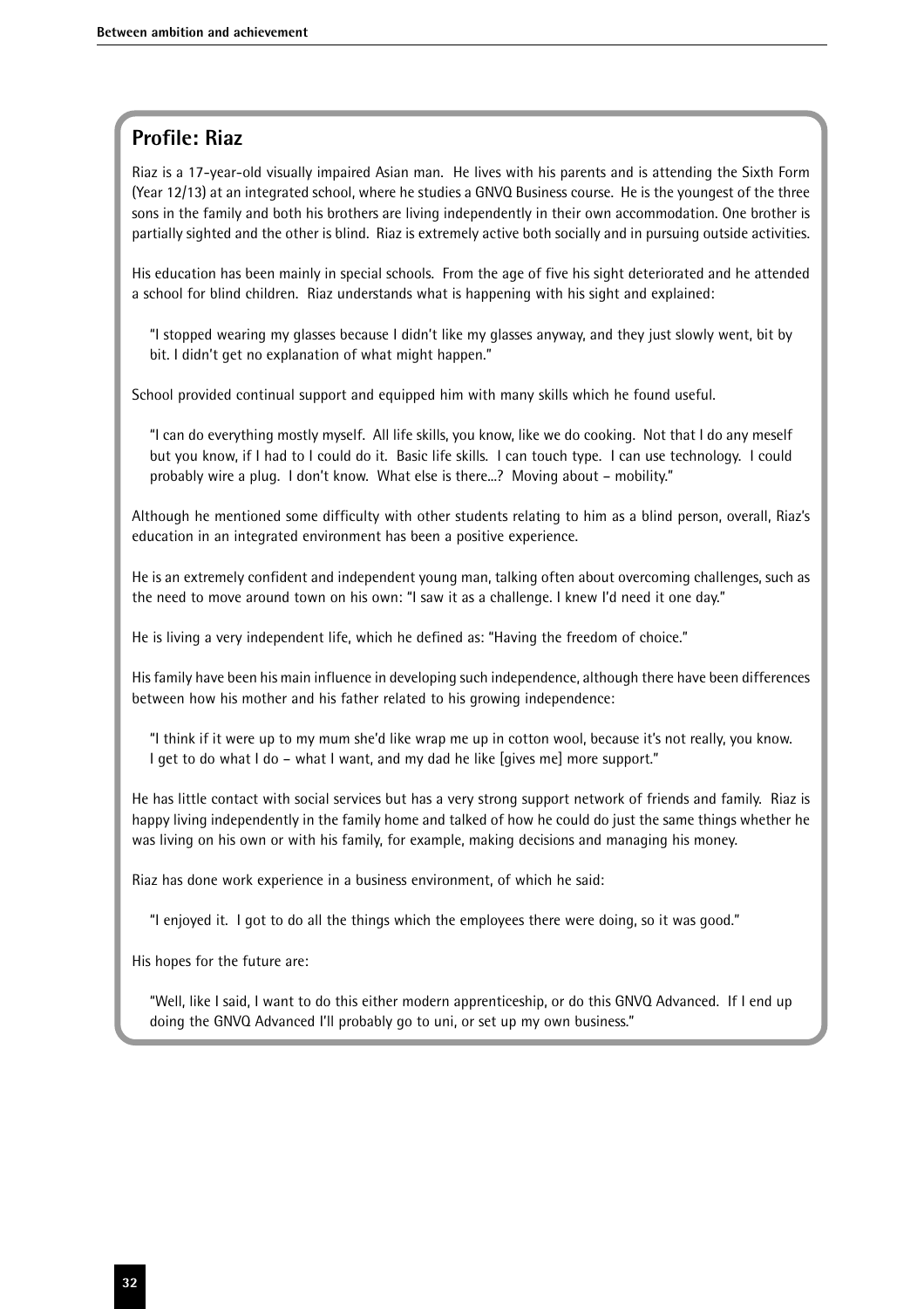## Profile: Riaz

Riaz is a 17-year-old visually impaired Asian man. He lives with his parents and is attending the Sixth Form (Year 12/13) at an integrated school, where he studies a GNVQ Business course. He is the youngest of the three sons in the family and both his brothers are living independently in their own accommodation. One brother is partially sighted and the other is blind. Riaz is extremely active both socially and in pursuing outside activities.

His education has been mainly in special schools. From the age of five his sight deteriorated and he attended a school for blind children. Riaz understands what is happening with his sight and explained:

> "I stopped wearing my glasses because I didn't like my glasses anyway, and they just slowly went, bit by bit. I didn't get no explanation of what might happen."

School provided continual support and equipped him with many skills which he found useful.

> "I can do everything mostly myself. All life skills, you know, like we do cooking. Not that I do any meself but you know, if I had to I could do it. Basic life skills. I can touch type. I can use technology. I could probably wire a plug. I don't know. What else is there...? Moving about – mobility."

Although he mentioned some difficulty with other students relating to him as a blind person, overall, Riaz's education in an integrated environment has been a positive experience.

He is an extremely confident and independent young man, talking often about overcoming challenges, such as the need to move around town on his own: "I saw it as a challenge. I knew I'd need it one day."

He is living a very independent life, which he defined as: "Having the freedom of choice."

His family have been his main influence in developing such independence, although there have been differences between how his mother and his father related to his growing independence:

> "I think if it were up to my mum she'd like wrap me up in cotton wool, because it's not really, you know. I get to do what I do – what I want, and my dad he like [gives me] more support."

He has little contact with social services but has a very strong support network of friends and family. Riaz is happy living independently in the family home and talked of how he could do just the same things whether he was living on his own or with his family, for example, making decisions and managing his money.

Riaz has done work experience in a business environment, of which he said:

> "I enjoyed it. I got to do all the things which the employees there were doing, so it was good."

His hopes for the future are:

> "Well, like I said, I want to do this either modern apprenticeship, or do this GNVQ Advanced. If I end up doing the GNVQ Advanced I'll probably go to uni, or set up my own business."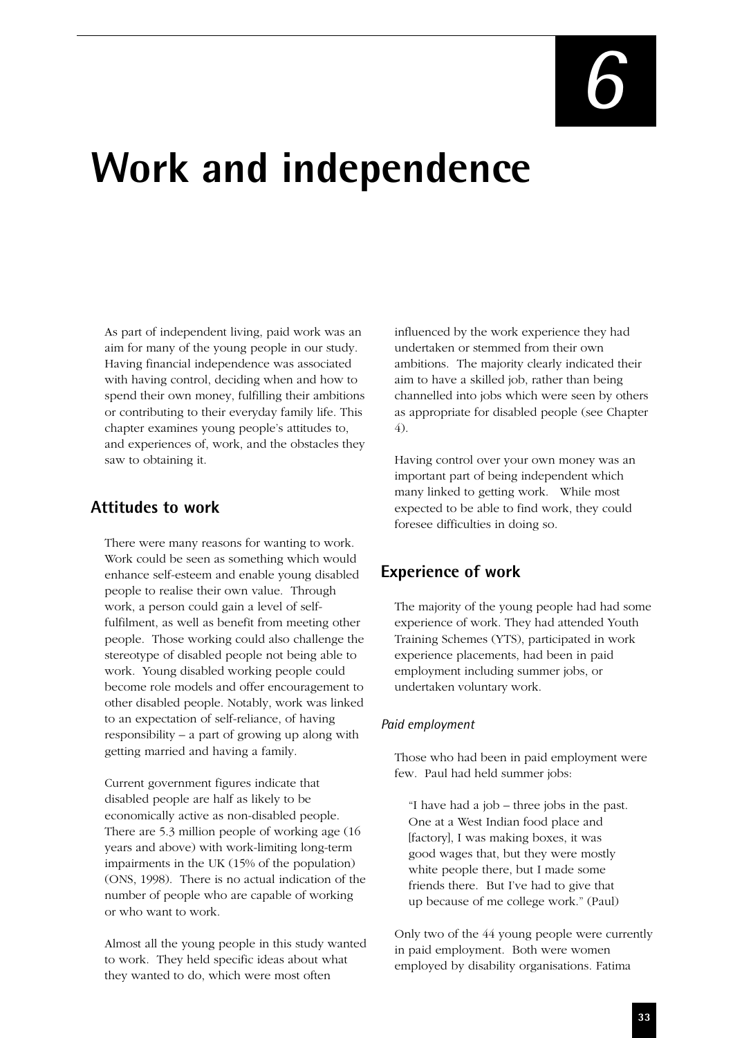# 6

# Work and independence

As part of independent living, paid work was an aim for many of the young people in our study. Having financial independence was associated with having control, deciding when and how to spend their own money, fulfilling their ambitions or contributing to their everyday family life. This chapter examines young people's attitudes to, and experiences of, work, and the obstacles they saw to obtaining it.

## Attitudes to work

There were many reasons for wanting to work. Work could be seen as something which would enhance self-esteem and enable young disabled people to realise their own value. Through work, a person could gain a level of self-fulfilment, as well as benefit from meeting other people. Those working could also challenge the stereotype of disabled people not being able to work. Young disabled working people could become role models and offer encouragement to other disabled people. Notably, work was linked to an expectation of self-reliance, of having responsibility – a part of growing up along with getting married and having a family.

Current government figures indicate that disabled people are half as likely to be economically active as non-disabled people. There are 5.3 million people of working age (16 years and above) with work-limiting long-term impairments in the UK (15% of the population) (ONS, 1998). There is no actual indication of the number of people who are capable of working or who want to work.

Almost all the young people in this study wanted to work. They held specific ideas about what they wanted to do, which were most often influenced by the work experience they had undertaken or stemmed from their own ambitions. The majority clearly indicated their aim to have a skilled job, rather than being channelled into jobs which were seen by others as appropriate for disabled people (see Chapter 4).

Having control over your own money was an important part of being independent which many linked to getting work. While most expected to be able to find work, they could foresee difficulties in doing so.

## Experience of work

The majority of the young people had had some experience of work. They had attended Youth Training Schemes (YTS), participated in work experience placements, had been in paid employment including summer jobs, or undertaken voluntary work.

### *Paid employment*

Those who had been in paid employment were few. Paul had held summer jobs:

> "I have had a job – three jobs in the past. One at a West Indian food place and [factory], I was making boxes, it was good wages that, but they were mostly white people there, but I made some friends there. But I've had to give that up because of me college work." (Paul)

Only two of the 44 young people were currently in paid employment. Both were women employed by disability organisations. Fatima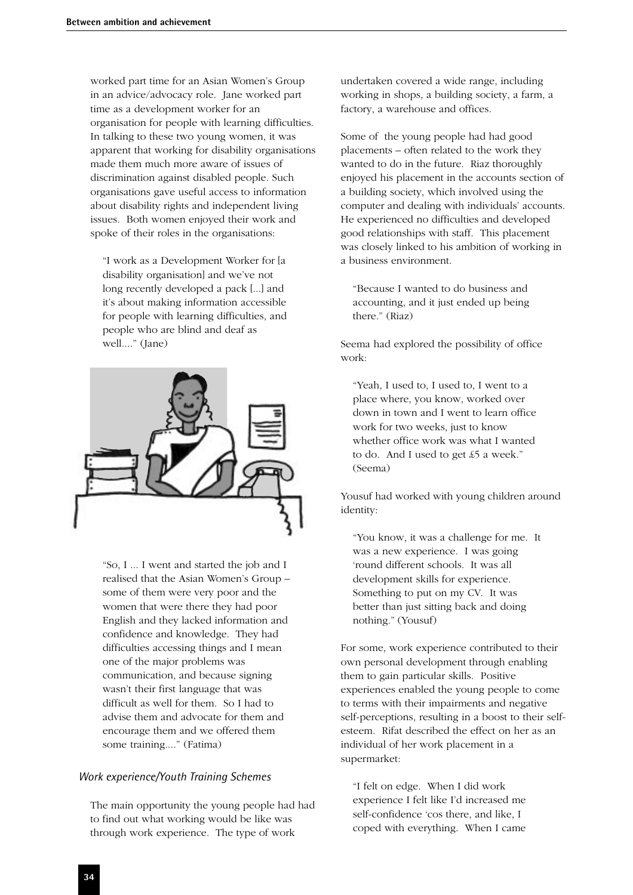worked part time for an Asian Women's Group in an advice/advocacy role. Jane worked part time as a development worker for an organisation for people with learning difficulties. In talking to these two young women, it was apparent that working for disability organisations made them much more aware of issues of discrimination against disabled people. Such organisations gave useful access to information about disability rights and independent living issues. Both women enjoyed their work and spoke of their roles in the organisations:

> "I work as a Development Worker for [a disability organisation] and we've not long recently developed a pack [...] and it's about making information accessible for people with learning difficulties, and people who are blind and deaf as well...." (Jane)

> "So, I ... I went and started the job and I realised that the Asian Women's Group – some of them were very poor and the women that were there they had poor English and they lacked information and confidence and knowledge. They had difficulties accessing things and I mean one of the major problems was communication, and because signing wasn't their first language that was difficult as well for them. So I had to advise them and advocate for them and encourage them and we offered them some training...." (Fatima)

### *Work experience/Youth Training Schemes*

The main opportunity the young people had had to find out what working would be like was through work experience. The type of work undertaken covered a wide range, including working in shops, a building society, a farm, a factory, a warehouse and offices.

Some of the young people had had good placements – often related to the work they wanted to do in the future. Riaz thoroughly enjoyed his placement in the accounts section of a building society, which involved using the computer and dealing with individuals' accounts. He experienced no difficulties and developed good relationships with staff. This placement was closely linked to his ambition of working in a business environment.

> "Because I wanted to do business and accounting, and it just ended up being there." (Riaz)

Seema had explored the possibility of office work:

> "Yeah, I used to, I used to, I went to a place where, you know, worked over down in town and I went to learn office work for two weeks, just to know whether office work was what I wanted to do. And I used to get £5 a week." (Seema)

Yousuf had worked with young children around identity:

> "You know, it was a challenge for me. It was a new experience. I was going 'round different schools. It was all development skills for experience. Something to put on my CV. It was better than just sitting back and doing nothing." (Yousuf)

For some, work experience contributed to their own personal development through enabling them to gain particular skills. Positive experiences enabled the young people to come to terms with their impairments and negative self-perceptions, resulting in a boost to their self-esteem. Rifat described the effect on her as an individual of her work placement in a supermarket:

> "I felt on edge. When I did work experience I felt like I'd increased me self-confidence 'cos there, and like, I coped with everything. When I came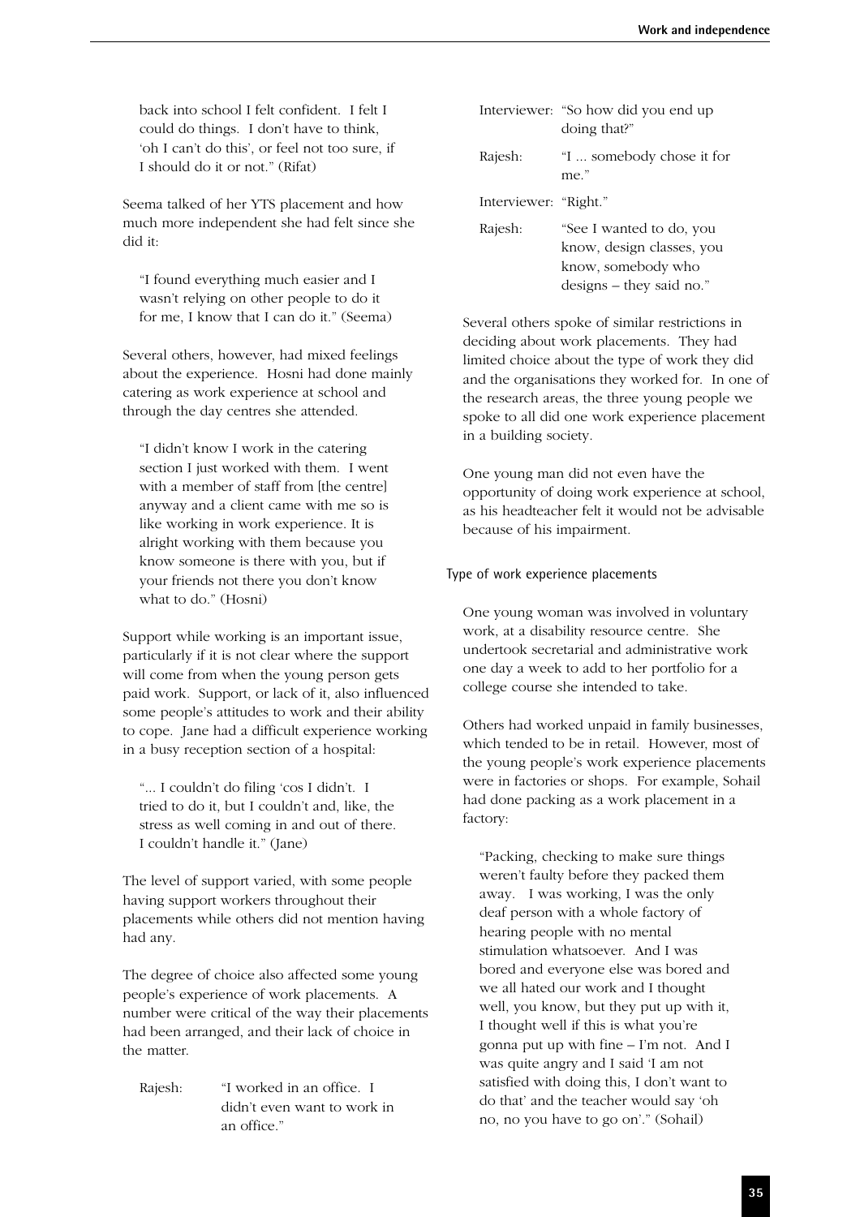back into school I felt confident. I felt I could do things. I don't have to think, 'oh I can't do this', or feel not too sure, if I should do it or not." (Rifat)

Seema talked of her YTS placement and how much more independent she had felt since she did it:

"I found everything much easier and I wasn't relying on other people to do it for me, I know that I can do it." (Seema)

Several others, however, had mixed feelings about the experience. Hosni had done mainly catering as work experience at school and through the day centres she attended.

"I didn't know I work in the catering section I just worked with them. I went with a member of staff from [the centre] anyway and a client came with me so is like working in work experience. It is alright working with them because you know someone is there with you, but if your friends not there you don't know what to do." (Hosni)

Support while working is an important issue, particularly if it is not clear where the support will come from when the young person gets paid work. Support, or lack of it, also influenced some people's attitudes to work and their ability to cope. Jane had a difficult experience working in a busy reception section of a hospital:

"... I couldn't do filing 'cos I didn't. I tried to do it, but I couldn't and, like, the stress as well coming in and out of there. I couldn't handle it." (Jane)

The level of support varied, with some people having support workers throughout their placements while others did not mention having had any.

The degree of choice also affected some young people's experience of work placements. A number were critical of the way their placements had been arranged, and their lack of choice in the matter.

Rajesh: "I worked in an office. I didn't even want to work in an office."

Interviewer: "So how did you end up doing that?"

Rajesh: "I ... somebody chose it for me."

Interviewer: "Right."

Rajesh: "See I wanted to do, you know, design classes, you know, somebody who designs – they said no."

Several others spoke of similar restrictions in deciding about work placements. They had limited choice about the type of work they did and the organisations they worked for. In one of the research areas, the three young people we spoke to all did one work experience placement in a building society.

One young man did not even have the opportunity of doing work experience at school, as his headteacher felt it would not be advisable because of his impairment.

### Type of work experience placements

One young woman was involved in voluntary work, at a disability resource centre. She undertook secretarial and administrative work one day a week to add to her portfolio for a college course she intended to take.

Others had worked unpaid in family businesses, which tended to be in retail. However, most of the young people's work experience placements were in factories or shops. For example, Sohail had done packing as a work placement in a factory:

"Packing, checking to make sure things weren't faulty before they packed them away. I was working, I was the only deaf person with a whole factory of hearing people with no mental stimulation whatsoever. And I was bored and everyone else was bored and we all hated our work and I thought well, you know, but they put up with it, I thought well if this is what you're gonna put up with fine – I'm not. And I was quite angry and I said 'I am not satisfied with doing this, I don't want to do that' and the teacher would say 'oh no, no you have to go on'." (Sohail)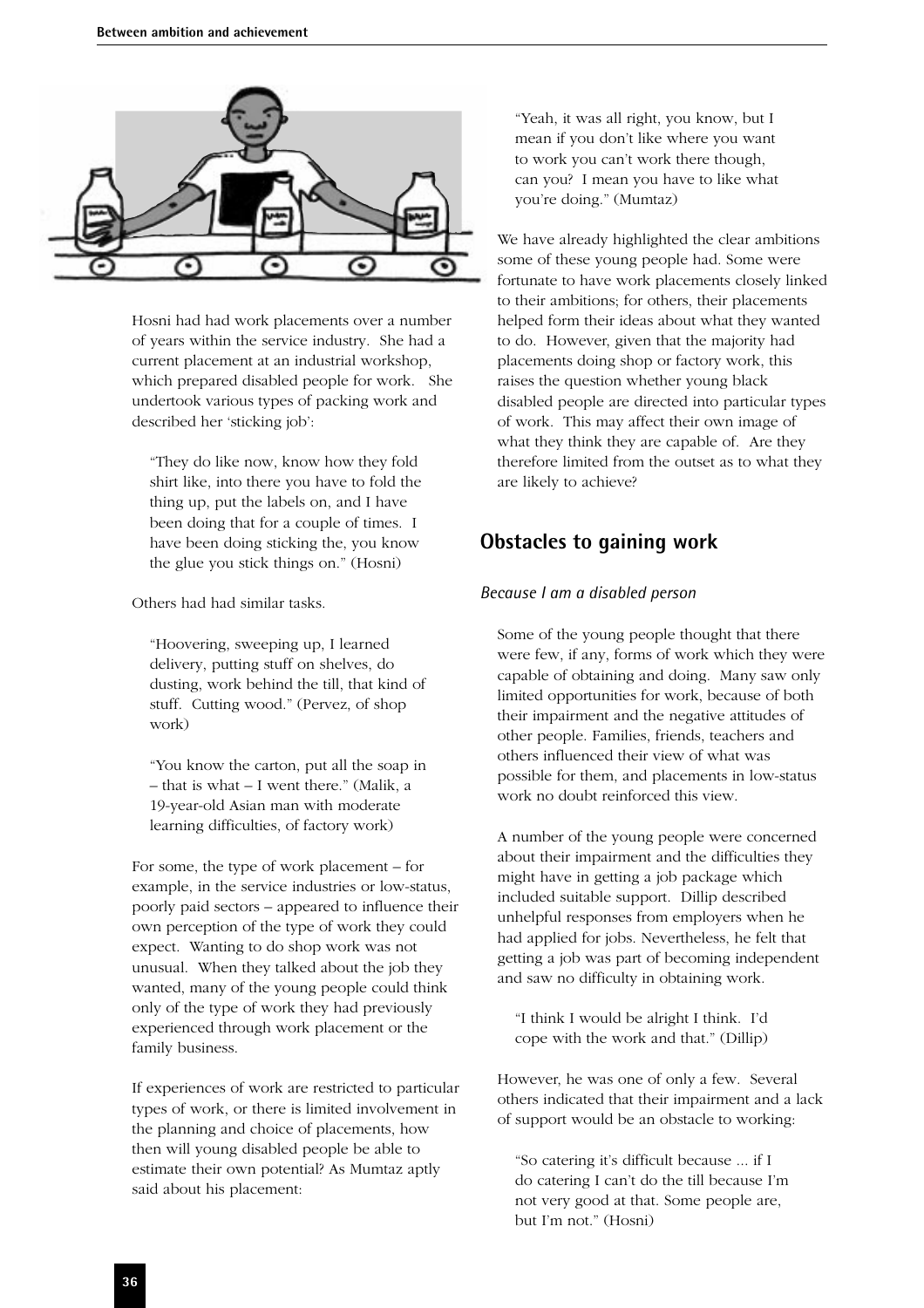Hosni had had work placements over a number of years within the service industry. She had a current placement at an industrial workshop, which prepared disabled people for work. She undertook various types of packing work and described her 'sticking job':

> "They do like now, know how they fold shirt like, into there you have to fold the thing up, put the labels on, and I have been doing that for a couple of times. I have been doing sticking the, you know the glue you stick things on." (Hosni)

Others had had similar tasks.

> "Hoovering, sweeping up, I learned delivery, putting stuff on shelves, do dusting, work behind the till, that kind of stuff. Cutting wood." (Pervez, of shop work)

> "You know the carton, put all the soap in – that is what – I went there." (Malik, a 19-year-old Asian man with moderate learning difficulties, of factory work)

For some, the type of work placement – for example, in the service industries or low-status, poorly paid sectors – appeared to influence their own perception of the type of work they could expect. Wanting to do shop work was not unusual. When they talked about the job they wanted, many of the young people could think only of the type of work they had previously experienced through work placement or the family business.

If experiences of work are restricted to particular types of work, or there is limited involvement in the planning and choice of placements, how then will young disabled people be able to estimate their own potential? As Mumtaz aptly said about his placement:

> "Yeah, it was all right, you know, but I mean if you don't like where you want to work you can't work there though, can you? I mean you have to like what you're doing." (Mumtaz)

We have already highlighted the clear ambitions some of these young people had. Some were fortunate to have work placements closely linked to their ambitions; for others, their placements helped form their ideas about what they wanted to do. However, given that the majority had placements doing shop or factory work, this raises the question whether young black disabled people are directed into particular types of work. This may affect their own image of what they think they are capable of. Are they therefore limited from the outset as to what they are likely to achieve?

## Obstacles to gaining work

### *Because I am a disabled person*

Some of the young people thought that there were few, if any, forms of work which they were capable of obtaining and doing. Many saw only limited opportunities for work, because of both their impairment and the negative attitudes of other people. Families, friends, teachers and others influenced their view of what was possible for them, and placements in low-status work no doubt reinforced this view.

A number of the young people were concerned about their impairment and the difficulties they might have in getting a job package which included suitable support. Dillip described unhelpful responses from employers when he had applied for jobs. Nevertheless, he felt that getting a job was part of becoming independent and saw no difficulty in obtaining work.

> "I think I would be alright I think. I'd cope with the work and that." (Dillip)

However, he was one of only a few. Several others indicated that their impairment and a lack of support would be an obstacle to working:

> "So catering it's difficult because ... if I do catering I can't do the till because I'm not very good at that. Some people are, but I'm not." (Hosni)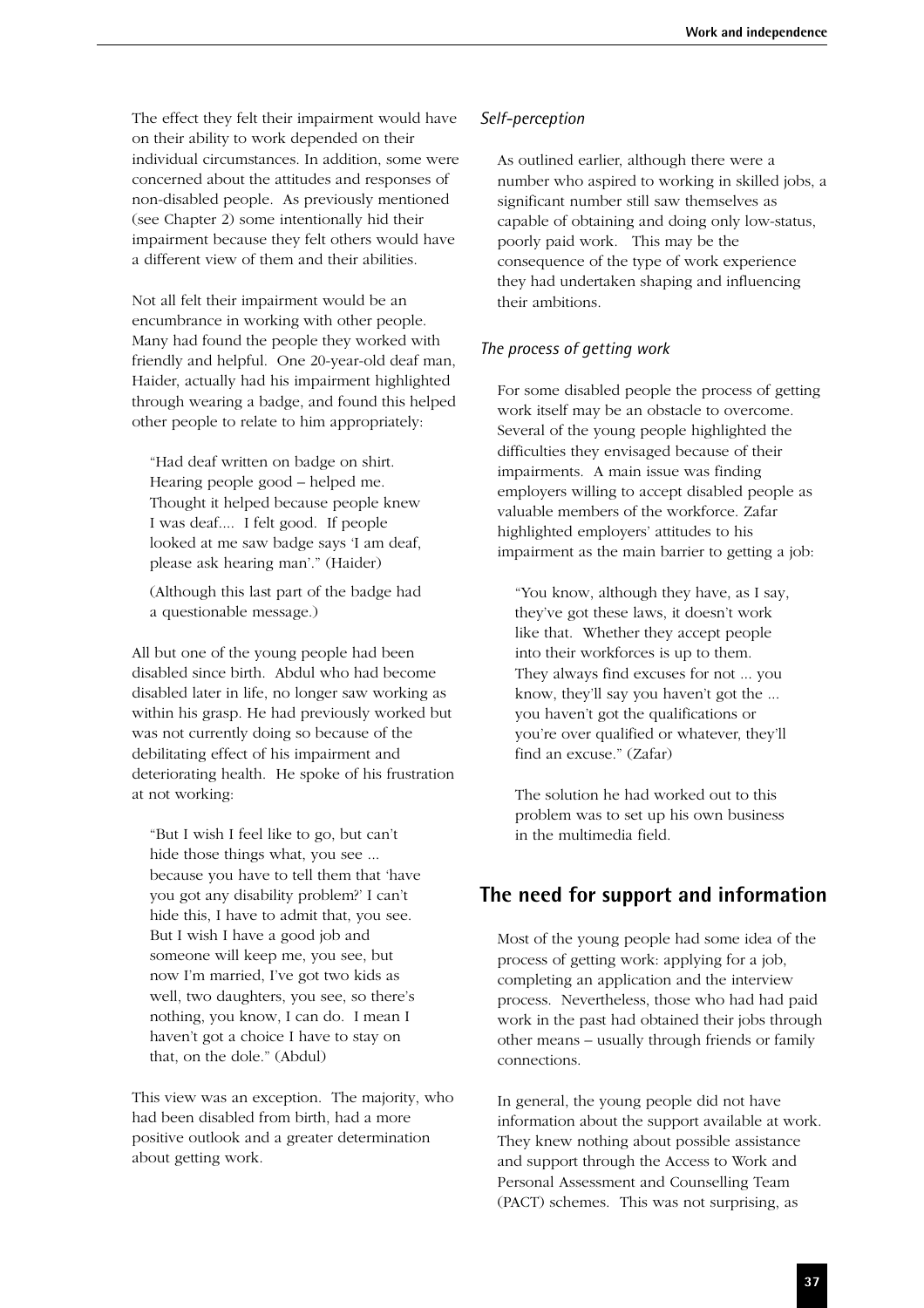The effect they felt their impairment would have on their ability to work depended on their individual circumstances. In addition, some were concerned about the attitudes and responses of non-disabled people. As previously mentioned (see Chapter 2) some intentionally hid their impairment because they felt others would have a different view of them and their abilities.

Not all felt their impairment would be an encumbrance in working with other people. Many had found the people they worked with friendly and helpful. One 20-year-old deaf man, Haider, actually had his impairment highlighted through wearing a badge, and found this helped other people to relate to him appropriately:

> "Had deaf written on badge on shirt. Hearing people good – helped me. Thought it helped because people knew I was deaf.... I felt good. If people looked at me saw badge says 'I am deaf, please ask hearing man'." (Haider)
>
> (Although this last part of the badge had a questionable message.)

All but one of the young people had been disabled since birth. Abdul who had become disabled later in life, no longer saw working as within his grasp. He had previously worked but was not currently doing so because of the debilitating effect of his impairment and deteriorating health. He spoke of his frustration at not working:

> "But I wish I feel like to go, but can't hide those things what, you see ... because you have to tell them that 'have you got any disability problem?' I can't hide this, I have to admit that, you see. But I wish I have a good job and someone will keep me, you see, but now I'm married, I've got two kids as well, two daughters, you see, so there's nothing, you know, I can do. I mean I haven't got a choice I have to stay on that, on the dole." (Abdul)

This view was an exception. The majority, who had been disabled from birth, had a more positive outlook and a greater determination about getting work.

### *Self-perception*

As outlined earlier, although there were a number who aspired to working in skilled jobs, a significant number still saw themselves as capable of obtaining and doing only low-status, poorly paid work. This may be the consequence of the type of work experience they had undertaken shaping and influencing their ambitions.

### *The process of getting work*

For some disabled people the process of getting work itself may be an obstacle to overcome. Several of the young people highlighted the difficulties they envisaged because of their impairments. A main issue was finding employers willing to accept disabled people as valuable members of the workforce. Zafar highlighted employers' attitudes to his impairment as the main barrier to getting a job:

> "You know, although they have, as I say, they've got these laws, it doesn't work like that. Whether they accept people into their workforces is up to them. They always find excuses for not ... you know, they'll say you haven't got the ... you haven't got the qualifications or you're over qualified or whatever, they'll find an excuse." (Zafar)

The solution he had worked out to this problem was to set up his own business in the multimedia field.

## The need for support and information

Most of the young people had some idea of the process of getting work: applying for a job, completing an application and the interview process. Nevertheless, those who had had paid work in the past had obtained their jobs through other means – usually through friends or family connections.

In general, the young people did not have information about the support available at work. They knew nothing about possible assistance and support through the Access to Work and Personal Assessment and Counselling Team (PACT) schemes. This was not surprising, as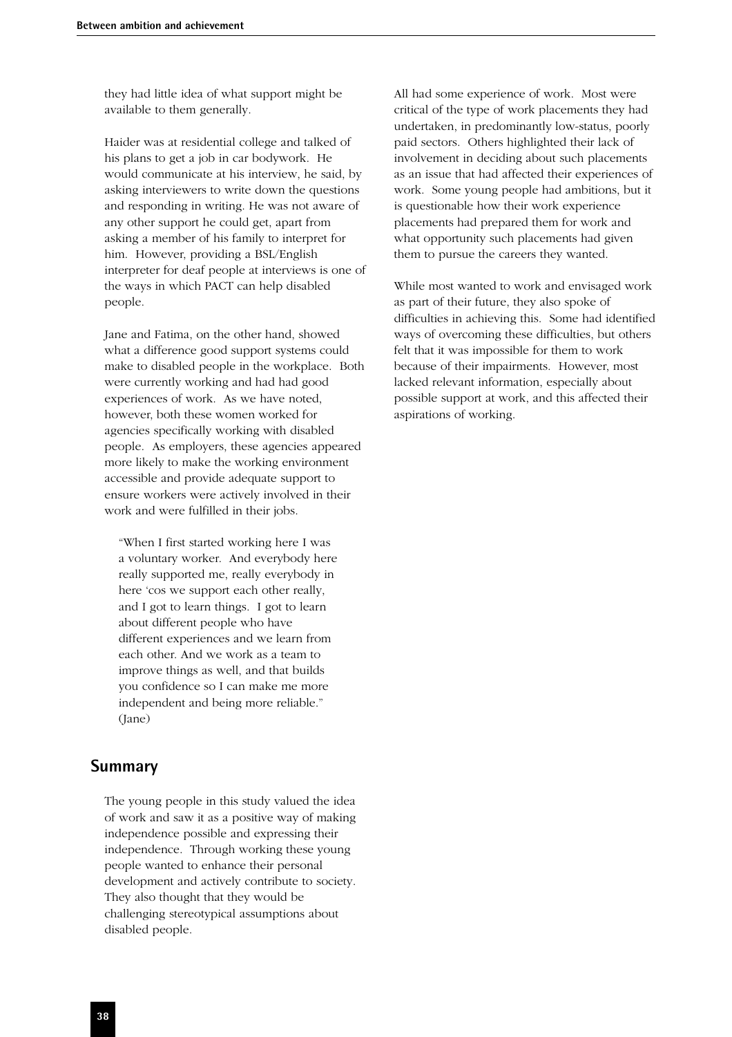they had little idea of what support might be available to them generally.

Haider was at residential college and talked of his plans to get a job in car bodywork. He would communicate at his interview, he said, by asking interviewers to write down the questions and responding in writing. He was not aware of any other support he could get, apart from asking a member of his family to interpret for him. However, providing a BSL/English interpreter for deaf people at interviews is one of the ways in which PACT can help disabled people.

Jane and Fatima, on the other hand, showed what a difference good support systems could make to disabled people in the workplace. Both were currently working and had had good experiences of work. As we have noted, however, both these women worked for agencies specifically working with disabled people. As employers, these agencies appeared more likely to make the working environment accessible and provide adequate support to ensure workers were actively involved in their work and were fulfilled in their jobs.

> "When I first started working here I was a voluntary worker. And everybody here really supported me, really everybody in here 'cos we support each other really, and I got to learn things. I got to learn about different people who have different experiences and we learn from each other. And we work as a team to improve things as well, and that builds you confidence so I can make me more independent and being more reliable." (Jane)

## Summary

The young people in this study valued the idea of work and saw it as a positive way of making independence possible and expressing their independence. Through working these young people wanted to enhance their personal development and actively contribute to society. They also thought that they would be challenging stereotypical assumptions about disabled people.

All had some experience of work. Most were critical of the type of work placements they had undertaken, in predominantly low-status, poorly paid sectors. Others highlighted their lack of involvement in deciding about such placements as an issue that had affected their experiences of work. Some young people had ambitions, but it is questionable how their work experience placements had prepared them for work and what opportunity such placements had given them to pursue the careers they wanted.

While most wanted to work and envisaged work as part of their future, they also spoke of difficulties in achieving this. Some had identified ways of overcoming these difficulties, but others felt that it was impossible for them to work because of their impairments. However, most lacked relevant information, especially about possible support at work, and this affected their aspirations of working.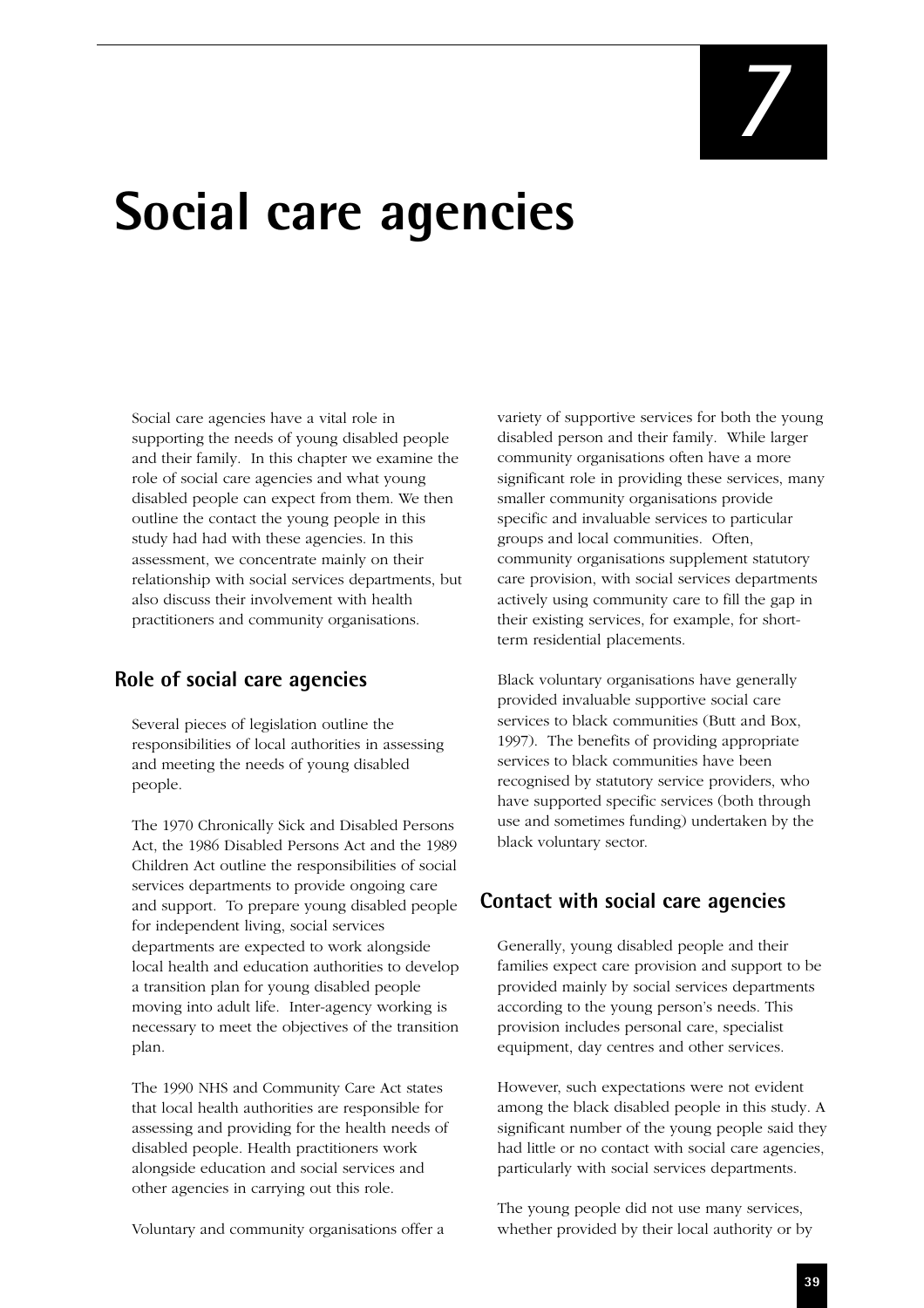# 7

# Social care agencies

Social care agencies have a vital role in supporting the needs of young disabled people and their family. In this chapter we examine the role of social care agencies and what young disabled people can expect from them. We then outline the contact the young people in this study had had with these agencies. In this assessment, we concentrate mainly on their relationship with social services departments, but also discuss their involvement with health practitioners and community organisations.

## Role of social care agencies

Several pieces of legislation outline the responsibilities of local authorities in assessing and meeting the needs of young disabled people.

The 1970 Chronically Sick and Disabled Persons Act, the 1986 Disabled Persons Act and the 1989 Children Act outline the responsibilities of social services departments to provide ongoing care and support. To prepare young disabled people for independent living, social services departments are expected to work alongside local health and education authorities to develop a transition plan for young disabled people moving into adult life. Inter-agency working is necessary to meet the objectives of the transition plan.

The 1990 NHS and Community Care Act states that local health authorities are responsible for assessing and providing for the health needs of disabled people. Health practitioners work alongside education and social services and other agencies in carrying out this role.

Voluntary and community organisations offer a variety of supportive services for both the young disabled person and their family. While larger community organisations often have a more significant role in providing these services, many smaller community organisations provide specific and invaluable services to particular groups and local communities. Often, community organisations supplement statutory care provision, with social services departments actively using community care to fill the gap in their existing services, for example, for short-term residential placements.

Black voluntary organisations have generally provided invaluable supportive social care services to black communities (Butt and Box, 1997). The benefits of providing appropriate services to black communities have been recognised by statutory service providers, who have supported specific services (both through use and sometimes funding) undertaken by the black voluntary sector.

## Contact with social care agencies

Generally, young disabled people and their families expect care provision and support to be provided mainly by social services departments according to the young person's needs. This provision includes personal care, specialist equipment, day centres and other services.

However, such expectations were not evident among the black disabled people in this study. A significant number of the young people said they had little or no contact with social care agencies, particularly with social services departments.

The young people did not use many services, whether provided by their local authority or by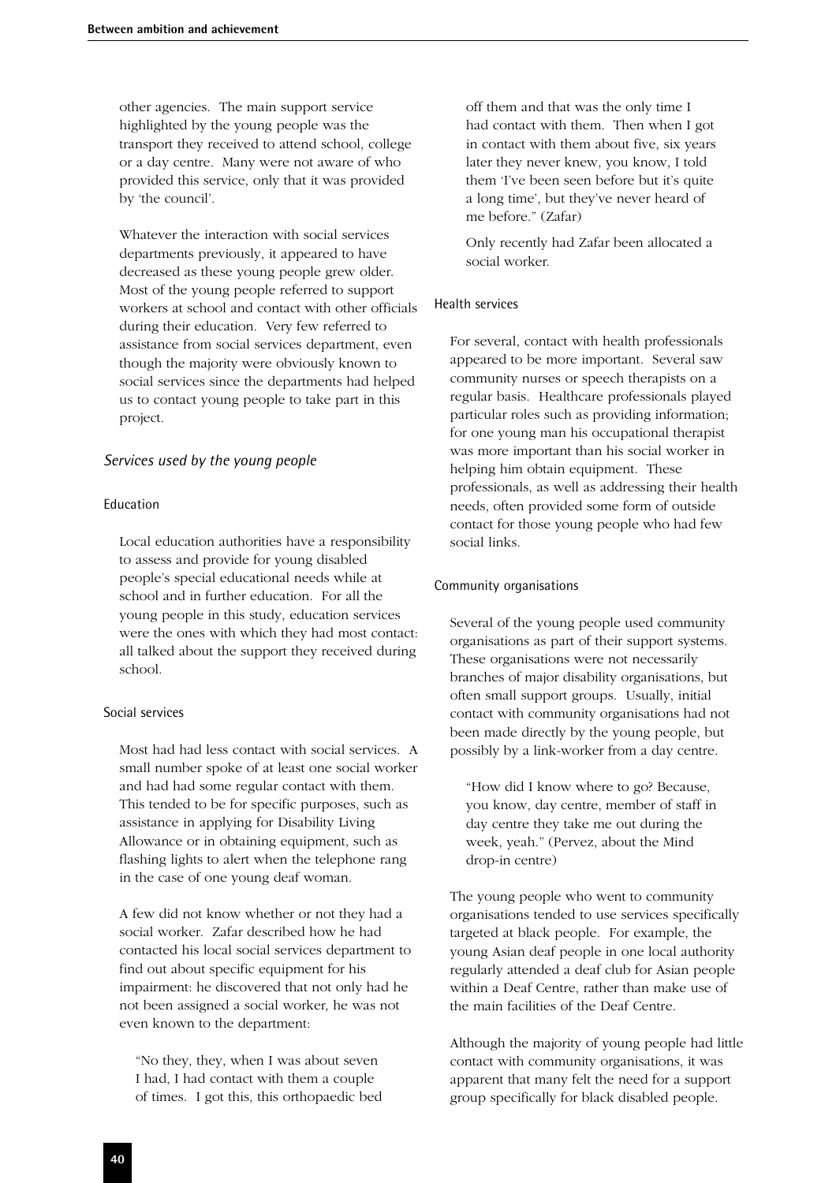other agencies. The main support service highlighted by the young people was the transport they received to attend school, college or a day centre. Many were not aware of who provided this service, only that it was provided by 'the council'.

Whatever the interaction with social services departments previously, it appeared to have decreased as these young people grew older. Most of the young people referred to support workers at school and contact with other officials during their education. Very few referred to assistance from social services department, even though the majority were obviously known to social services since the departments had helped us to contact young people to take part in this project.

### *Services used by the young people*

#### Education

Local education authorities have a responsibility to assess and provide for young disabled people's special educational needs while at school and in further education. For all the young people in this study, education services were the ones with which they had most contact: all talked about the support they received during school.

#### Social services

Most had had less contact with social services. A small number spoke of at least one social worker and had had some regular contact with them. This tended to be for specific purposes, such as assistance in applying for Disability Living Allowance or in obtaining equipment, such as flashing lights to alert when the telephone rang in the case of one young deaf woman.

A few did not know whether or not they had a social worker. Zafar described how he had contacted his local social services department to find out about specific equipment for his impairment: he discovered that not only had he not been assigned a social worker, he was not even known to the department:

> "No they, they, when I was about seven I had, I had contact with them a couple of times. I got this, this orthopaedic bed off them and that was the only time I had contact with them. Then when I got in contact with them about five, six years later they never knew, you know, I told them 'I've been seen before but it's quite a long time', but they've never heard of me before." (Zafar)

Only recently had Zafar been allocated a social worker.

#### Health services

For several, contact with health professionals appeared to be more important. Several saw community nurses or speech therapists on a regular basis. Healthcare professionals played particular roles such as providing information; for one young man his occupational therapist was more important than his social worker in helping him obtain equipment. These professionals, as well as addressing their health needs, often provided some form of outside contact for those young people who had few social links.

#### Community organisations

Several of the young people used community organisations as part of their support systems. These organisations were not necessarily branches of major disability organisations, but often small support groups. Usually, initial contact with community organisations had not been made directly by the young people, but possibly by a link-worker from a day centre.

> "How did I know where to go? Because, you know, day centre, member of staff in day centre they take me out during the week, yeah." (Pervez, about the Mind drop-in centre)

The young people who went to community organisations tended to use services specifically targeted at black people. For example, the young Asian deaf people in one local authority regularly attended a deaf club for Asian people within a Deaf Centre, rather than make use of the main facilities of the Deaf Centre.

Although the majority of young people had little contact with community organisations, it was apparent that many felt the need for a support group specifically for black disabled people.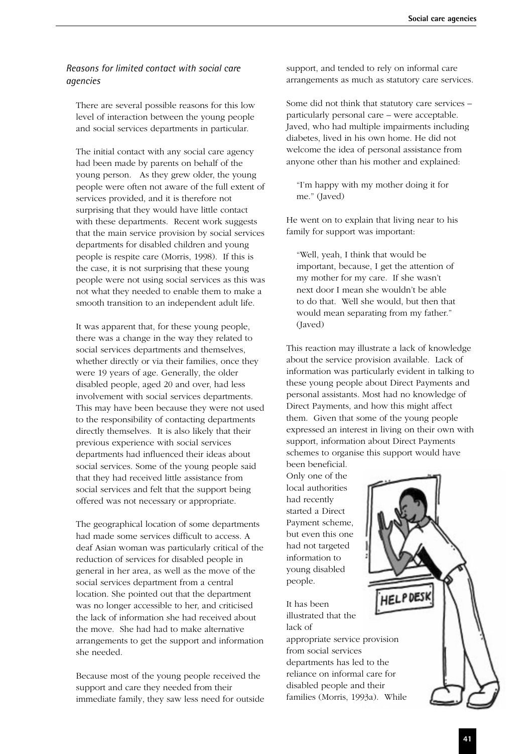### *Reasons for limited contact with social care agencies*

There are several possible reasons for this low level of interaction between the young people and social services departments in particular.

The initial contact with any social care agency had been made by parents on behalf of the young person. As they grew older, the young people were often not aware of the full extent of services provided, and it is therefore not surprising that they would have little contact with these departments. Recent work suggests that the main service provision by social services departments for disabled children and young people is respite care (Morris, 1998). If this is the case, it is not surprising that these young people were not using social services as this was not what they needed to enable them to make a smooth transition to an independent adult life.

It was apparent that, for these young people, there was a change in the way they related to social services departments and themselves, whether directly or via their families, once they were 19 years of age. Generally, the older disabled people, aged 20 and over, had less involvement with social services departments. This may have been because they were not used to the responsibility of contacting departments directly themselves. It is also likely that their previous experience with social services departments had influenced their ideas about social services. Some of the young people said that they had received little assistance from social services and felt that the support being offered was not necessary or appropriate.

The geographical location of some departments had made some services difficult to access. A deaf Asian woman was particularly critical of the reduction of services for disabled people in general in her area, as well as the move of the social services department from a central location. She pointed out that the department was no longer accessible to her, and criticised the lack of information she had received about the move. She had had to make alternative arrangements to get the support and information she needed.

Because most of the young people received the support and care they needed from their immediate family, they saw less need for outside support, and tended to rely on informal care arrangements as much as statutory care services.

Some did not think that statutory care services – particularly personal care – were acceptable. Javed, who had multiple impairments including diabetes, lived in his own home. He did not welcome the idea of personal assistance from anyone other than his mother and explained:

> "I'm happy with my mother doing it for me." (Javed)

He went on to explain that living near to his family for support was important:

> "Well, yeah, I think that would be important, because, I get the attention of my mother for my care. If she wasn't next door I mean she wouldn't be able to do that. Well she would, but then that would mean separating from my father." (Javed)

This reaction may illustrate a lack of knowledge about the service provision available. Lack of information was particularly evident in talking to these young people about Direct Payments and personal assistants. Most had no knowledge of Direct Payments, and how this might affect them. Given that some of the young people expressed an interest in living on their own with support, information about Direct Payments schemes to organise this support would have been beneficial. Only one of the local authorities had recently started a Direct Payment scheme, but even this one had not targeted information to young disabled people.

It has been illustrated that the lack of appropriate service provision from social services departments has led to the reliance on informal care for disabled people and their families (Morris, 1993a). While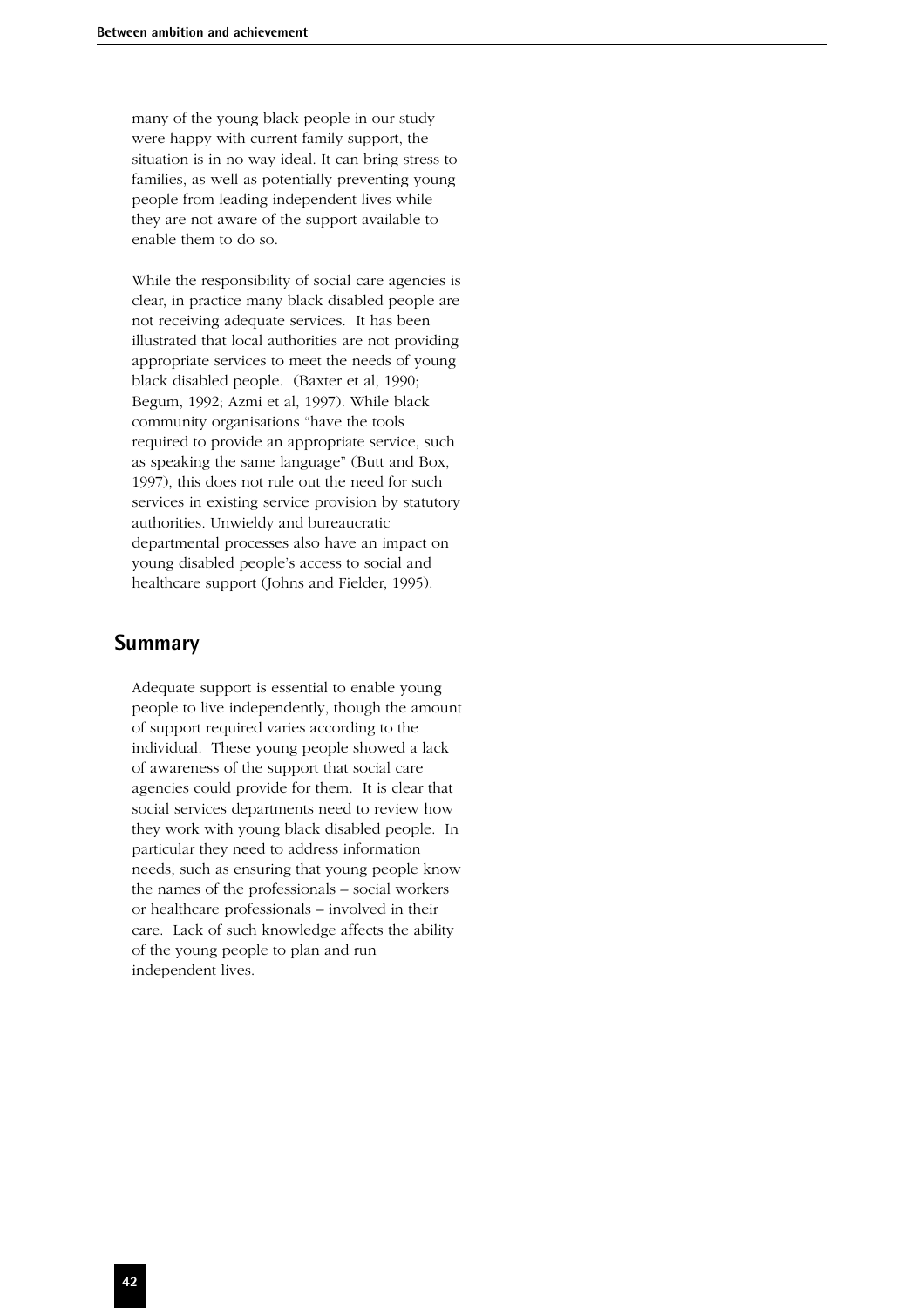many of the young black people in our study were happy with current family support, the situation is in no way ideal. It can bring stress to families, as well as potentially preventing young people from leading independent lives while they are not aware of the support available to enable them to do so.

While the responsibility of social care agencies is clear, in practice many black disabled people are not receiving adequate services. It has been illustrated that local authorities are not providing appropriate services to meet the needs of young black disabled people. (Baxter et al, 1990; Begum, 1992; Azmi et al, 1997). While black community organisations "have the tools required to provide an appropriate service, such as speaking the same language" (Butt and Box, 1997), this does not rule out the need for such services in existing service provision by statutory authorities. Unwieldy and bureaucratic departmental processes also have an impact on young disabled people's access to social and healthcare support (Johns and Fielder, 1995).

## Summary

Adequate support is essential to enable young people to live independently, though the amount of support required varies according to the individual. These young people showed a lack of awareness of the support that social care agencies could provide for them. It is clear that social services departments need to review how they work with young black disabled people. In particular they need to address information needs, such as ensuring that young people know the names of the professionals – social workers or healthcare professionals – involved in their care. Lack of such knowledge affects the ability of the young people to plan and run independent lives.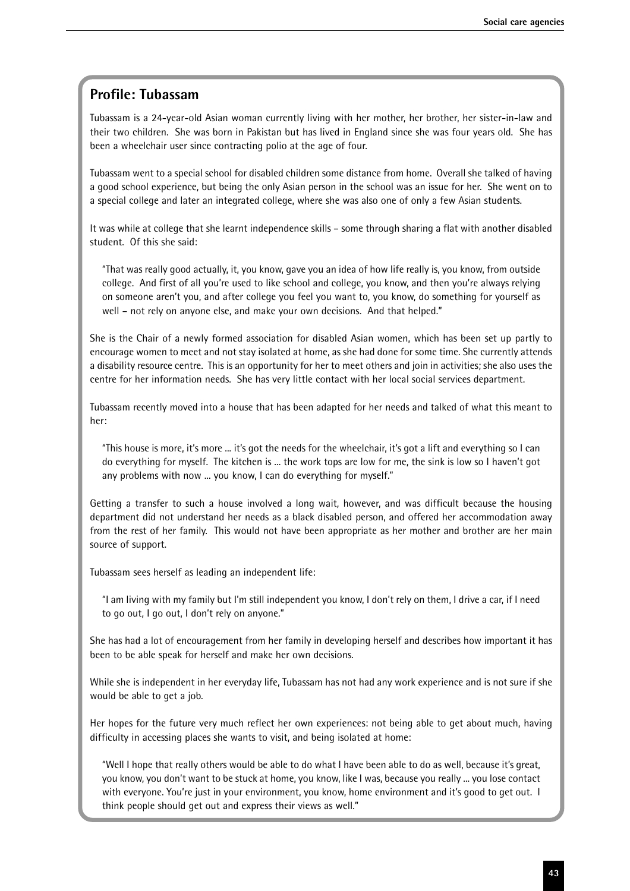## Profile: Tubassam

Tubassam is a 24-year-old Asian woman currently living with her mother, her brother, her sister-in-law and their two children. She was born in Pakistan but has lived in England since she was four years old. She has been a wheelchair user since contracting polio at the age of four.

Tubassam went to a special school for disabled children some distance from home. Overall she talked of having a good school experience, but being the only Asian person in the school was an issue for her. She went on to a special college and later an integrated college, where she was also one of only a few Asian students.

It was while at college that she learnt independence skills – some through sharing a flat with another disabled student. Of this she said:

> "That was really good actually, it, you know, gave you an idea of how life really is, you know, from outside college. And first of all you're used to like school and college, you know, and then you're always relying on someone aren't you, and after college you feel you want to, you know, do something for yourself as well – not rely on anyone else, and make your own decisions. And that helped."

She is the Chair of a newly formed association for disabled Asian women, which has been set up partly to encourage women to meet and not stay isolated at home, as she had done for some time. She currently attends a disability resource centre. This is an opportunity for her to meet others and join in activities; she also uses the centre for her information needs. She has very little contact with her local social services department.

Tubassam recently moved into a house that has been adapted for her needs and talked of what this meant to her:

> "This house is more, it's more ... it's got the needs for the wheelchair, it's got a lift and everything so I can do everything for myself. The kitchen is ... the work tops are low for me, the sink is low so I haven't got any problems with now ... you know, I can do everything for myself."

Getting a transfer to such a house involved a long wait, however, and was difficult because the housing department did not understand her needs as a black disabled person, and offered her accommodation away from the rest of her family. This would not have been appropriate as her mother and brother are her main source of support.

Tubassam sees herself as leading an independent life:

> "I am living with my family but I'm still independent you know, I don't rely on them, I drive a car, if I need to go out, I go out, I don't rely on anyone."

She has had a lot of encouragement from her family in developing herself and describes how important it has been to be able speak for herself and make her own decisions.

While she is independent in her everyday life, Tubassam has not had any work experience and is not sure if she would be able to get a job.

Her hopes for the future very much reflect her own experiences: not being able to get about much, having difficulty in accessing places she wants to visit, and being isolated at home:

> "Well I hope that really others would be able to do what I have been able to do as well, because it's great, you know, you don't want to be stuck at home, you know, like I was, because you really ... you lose contact with everyone. You're just in your environment, you know, home environment and it's good to get out. I think people should get out and express their views as well."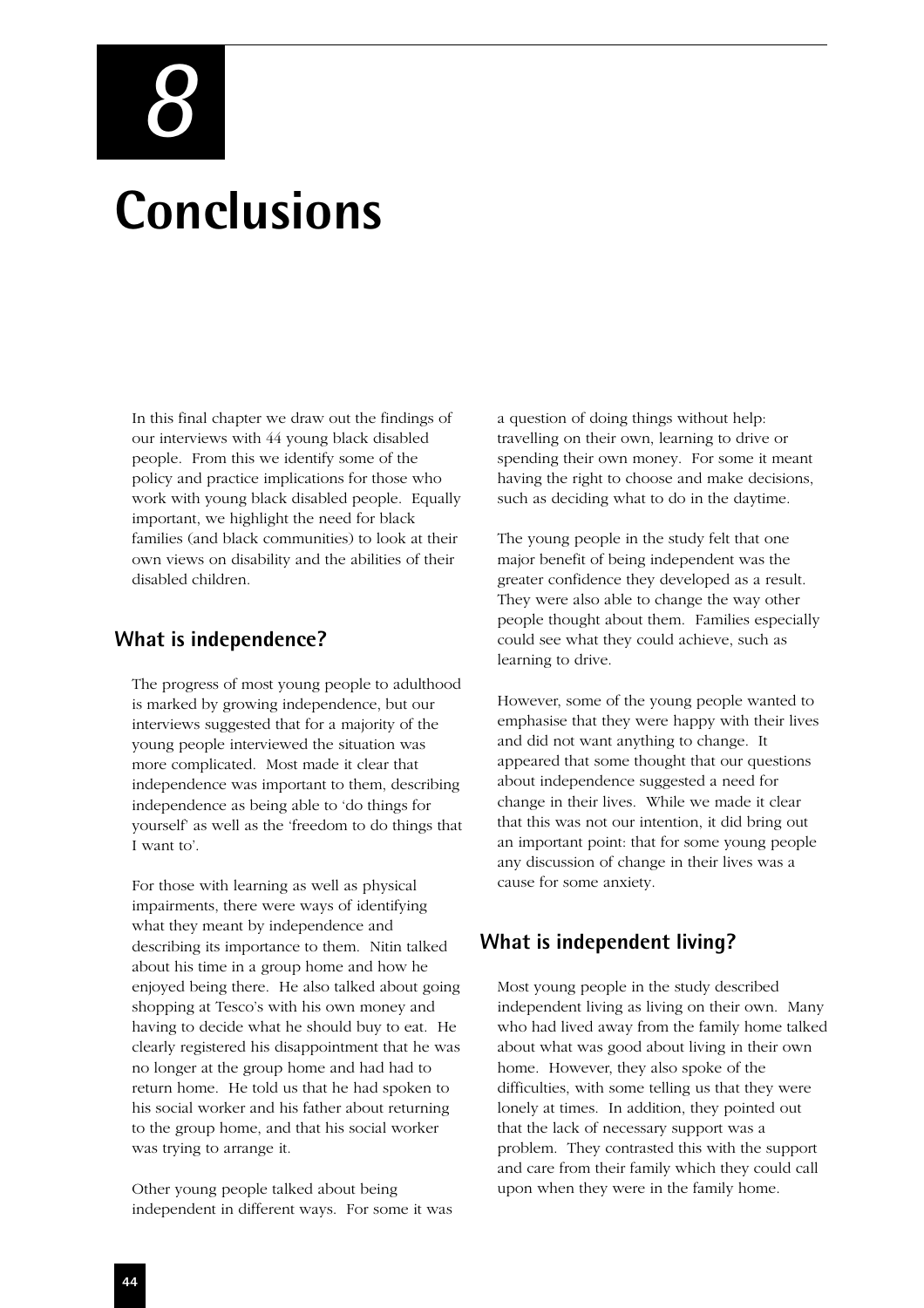# 8

# Conclusions

In this final chapter we draw out the findings of our interviews with 44 young black disabled people. From this we identify some of the policy and practice implications for those who work with young black disabled people. Equally important, we highlight the need for black families (and black communities) to look at their own views on disability and the abilities of their disabled children.

## What is independence?

The progress of most young people to adulthood is marked by growing independence, but our interviews suggested that for a majority of the young people interviewed the situation was more complicated. Most made it clear that independence was important to them, describing independence as being able to 'do things for yourself' as well as the 'freedom to do things that I want to'.

For those with learning as well as physical impairments, there were ways of identifying what they meant by independence and describing its importance to them. Nitin talked about his time in a group home and how he enjoyed being there. He also talked about going shopping at Tesco's with his own money and having to decide what he should buy to eat. He clearly registered his disappointment that he was no longer at the group home and had had to return home. He told us that he had spoken to his social worker and his father about returning to the group home, and that his social worker was trying to arrange it.

Other young people talked about being independent in different ways. For some it was a question of doing things without help: travelling on their own, learning to drive or spending their own money. For some it meant having the right to choose and make decisions, such as deciding what to do in the daytime.

The young people in the study felt that one major benefit of being independent was the greater confidence they developed as a result. They were also able to change the way other people thought about them. Families especially could see what they could achieve, such as learning to drive.

However, some of the young people wanted to emphasise that they were happy with their lives and did not want anything to change. It appeared that some thought that our questions about independence suggested a need for change in their lives. While we made it clear that this was not our intention, it did bring out an important point: that for some young people any discussion of change in their lives was a cause for some anxiety.

## What is independent living?

Most young people in the study described independent living as living on their own. Many who had lived away from the family home talked about what was good about living in their own home. However, they also spoke of the difficulties, with some telling us that they were lonely at times. In addition, they pointed out that the lack of necessary support was a problem. They contrasted this with the support and care from their family which they could call upon when they were in the family home.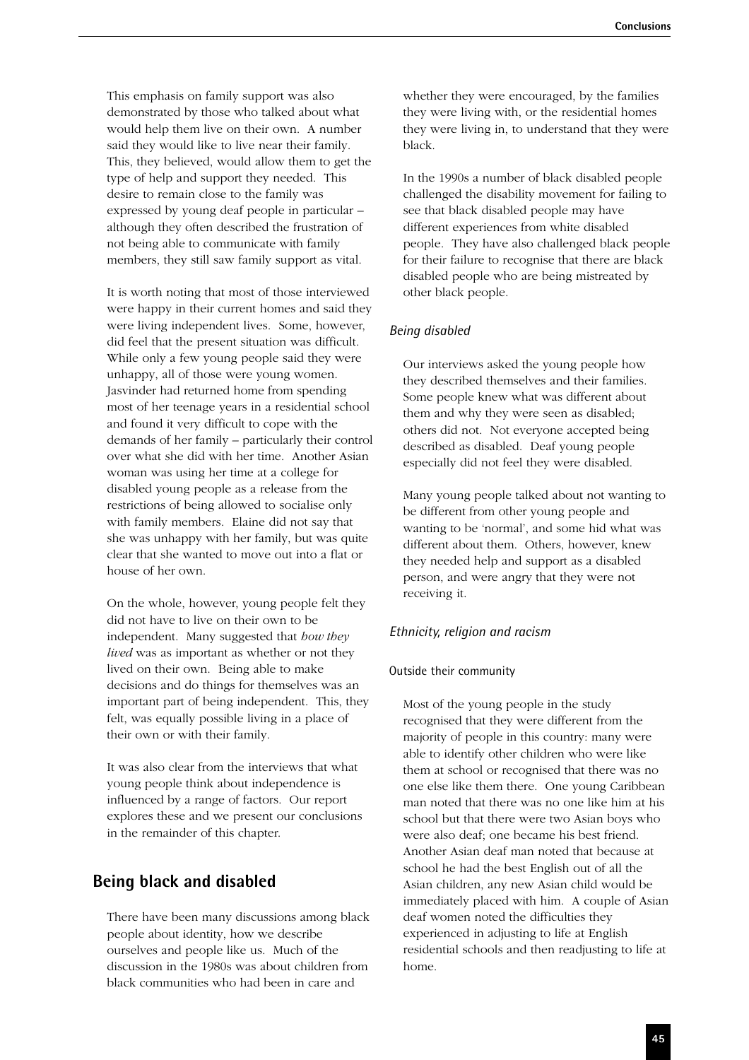This emphasis on family support was also demonstrated by those who talked about what would help them live on their own. A number said they would like to live near their family. This, they believed, would allow them to get the type of help and support they needed. This desire to remain close to the family was expressed by young deaf people in particular – although they often described the frustration of not being able to communicate with family members, they still saw family support as vital.

It is worth noting that most of those interviewed were happy in their current homes and said they were living independent lives. Some, however, did feel that the present situation was difficult. While only a few young people said they were unhappy, all of those were young women. Jasvinder had returned home from spending most of her teenage years in a residential school and found it very difficult to cope with the demands of her family – particularly their control over what she did with her time. Another Asian woman was using her time at a college for disabled young people as a release from the restrictions of being allowed to socialise only with family members. Elaine did not say that she was unhappy with her family, but was quite clear that she wanted to move out into a flat or house of her own.

On the whole, however, young people felt they did not have to live on their own to be independent. Many suggested that *how they lived* was as important as whether or not they lived on their own. Being able to make decisions and do things for themselves was an important part of being independent. This, they felt, was equally possible living in a place of their own or with their family.

It was also clear from the interviews that what young people think about independence is influenced by a range of factors. Our report explores these and we present our conclusions in the remainder of this chapter.

## Being black and disabled

There have been many discussions among black people about identity, how we describe ourselves and people like us. Much of the discussion in the 1980s was about children from black communities who had been in care and whether they were encouraged, by the families they were living with, or the residential homes they were living in, to understand that they were black.

In the 1990s a number of black disabled people challenged the disability movement for failing to see that black disabled people may have different experiences from white disabled people. They have also challenged black people for their failure to recognise that there are black disabled people who are being mistreated by other black people.

### *Being disabled*

Our interviews asked the young people how they described themselves and their families. Some people knew what was different about them and why they were seen as disabled; others did not. Not everyone accepted being described as disabled. Deaf young people especially did not feel they were disabled.

Many young people talked about not wanting to be different from other young people and wanting to be 'normal', and some hid what was different about them. Others, however, knew they needed help and support as a disabled person, and were angry that they were not receiving it.

### *Ethnicity, religion and racism*

#### Outside their community

Most of the young people in the study recognised that they were different from the majority of people in this country: many were able to identify other children who were like them at school or recognised that there was no one else like them there. One young Caribbean man noted that there was no one like him at his school but that there were two Asian boys who were also deaf; one became his best friend. Another Asian deaf man noted that because at school he had the best English out of all the Asian children, any new Asian child would be immediately placed with him. A couple of Asian deaf women noted the difficulties they experienced in adjusting to life at English residential schools and then readjusting to life at home.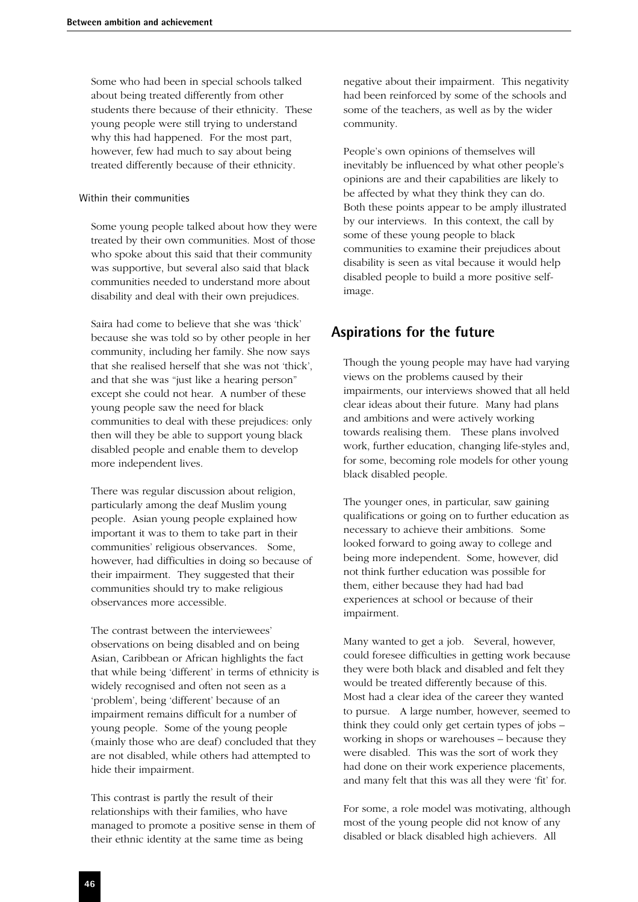Some who had been in special schools talked about being treated differently from other students there because of their ethnicity. These young people were still trying to understand why this had happened. For the most part, however, few had much to say about being treated differently because of their ethnicity.

#### Within their communities

Some young people talked about how they were treated by their own communities. Most of those who spoke about this said that their community was supportive, but several also said that black communities needed to understand more about disability and deal with their own prejudices.

Saira had come to believe that she was 'thick' because she was told so by other people in her community, including her family. She now says that she realised herself that she was not 'thick', and that she was "just like a hearing person" except she could not hear. A number of these young people saw the need for black communities to deal with these prejudices: only then will they be able to support young black disabled people and enable them to develop more independent lives.

There was regular discussion about religion, particularly among the deaf Muslim young people. Asian young people explained how important it was to them to take part in their communities' religious observances. Some, however, had difficulties in doing so because of their impairment. They suggested that their communities should try to make religious observances more accessible.

The contrast between the interviewees' observations on being disabled and on being Asian, Caribbean or African highlights the fact that while being 'different' in terms of ethnicity is widely recognised and often not seen as a 'problem', being 'different' because of an impairment remains difficult for a number of young people. Some of the young people (mainly those who are deaf) concluded that they are not disabled, while others had attempted to hide their impairment.

This contrast is partly the result of their relationships with their families, who have managed to promote a positive sense in them of their ethnic identity at the same time as being negative about their impairment. This negativity had been reinforced by some of the schools and some of the teachers, as well as by the wider community.

People's own opinions of themselves will inevitably be influenced by what other people's opinions are and their capabilities are likely to be affected by what they think they can do. Both these points appear to be amply illustrated by our interviews. In this context, the call by some of these young people to black communities to examine their prejudices about disability is seen as vital because it would help disabled people to build a more positive self-image.

## Aspirations for the future

Though the young people may have had varying views on the problems caused by their impairments, our interviews showed that all held clear ideas about their future. Many had plans and ambitions and were actively working towards realising them. These plans involved work, further education, changing life-styles and, for some, becoming role models for other young black disabled people.

The younger ones, in particular, saw gaining qualifications or going on to further education as necessary to achieve their ambitions. Some looked forward to going away to college and being more independent. Some, however, did not think further education was possible for them, either because they had had bad experiences at school or because of their impairment.

Many wanted to get a job. Several, however, could foresee difficulties in getting work because they were both black and disabled and felt they would be treated differently because of this. Most had a clear idea of the career they wanted to pursue. A large number, however, seemed to think they could only get certain types of jobs – working in shops or warehouses – because they were disabled. This was the sort of work they had done on their work experience placements, and many felt that this was all they were 'fit' for.

For some, a role model was motivating, although most of the young people did not know of any disabled or black disabled high achievers. All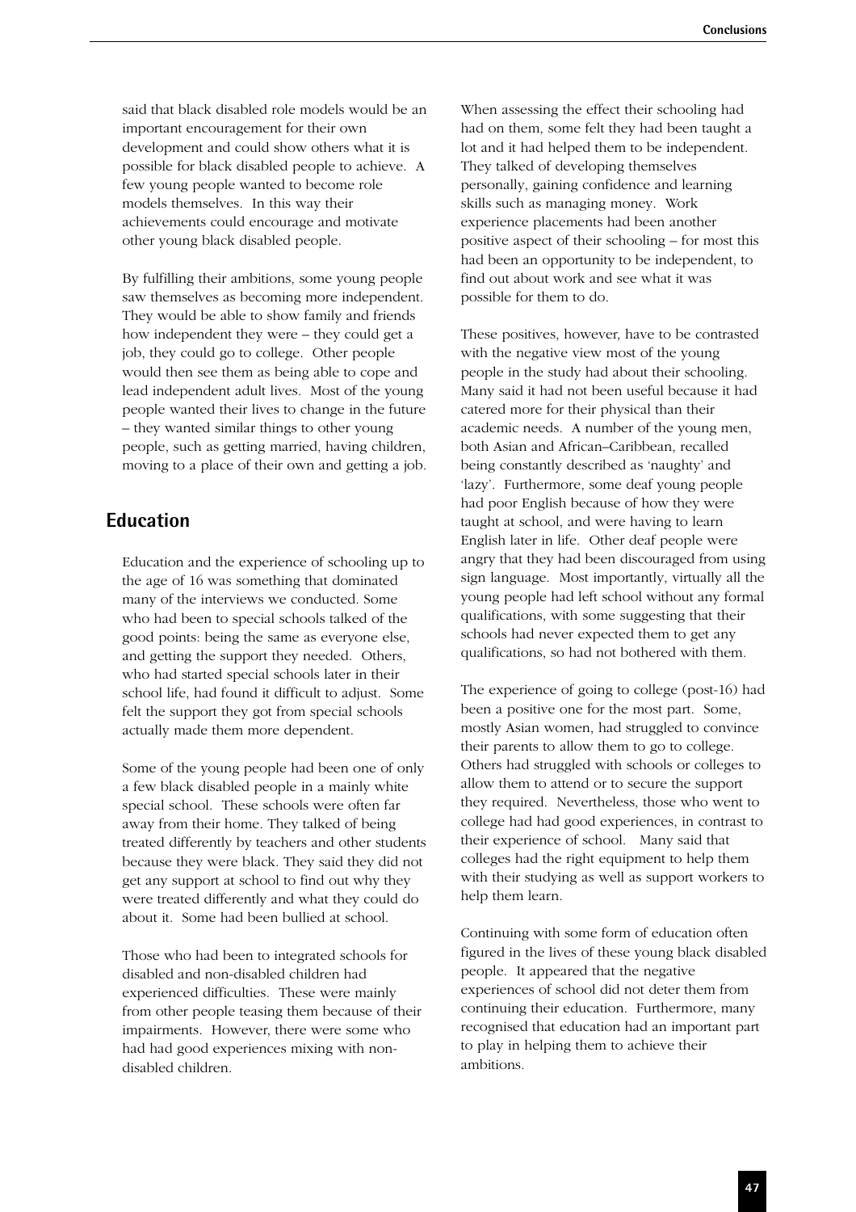said that black disabled role models would be an important encouragement for their own development and could show others what it is possible for black disabled people to achieve. A few young people wanted to become role models themselves. In this way their achievements could encourage and motivate other young black disabled people.

By fulfilling their ambitions, some young people saw themselves as becoming more independent. They would be able to show family and friends how independent they were – they could get a job, they could go to college. Other people would then see them as being able to cope and lead independent adult lives. Most of the young people wanted their lives to change in the future – they wanted similar things to other young people, such as getting married, having children, moving to a place of their own and getting a job.

## Education

Education and the experience of schooling up to the age of 16 was something that dominated many of the interviews we conducted. Some who had been to special schools talked of the good points: being the same as everyone else, and getting the support they needed. Others, who had started special schools later in their school life, had found it difficult to adjust. Some felt the support they got from special schools actually made them more dependent.

Some of the young people had been one of only a few black disabled people in a mainly white special school. These schools were often far away from their home. They talked of being treated differently by teachers and other students because they were black. They said they did not get any support at school to find out why they were treated differently and what they could do about it. Some had been bullied at school.

Those who had been to integrated schools for disabled and non-disabled children had experienced difficulties. These were mainly from other people teasing them because of their impairments. However, there were some who had had good experiences mixing with non-disabled children.

When assessing the effect their schooling had had on them, some felt they had been taught a lot and it had helped them to be independent. They talked of developing themselves personally, gaining confidence and learning skills such as managing money. Work experience placements had been another positive aspect of their schooling – for most this had been an opportunity to be independent, to find out about work and see what it was possible for them to do.

These positives, however, have to be contrasted with the negative view most of the young people in the study had about their schooling. Many said it had not been useful because it had catered more for their physical than their academic needs. A number of the young men, both Asian and African–Caribbean, recalled being constantly described as 'naughty' and 'lazy'. Furthermore, some deaf young people had poor English because of how they were taught at school, and were having to learn English later in life. Other deaf people were angry that they had been discouraged from using sign language. Most importantly, virtually all the young people had left school without any formal qualifications, with some suggesting that their schools had never expected them to get any qualifications, so had not bothered with them.

The experience of going to college (post-16) had been a positive one for the most part. Some, mostly Asian women, had struggled to convince their parents to allow them to go to college. Others had struggled with schools or colleges to allow them to attend or to secure the support they required. Nevertheless, those who went to college had had good experiences, in contrast to their experience of school. Many said that colleges had the right equipment to help them with their studying as well as support workers to help them learn.

Continuing with some form of education often figured in the lives of these young black disabled people. It appeared that the negative experiences of school did not deter them from continuing their education. Furthermore, many recognised that education had an important part to play in helping them to achieve their ambitions.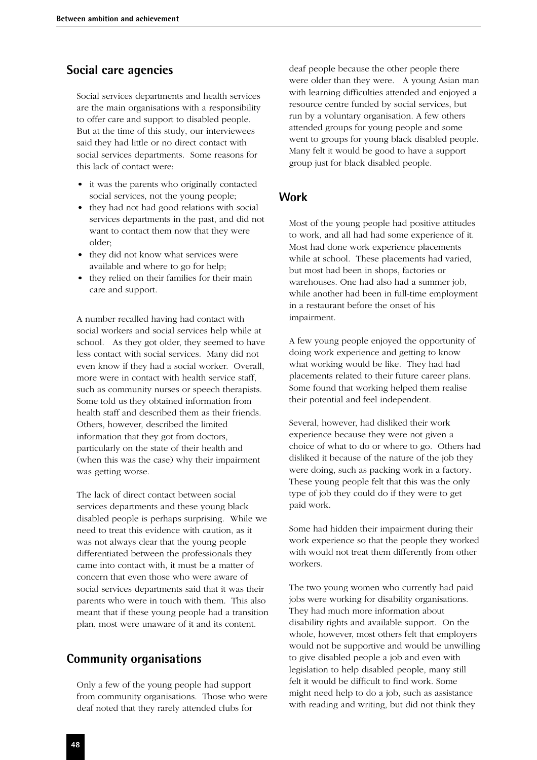## Social care agencies

Social services departments and health services are the main organisations with a responsibility to offer care and support to disabled people. But at the time of this study, our interviewees said they had little or no direct contact with social services departments. Some reasons for this lack of contact were:

- it was the parents who originally contacted social services, not the young people;
- they had not had good relations with social services departments in the past, and did not want to contact them now that they were older;
- they did not know what services were available and where to go for help;
- they relied on their families for their main care and support.

A number recalled having had contact with social workers and social services help while at school. As they got older, they seemed to have less contact with social services. Many did not even know if they had a social worker. Overall, more were in contact with health service staff, such as community nurses or speech therapists. Some told us they obtained information from health staff and described them as their friends. Others, however, described the limited information that they got from doctors, particularly on the state of their health and (when this was the case) why their impairment was getting worse.

The lack of direct contact between social services departments and these young black disabled people is perhaps surprising. While we need to treat this evidence with caution, as it was not always clear that the young people differentiated between the professionals they came into contact with, it must be a matter of concern that even those who were aware of social services departments said that it was their parents who were in touch with them. This also meant that if these young people had a transition plan, most were unaware of it and its content.

## Community organisations

Only a few of the young people had support from community organisations. Those who were deaf noted that they rarely attended clubs for deaf people because the other people there were older than they were. A young Asian man with learning difficulties attended and enjoyed a resource centre funded by social services, but run by a voluntary organisation. A few others attended groups for young people and some went to groups for young black disabled people. Many felt it would be good to have a support group just for black disabled people.

## Work

Most of the young people had positive attitudes to work, and all had had some experience of it. Most had done work experience placements while at school. These placements had varied, but most had been in shops, factories or warehouses. One had also had a summer job, while another had been in full-time employment in a restaurant before the onset of his impairment.

A few young people enjoyed the opportunity of doing work experience and getting to know what working would be like. They had had placements related to their future career plans. Some found that working helped them realise their potential and feel independent.

Several, however, had disliked their work experience because they were not given a choice of what to do or where to go. Others had disliked it because of the nature of the job they were doing, such as packing work in a factory. These young people felt that this was the only type of job they could do if they were to get paid work.

Some had hidden their impairment during their work experience so that the people they worked with would not treat them differently from other workers.

The two young women who currently had paid jobs were working for disability organisations. They had much more information about disability rights and available support. On the whole, however, most others felt that employers would not be supportive and would be unwilling to give disabled people a job and even with legislation to help disabled people, many still felt it would be difficult to find work. Some might need help to do a job, such as assistance with reading and writing, but did not think they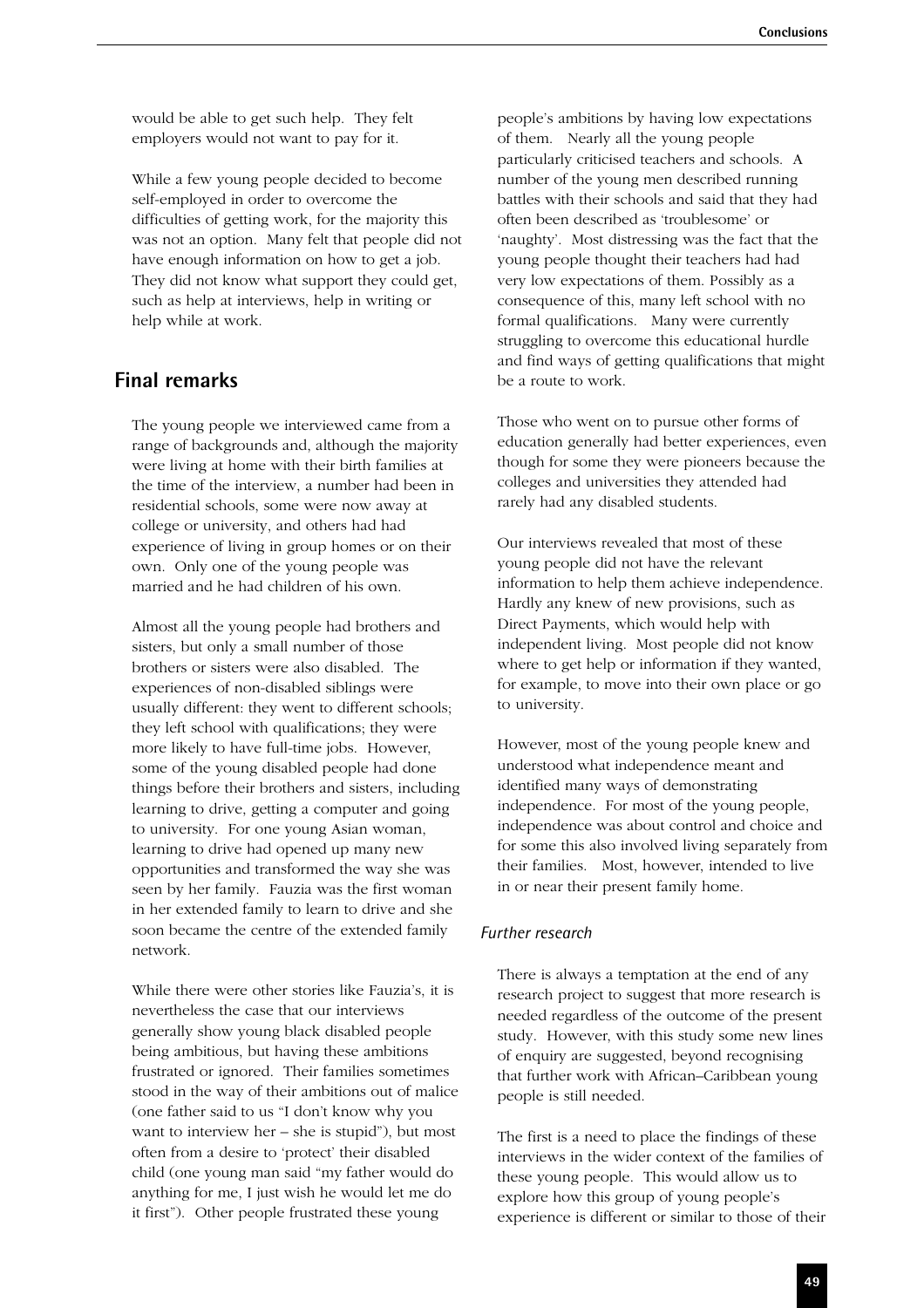would be able to get such help. They felt employers would not want to pay for it.

While a few young people decided to become self-employed in order to overcome the difficulties of getting work, for the majority this was not an option. Many felt that people did not have enough information on how to get a job. They did not know what support they could get, such as help at interviews, help in writing or help while at work.

## Final remarks

The young people we interviewed came from a range of backgrounds and, although the majority were living at home with their birth families at the time of the interview, a number had been in residential schools, some were now away at college or university, and others had had experience of living in group homes or on their own. Only one of the young people was married and he had children of his own.

Almost all the young people had brothers and sisters, but only a small number of those brothers or sisters were also disabled. The experiences of non-disabled siblings were usually different: they went to different schools; they left school with qualifications; they were more likely to have full-time jobs. However, some of the young disabled people had done things before their brothers and sisters, including learning to drive, getting a computer and going to university. For one young Asian woman, learning to drive had opened up many new opportunities and transformed the way she was seen by her family. Fauzia was the first woman in her extended family to learn to drive and she soon became the centre of the extended family network.

While there were other stories like Fauzia's, it is nevertheless the case that our interviews generally show young black disabled people being ambitious, but having these ambitions frustrated or ignored. Their families sometimes stood in the way of their ambitions out of malice (one father said to us "I don't know why you want to interview her – she is stupid"), but most often from a desire to 'protect' their disabled child (one young man said "my father would do anything for me, I just wish he would let me do it first"). Other people frustrated these young people's ambitions by having low expectations of them. Nearly all the young people particularly criticised teachers and schools. A number of the young men described running battles with their schools and said that they had often been described as 'troublesome' or 'naughty'. Most distressing was the fact that the young people thought their teachers had had very low expectations of them. Possibly as a consequence of this, many left school with no formal qualifications. Many were currently struggling to overcome this educational hurdle and find ways of getting qualifications that might be a route to work.

Those who went on to pursue other forms of education generally had better experiences, even though for some they were pioneers because the colleges and universities they attended had rarely had any disabled students.

Our interviews revealed that most of these young people did not have the relevant information to help them achieve independence. Hardly any knew of new provisions, such as Direct Payments, which would help with independent living. Most people did not know where to get help or information if they wanted, for example, to move into their own place or go to university.

However, most of the young people knew and understood what independence meant and identified many ways of demonstrating independence. For most of the young people, independence was about control and choice and for some this also involved living separately from their families. Most, however, intended to live in or near their present family home.

### *Further research*

There is always a temptation at the end of any research project to suggest that more research is needed regardless of the outcome of the present study. However, with this study some new lines of enquiry are suggested, beyond recognising that further work with African–Caribbean young people is still needed.

The first is a need to place the findings of these interviews in the wider context of the families of these young people. This would allow us to explore how this group of young people's experience is different or similar to those of their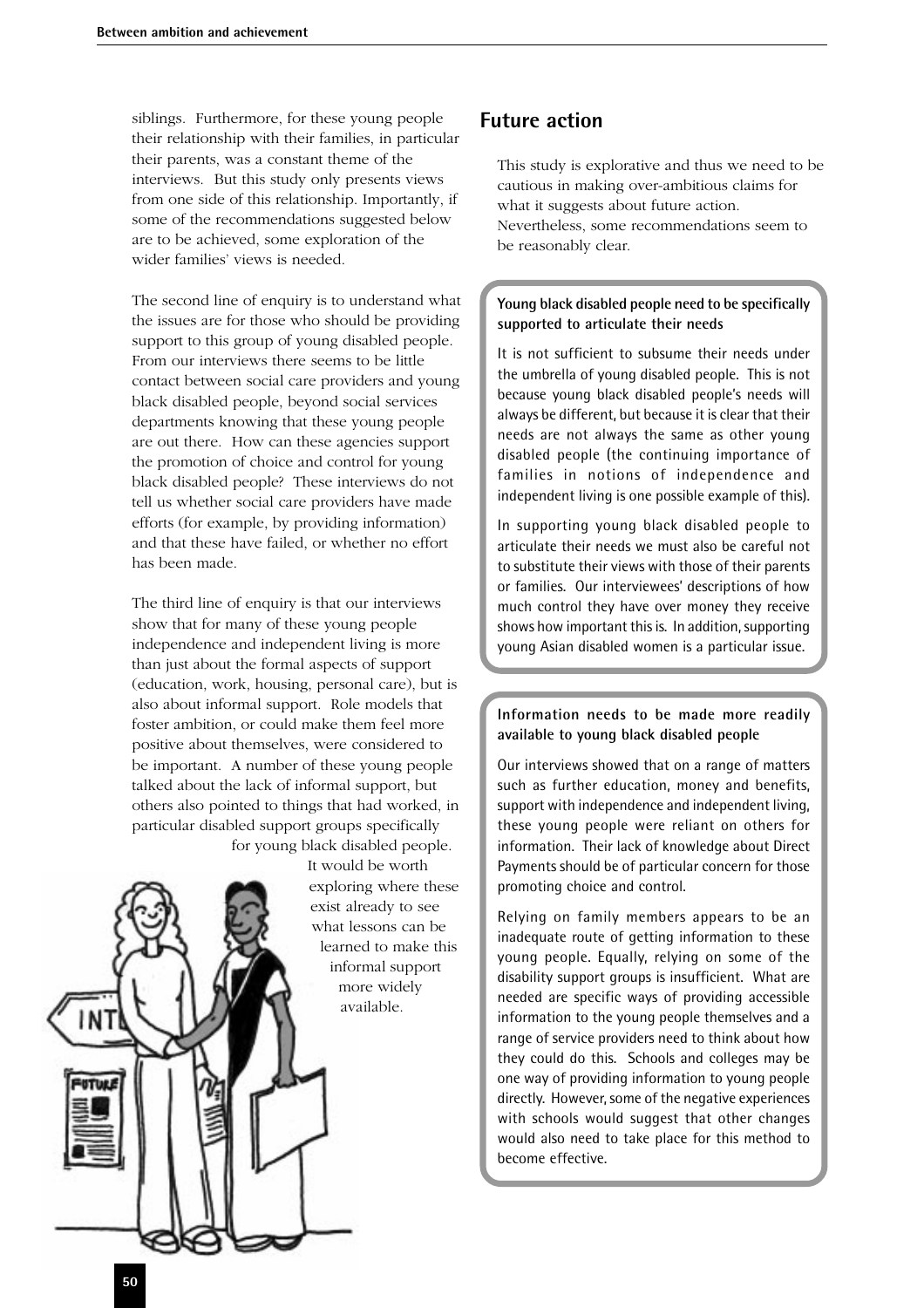siblings. Furthermore, for these young people their relationship with their families, in particular their parents, was a constant theme of the interviews. But this study only presents views from one side of this relationship. Importantly, if some of the recommendations suggested below are to be achieved, some exploration of the wider families' views is needed.

The second line of enquiry is to understand what the issues are for those who should be providing support to this group of young disabled people. From our interviews there seems to be little contact between social care providers and young black disabled people, beyond social services departments knowing that these young people are out there. How can these agencies support the promotion of choice and control for young black disabled people? These interviews do not tell us whether social care providers have made efforts (for example, by providing information) and that these have failed, or whether no effort has been made.

The third line of enquiry is that our interviews show that for many of these young people independence and independent living is more than just about the formal aspects of support (education, work, housing, personal care), but is also about informal support. Role models that foster ambition, or could make them feel more positive about themselves, were considered to be important. A number of these young people talked about the lack of informal support, but others also pointed to things that had worked, in particular disabled support groups specifically for young black disabled people. It would be worth exploring where these exist already to see what lessons can be learned to make this informal support more widely available.

## Future action

This study is explorative and thus we need to be cautious in making over-ambitious claims for what it suggests about future action. Nevertheless, some recommendations seem to be reasonably clear.

**Young black disabled people need to be specifically supported to articulate their needs**

It is not sufficient to subsume their needs under the umbrella of young disabled people. This is not because young black disabled people's needs will always be different, but because it is clear that their needs are not always the same as other young disabled people (the continuing importance of families in notions of independence and independent living is one possible example of this).

In supporting young black disabled people to articulate their needs we must also be careful not to substitute their views with those of their parents or families. Our interviewees' descriptions of how much control they have over money they receive shows how important this is. In addition, supporting young Asian disabled women is a particular issue.

**Information needs to be made more readily available to young black disabled people**

Our interviews showed that on a range of matters such as further education, money and benefits, support with independence and independent living, these young people were reliant on others for information. Their lack of knowledge about Direct Payments should be of particular concern for those promoting choice and control.

Relying on family members appears to be an inadequate route of getting information to these young people. Equally, relying on some of the disability support groups is insufficient. What are needed are specific ways of providing accessible information to the young people themselves and a range of service providers need to think about how they could do this. Schools and colleges may be one way of providing information to young people directly. However, some of the negative experiences with schools would suggest that other changes would also need to take place for this method to become effective.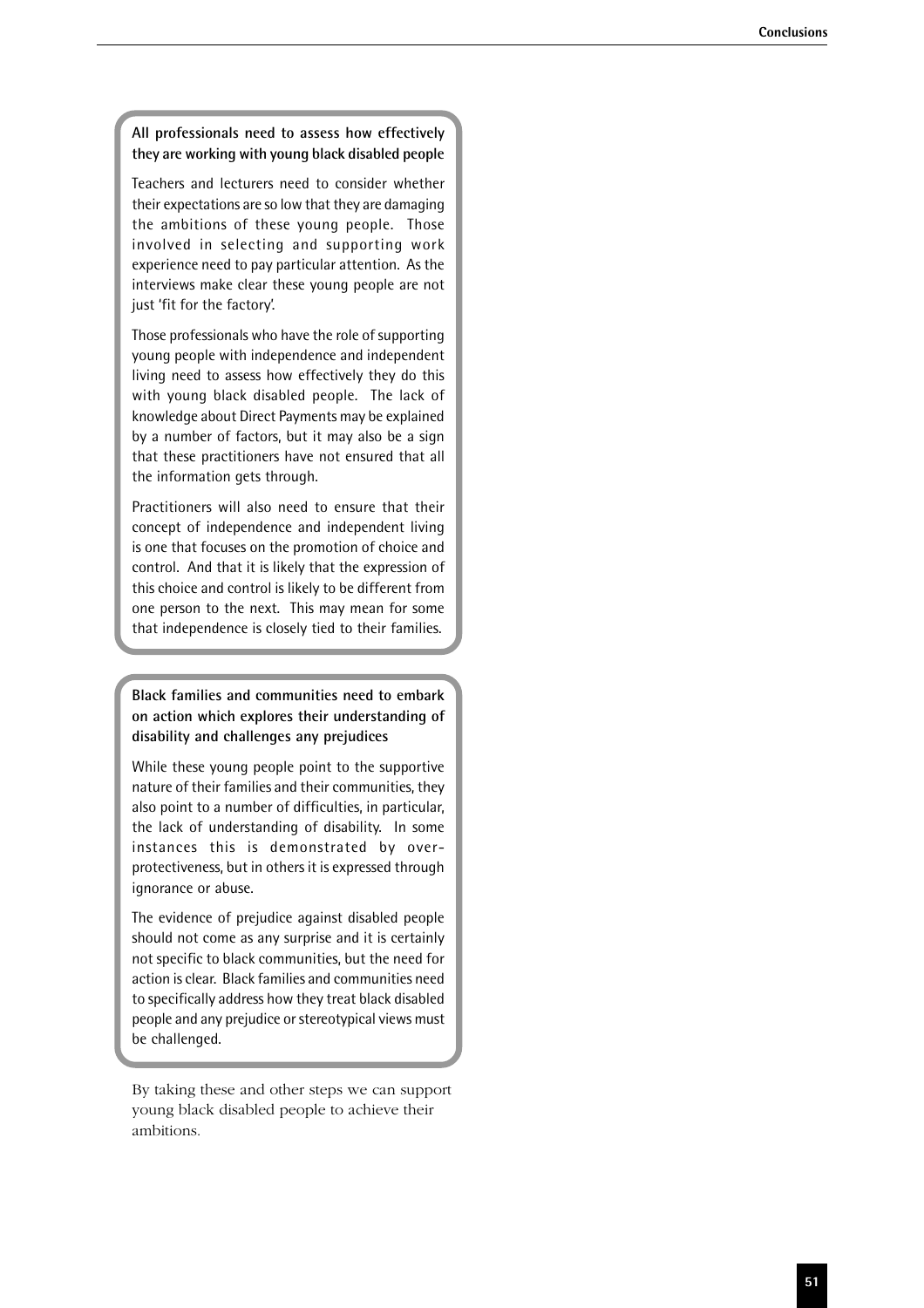**All professionals need to assess how effectively they are working with young black disabled people**

Teachers and lecturers need to consider whether their expectations are so low that they are damaging the ambitions of these young people. Those involved in selecting and supporting work experience need to pay particular attention. As the interviews make clear these young people are not just 'fit for the factory'.

Those professionals who have the role of supporting young people with independence and independent living need to assess how effectively they do this with young black disabled people. The lack of knowledge about Direct Payments may be explained by a number of factors, but it may also be a sign that these practitioners have not ensured that all the information gets through.

Practitioners will also need to ensure that their concept of independence and independent living is one that focuses on the promotion of choice and control. And that it is likely that the expression of this choice and control is likely to be different from one person to the next. This may mean for some that independence is closely tied to their families.

**Black families and communities need to embark on action which explores their understanding of disability and challenges any prejudices**

While these young people point to the supportive nature of their families and their communities, they also point to a number of difficulties, in particular, the lack of understanding of disability. In some instances this is demonstrated by over-protectiveness, but in others it is expressed through ignorance or abuse.

The evidence of prejudice against disabled people should not come as any surprise and it is certainly not specific to black communities, but the need for action is clear. Black families and communities need to specifically address how they treat black disabled people and any prejudice or stereotypical views must be challenged.

By taking these and other steps we can support young black disabled people to achieve their ambitions.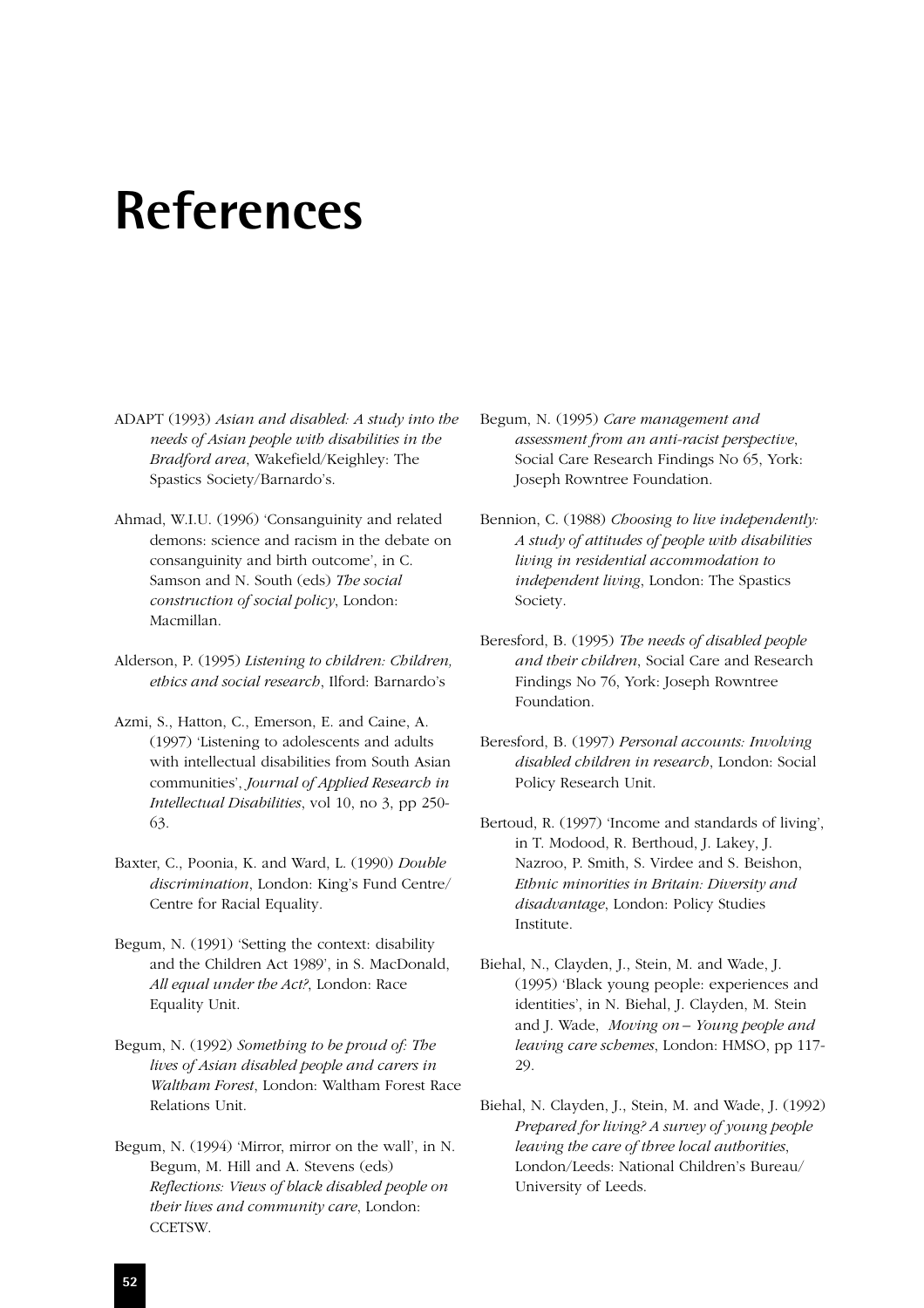# References

ADAPT (1993) *Asian and disabled: A study into the needs of Asian people with disabilities in the Bradford area*, Wakefield/Keighley: The Spastics Society/Barnardo's.

Ahmad, W.I.U. (1996) 'Consanguinity and related demons: science and racism in the debate on consanguinity and birth outcome', in C. Samson and N. South (eds) *The social construction of social policy*, London: Macmillan.

Alderson, P. (1995) *Listening to children: Children, ethics and social research*, Ilford: Barnardo's

Azmi, S., Hatton, C., Emerson, E. and Caine, A. (1997) 'Listening to adolescents and adults with intellectual disabilities from South Asian communities', *Journal of Applied Research in Intellectual Disabilities*, vol 10, no 3, pp 250-63.

Baxter, C., Poonia, K. and Ward, L. (1990) *Double discrimination*, London: King's Fund Centre/ Centre for Racial Equality.

Begum, N. (1991) 'Setting the context: disability and the Children Act 1989', in S. MacDonald, *All equal under the Act?*, London: Race Equality Unit.

Begum, N. (1992) *Something to be proud of: The lives of Asian disabled people and carers in Waltham Forest*, London: Waltham Forest Race Relations Unit.

Begum, N. (1994) 'Mirror, mirror on the wall', in N. Begum, M. Hill and A. Stevens (eds) *Reflections: Views of black disabled people on their lives and community care*, London: CCETSW.

Begum, N. (1995) *Care management and assessment from an anti-racist perspective*, Social Care Research Findings No 65, York: Joseph Rowntree Foundation.

Bennion, C. (1988) *Choosing to live independently: A study of attitudes of people with disabilities living in residential accommodation to independent living*, London: The Spastics Society.

Beresford, B. (1995) *The needs of disabled people and their children*, Social Care and Research Findings No 76, York: Joseph Rowntree Foundation.

Beresford, B. (1997) *Personal accounts: Involving disabled children in research*, London: Social Policy Research Unit.

Bertoud, R. (1997) 'Income and standards of living', in T. Modood, R. Berthoud, J. Lakey, J. Nazroo, P. Smith, S. Virdee and S. Beishon, *Ethnic minorities in Britain: Diversity and disadvantage*, London: Policy Studies Institute.

Biehal, N., Clayden, J., Stein, M. and Wade, J. (1995) 'Black young people: experiences and identities', in N. Biehal, J. Clayden, M. Stein and J. Wade, *Moving on – Young people and leaving care schemes*, London: HMSO, pp 117-29.

Biehal, N. Clayden, J., Stein, M. and Wade, J. (1992) *Prepared for living? A survey of young people leaving the care of three local authorities*, London/Leeds: National Children's Bureau/ University of Leeds.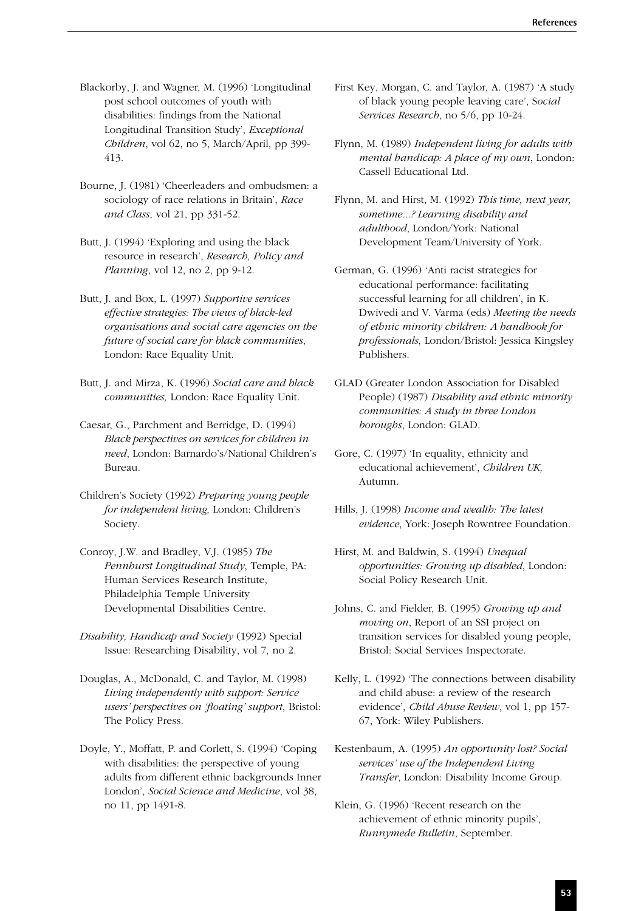Blackorby, J. and Wagner, M. (1996) 'Longitudinal post school outcomes of youth with disabilities: findings from the National Longitudinal Transition Study', *Exceptional Children*, vol 62, no 5, March/April, pp 399-413.

Bourne, J. (1981) 'Cheerleaders and ombudsmen: a sociology of race relations in Britain', *Race and Class*, vol 21, pp 331-52.

Butt, J. (1994) 'Exploring and using the black resource in research', *Research, Policy and Planning*, vol 12, no 2, pp 9-12.

Butt, J. and Box, L. (1997) *Supportive services effective strategies: The views of black-led organisations and social care agencies on the future of social care for black communities*, London: Race Equality Unit.

Butt, J. and Mirza, K. (1996) *Social care and black communities,* London: Race Equality Unit.

Caesar, G., Parchment and Berridge, D. (1994) *Black perspectives on services for children in need*, London: Barnardo's/National Children's Bureau.

Children's Society (1992) *Preparing young people for independent living,* London: Children's Society.

Conroy, J.W. and Bradley, V.J. (1985) *The Pennhurst Longitudinal Study*, Temple, PA: Human Services Research Institute, Philadelphia Temple University Developmental Disabilities Centre.

*Disability, Handicap and Society* (1992) Special Issue: Researching Disability, vol 7, no 2.

Douglas, A., McDonald, C. and Taylor, M. (1998) *Living independently with support: Service users' perspectives on 'floating' support*, Bristol: The Policy Press.

Doyle, Y., Moffatt, P. and Corlett, S. (1994) 'Coping with disabilities: the perspective of young adults from different ethnic backgrounds Inner London', *Social Science and Medicine*, vol 38, no 11, pp 1491-8.

First Key, Morgan, C. and Taylor, A. (1987) 'A study of black young people leaving care', *Social Services Research*, no 5/6, pp 10-24.

Flynn, M. (1989) *Independent living for adults with mental handicap: A place of my own*, London: Cassell Educational Ltd.

Flynn, M. and Hirst, M. (1992) *This time, next year, sometime...? Learning disability and adulthood*, London/York: National Development Team/University of York.

German, G. (1996) 'Anti racist strategies for educational performance: facilitating successful learning for all children', in K. Dwivedi and V. Varma (eds) *Meeting the needs of ethnic minority children: A handbook for professionals*, London/Bristol: Jessica Kingsley Publishers.

GLAD (Greater London Association for Disabled People) (1987) *Disability and ethnic minority communities: A study in three London boroughs*, London: GLAD.

Gore, C. (1997) 'In equality, ethnicity and educational achievement', *Children UK,* Autumn.

Hills, J. (1998) *Income and wealth: The latest evidence*, York: Joseph Rowntree Foundation.

Hirst, M. and Baldwin, S. (1994) *Unequal opportunities: Growing up disabled*, London: Social Policy Research Unit.

Johns, C. and Fielder, B. (1995) *Growing up and moving on*, Report of an SSI project on transition services for disabled young people, Bristol: Social Services Inspectorate.

Kelly, L. (1992) 'The connections between disability and child abuse: a review of the research evidence', *Child Abuse Review*, vol 1, pp 157-67, York: Wiley Publishers.

Kestenbaum, A. (1995) *An opportunity lost? Social services' use of the Independent Living Transfer*, London: Disability Income Group.

Klein, G. (1996) 'Recent research on the achievement of ethnic minority pupils', *Runnymede Bulletin*, September.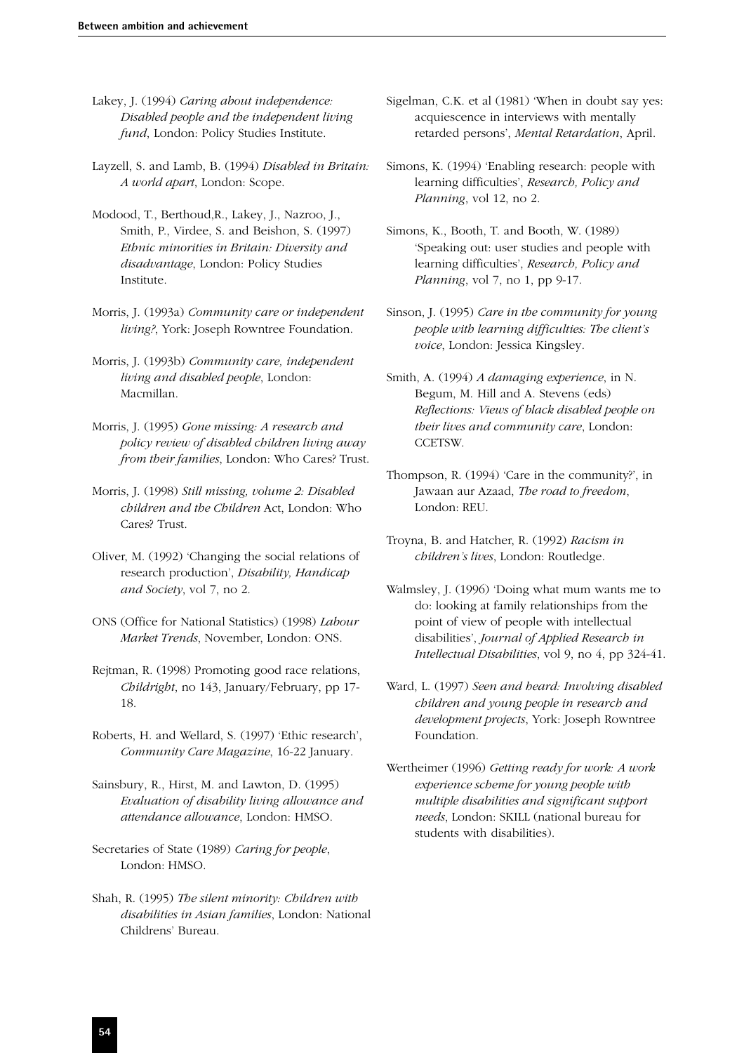Lakey, J. (1994) *Caring about independence: Disabled people and the independent living fund*, London: Policy Studies Institute.

Layzell, S. and Lamb, B. (1994) *Disabled in Britain: A world apart*, London: Scope.

Modood, T., Berthoud,R., Lakey, J., Nazroo, J., Smith, P., Virdee, S. and Beishon, S. (1997) *Ethnic minorities in Britain: Diversity and disadvantage*, London: Policy Studies Institute.

Morris, J. (1993a) *Community care or independent living?*, York: Joseph Rowntree Foundation.

Morris, J. (1993b) *Community care, independent living and disabled people*, London: Macmillan.

Morris, J. (1995) *Gone missing: A research and policy review of disabled children living away from their families*, London: Who Cares? Trust.

Morris, J. (1998) *Still missing, volume 2: Disabled children and the Children* Act, London: Who Cares? Trust.

Oliver, M. (1992) 'Changing the social relations of research production', *Disability, Handicap and Society*, vol 7, no 2.

ONS (Office for National Statistics) (1998) *Labour Market Trends*, November, London: ONS.

Rejtman, R. (1998) Promoting good race relations, *Childright*, no 143, January/February, pp 17-18.

Roberts, H. and Wellard, S. (1997) 'Ethic research', *Community Care Magazine*, 16-22 January.

Sainsbury, R., Hirst, M. and Lawton, D. (1995) *Evaluation of disability living allowance and attendance allowance*, London: HMSO.

Secretaries of State (1989) *Caring for people*, London: HMSO.

Shah, R. (1995) *The silent minority: Children with disabilities in Asian families*, London: National Childrens' Bureau.

Sigelman, C.K. et al (1981) 'When in doubt say yes: acquiescence in interviews with mentally retarded persons', *Mental Retardation*, April.

Simons, K. (1994) 'Enabling research: people with learning difficulties', *Research, Policy and Planning*, vol 12, no 2.

Simons, K., Booth, T. and Booth, W. (1989) 'Speaking out: user studies and people with learning difficulties', *Research, Policy and Planning*, vol 7, no 1, pp 9-17.

Sinson, J. (1995) *Care in the community for young people with learning difficulties: The client's voice*, London: Jessica Kingsley.

Smith, A. (1994) *A damaging experience*, in N. Begum, M. Hill and A. Stevens (eds) *Reflections: Views of black disabled people on their lives and community care*, London: CCETSW.

Thompson, R. (1994) 'Care in the community?', in Jawaan aur Azaad, *The road to freedom*, London: REU.

Troyna, B. and Hatcher, R. (1992) *Racism in children's lives*, London: Routledge.

Walmsley, J. (1996) 'Doing what mum wants me to do: looking at family relationships from the point of view of people with intellectual disabilities', *Journal of Applied Research in Intellectual Disabilities*, vol 9, no 4, pp 324-41.

Ward, L. (1997) *Seen and heard: Involving disabled children and young people in research and development projects*, York: Joseph Rowntree Foundation.

Wertheimer (1996) *Getting ready for work: A work experience scheme for young people with multiple disabilities and significant support needs*, London: SKILL (national bureau for students with disabilities).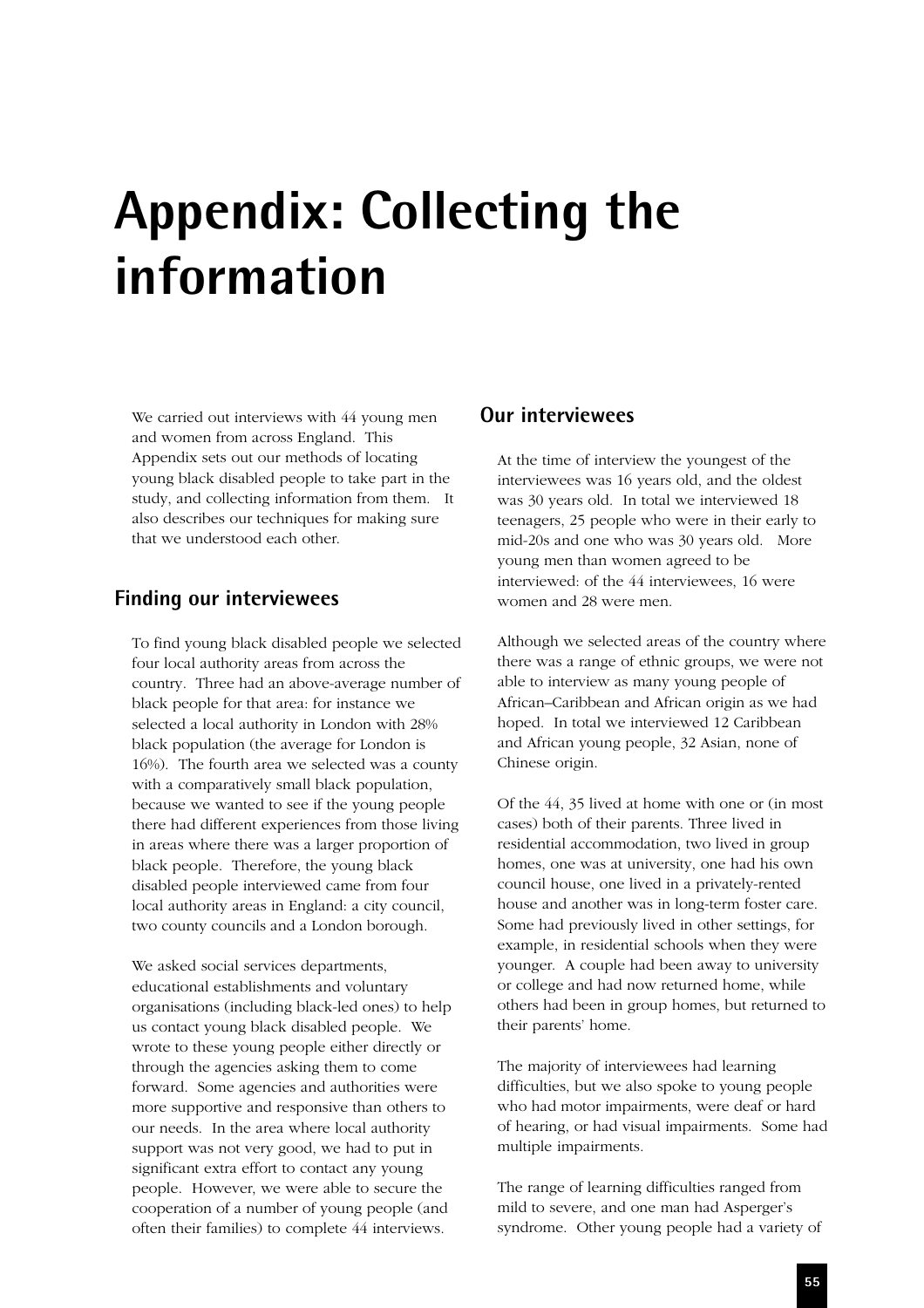# Appendix: Collecting the information

We carried out interviews with 44 young men and women from across England. This Appendix sets out our methods of locating young black disabled people to take part in the study, and collecting information from them. It also describes our techniques for making sure that we understood each other.

## Finding our interviewees

To find young black disabled people we selected four local authority areas from across the country. Three had an above-average number of black people for that area: for instance we selected a local authority in London with 28% black population (the average for London is 16%). The fourth area we selected was a county with a comparatively small black population, because we wanted to see if the young people there had different experiences from those living in areas where there was a larger proportion of black people. Therefore, the young black disabled people interviewed came from four local authority areas in England: a city council, two county councils and a London borough.

We asked social services departments, educational establishments and voluntary organisations (including black-led ones) to help us contact young black disabled people. We wrote to these young people either directly or through the agencies asking them to come forward. Some agencies and authorities were more supportive and responsive than others to our needs. In the area where local authority support was not very good, we had to put in significant extra effort to contact any young people. However, we were able to secure the cooperation of a number of young people (and often their families) to complete 44 interviews.

## Our interviewees

At the time of interview the youngest of the interviewees was 16 years old, and the oldest was 30 years old. In total we interviewed 18 teenagers, 25 people who were in their early to mid-20s and one who was 30 years old. More young men than women agreed to be interviewed: of the 44 interviewees, 16 were women and 28 were men.

Although we selected areas of the country where there was a range of ethnic groups, we were not able to interview as many young people of African–Caribbean and African origin as we had hoped. In total we interviewed 12 Caribbean and African young people, 32 Asian, none of Chinese origin.

Of the 44, 35 lived at home with one or (in most cases) both of their parents. Three lived in residential accommodation, two lived in group homes, one was at university, one had his own council house, one lived in a privately-rented house and another was in long-term foster care. Some had previously lived in other settings, for example, in residential schools when they were younger. A couple had been away to university or college and had now returned home, while others had been in group homes, but returned to their parents' home.

The majority of interviewees had learning difficulties, but we also spoke to young people who had motor impairments, were deaf or hard of hearing, or had visual impairments. Some had multiple impairments.

The range of learning difficulties ranged from mild to severe, and one man had Asperger's syndrome. Other young people had a variety of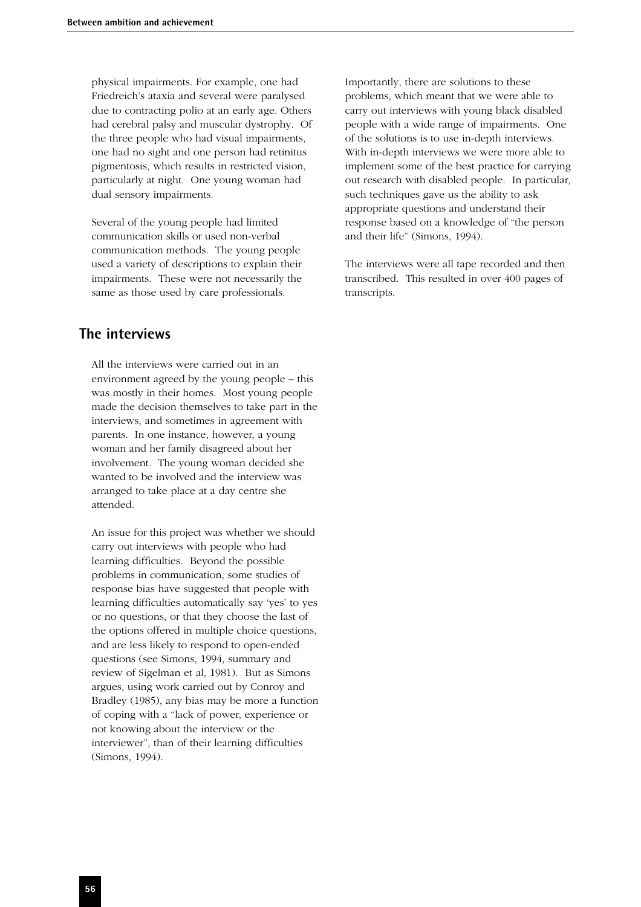physical impairments. For example, one had Friedreich's ataxia and several were paralysed due to contracting polio at an early age. Others had cerebral palsy and muscular dystrophy. Of the three people who had visual impairments, one had no sight and one person had retinitus pigmentosis, which results in restricted vision, particularly at night. One young woman had dual sensory impairments.

Several of the young people had limited communication skills or used non-verbal communication methods. The young people used a variety of descriptions to explain their impairments. These were not necessarily the same as those used by care professionals.

## The interviews

All the interviews were carried out in an environment agreed by the young people – this was mostly in their homes. Most young people made the decision themselves to take part in the interviews, and sometimes in agreement with parents. In one instance, however, a young woman and her family disagreed about her involvement. The young woman decided she wanted to be involved and the interview was arranged to take place at a day centre she attended.

An issue for this project was whether we should carry out interviews with people who had learning difficulties. Beyond the possible problems in communication, some studies of response bias have suggested that people with learning difficulties automatically say 'yes' to yes or no questions, or that they choose the last of the options offered in multiple choice questions, and are less likely to respond to open-ended questions (see Simons, 1994, summary and review of Sigelman et al, 1981). But as Simons argues, using work carried out by Conroy and Bradley (1985), any bias may be more a function of coping with a "lack of power, experience or not knowing about the interview or the interviewer", than of their learning difficulties (Simons, 1994).

Importantly, there are solutions to these problems, which meant that we were able to carry out interviews with young black disabled people with a wide range of impairments. One of the solutions is to use in-depth interviews. With in-depth interviews we were more able to implement some of the best practice for carrying out research with disabled people. In particular, such techniques gave us the ability to ask appropriate questions and understand their response based on a knowledge of "the person and their life" (Simons, 1994).

The interviews were all tape recorded and then transcribed. This resulted in over 400 pages of transcripts.